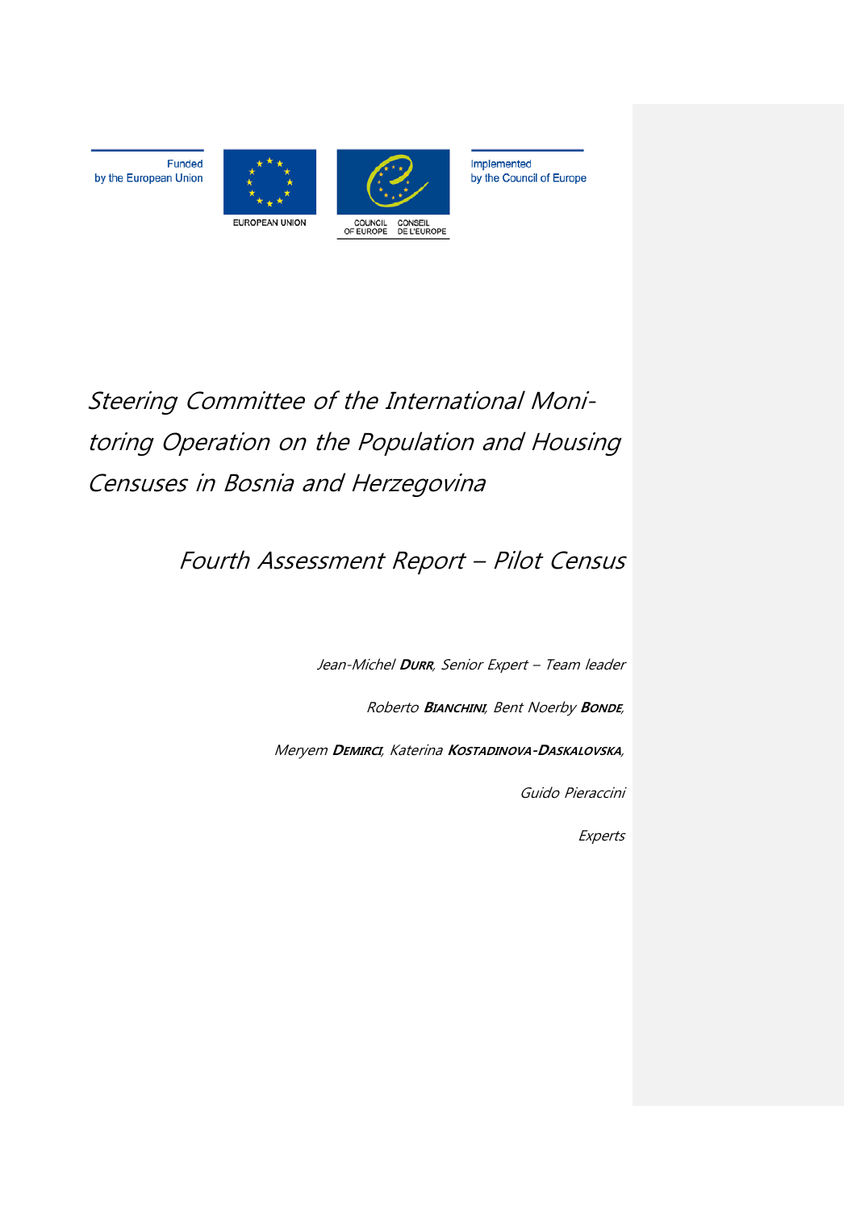Funded by the European Union

EUROPEAN UNION

COUNCIL OF EUROPE CONSEIL DE L'EUROPE

Implemented by the Council of Europe

# *Steering Committee of the International Monitoring Operation on the Population and Housing Censuses in Bosnia and Herzegovina*

## *Fourth Assessment Report – Pilot Census*

*Jean-Michel **DURR**, Senior Expert – Team leader*

*Roberto **BIANCHINI**, Bent Noerby **BONDE**,*

*Meryem **DEMIRCI**, Katerina **KOSTADINOVA-DASKALOVSKA**,*

*Guido Pieraccini*

*Experts*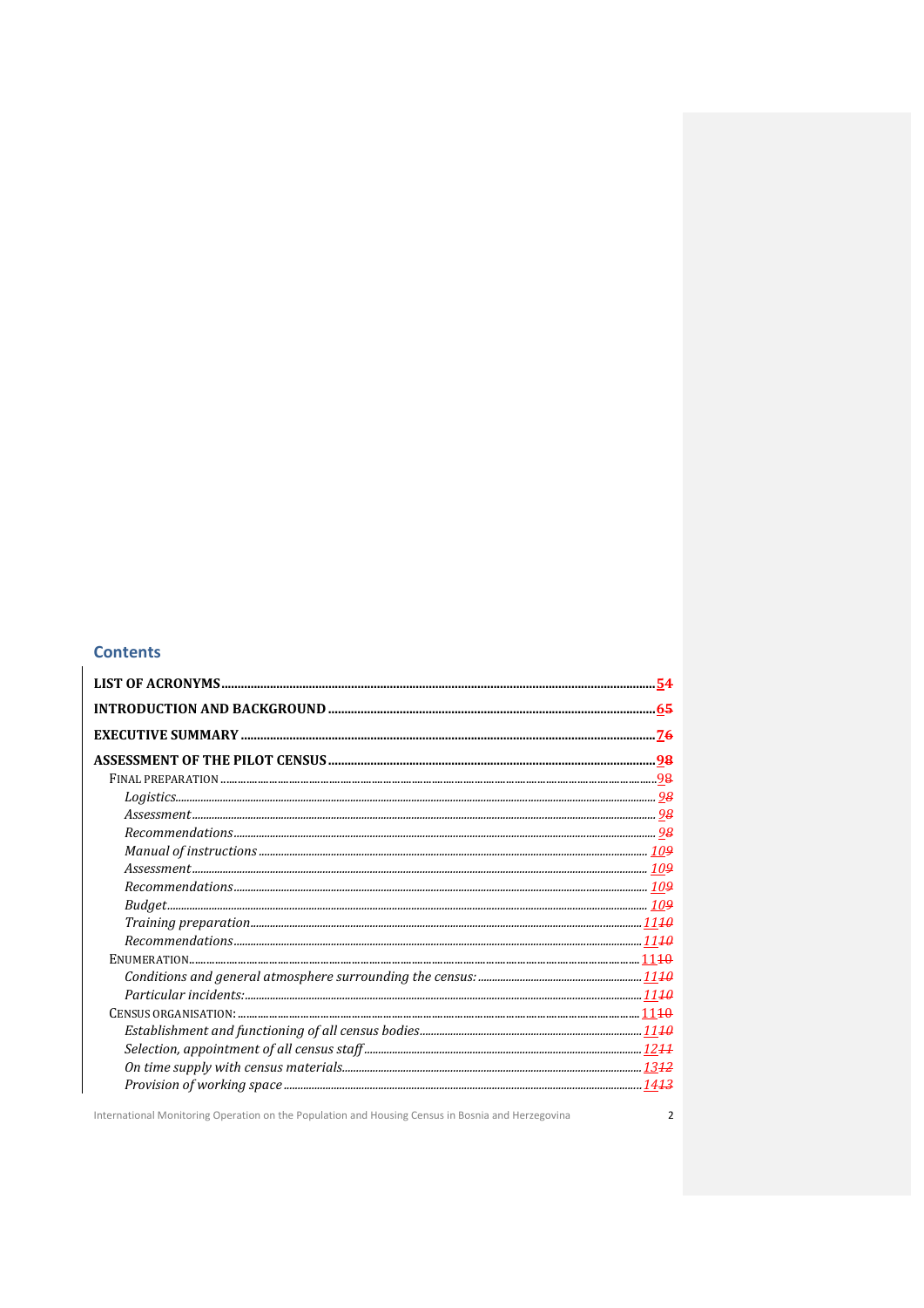## Contents

- **LIST OF ACRONYMS** .......... 5~~4~~
- **INTRODUCTION AND BACKGROUND** .......... 6~~5~~
- **EXECUTIVE SUMMARY** .......... 7~~6~~
- **ASSESSMENT OF THE PILOT CENSUS** .......... 9~~8~~
  - FINAL PREPARATION .......... 9~~8~~
    - *Logistics* .......... 9~~8~~
    - *Assessment* .......... 9~~8~~
    - *Recommendations* .......... 9~~8~~
    - *Manual of instructions* .......... 10~~9~~
    - *Assessment* .......... 10~~9~~
    - *Recommendations* .......... 10~~9~~
    - *Budget* .......... 10~~9~~
    - *Training preparation* .......... 11~~10~~
    - *Recommendations* .......... 11~~10~~
  - ENUMERATION .......... 11~~10~~
    - *Conditions and general atmosphere surrounding the census:* .......... 11~~10~~
    - *Particular incidents:* .......... 11~~10~~
  - CENSUS ORGANISATION: .......... 11~~10~~
    - *Establishment and functioning of all census bodies* .......... 11~~10~~
    - *Selection, appointment of all census staff* .......... 12~~11~~
    - *On time supply with census materials* .......... 13~~12~~
    - *Provision of working space* .......... 14~~13~~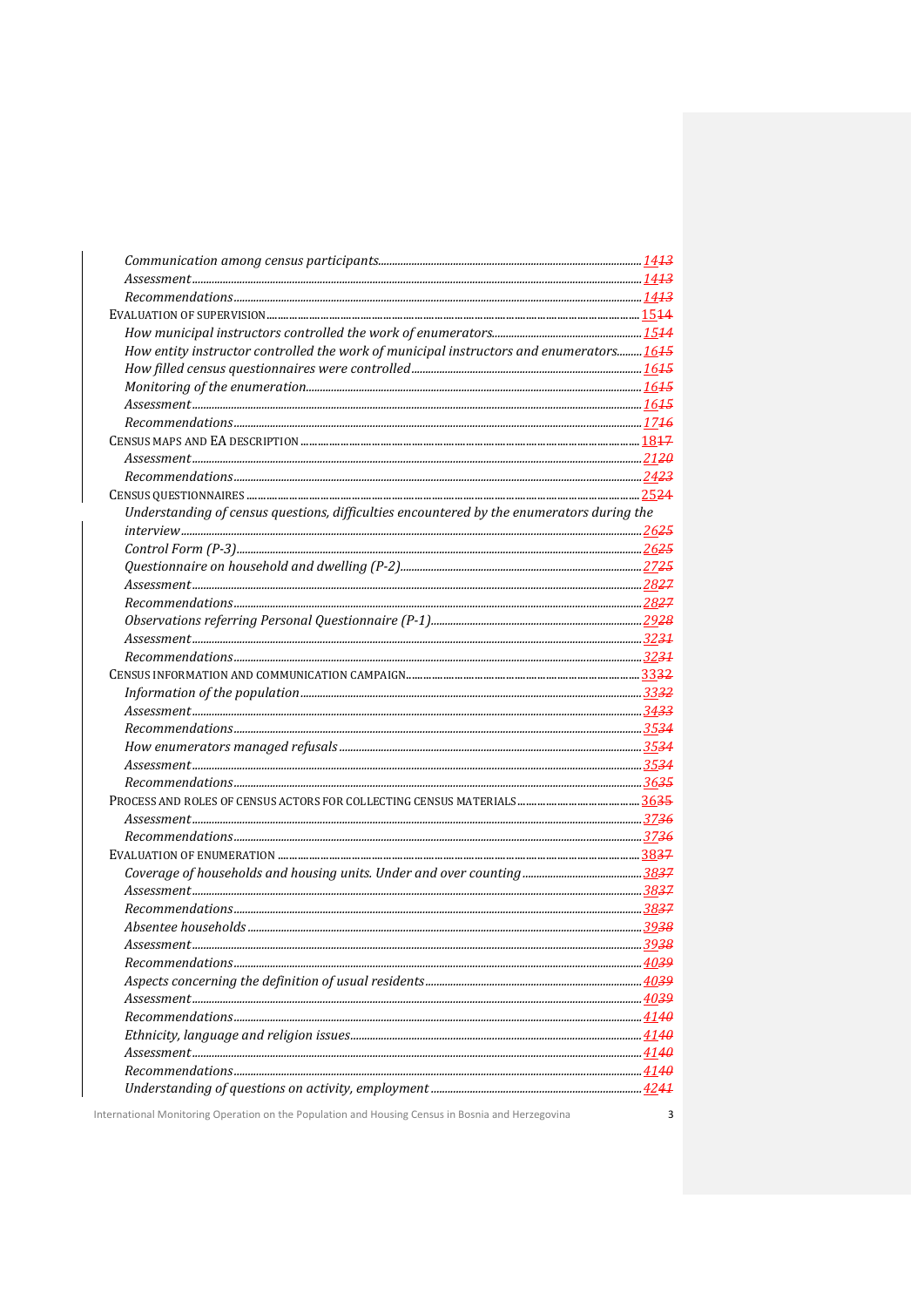- *Communication among census participants* ........ 14~~13~~
- *Assessment* ........ 14~~13~~
- *Recommendations* ........ 14~~13~~
- EVALUATION OF SUPERVISION ........ 15~~14~~
- *How municipal instructors controlled the work of enumerators* ........ 15~~14~~
- *How entity instructor controlled the work of municipal instructors and enumerators* ........ 16~~15~~
- *How filled census questionnaires were controlled* ........ 16~~15~~
- *Monitoring of the enumeration* ........ 16~~15~~
- *Assessment* ........ 16~~15~~
- *Recommendations* ........ 17~~16~~
- CENSUS MAPS AND EA DESCRIPTION ........ 18~~17~~
- *Assessment* ........ 21~~20~~
- *Recommendations* ........ 24~~23~~
- CENSUS QUESTIONNAIRES ........ 25~~24~~
- *Understanding of census questions, difficulties encountered by the enumerators during the interview* ........ 26~~25~~
- *Control Form (P-3)* ........ 26~~25~~
- *Questionnaire on household and dwelling (P-2)* ........ 27~~25~~
- *Assessment* ........ 28~~27~~
- *Recommendations* ........ 28~~27~~
- *Observations referring Personal Questionnaire (P-1)* ........ 29~~28~~
- *Assessment* ........ 32~~31~~
- *Recommendations* ........ 32~~31~~
- CENSUS INFORMATION AND COMMUNICATION CAMPAIGN ........ 33~~32~~
- *Information of the population* ........ 33~~32~~
- *Assessment* ........ 34~~33~~
- *Recommendations* ........ 35~~34~~
- *How enumerators managed refusals* ........ 35~~34~~
- *Assessment* ........ 35~~34~~
- *Recommendations* ........ 36~~35~~
- PROCESS AND ROLES OF CENSUS ACTORS FOR COLLECTING CENSUS MATERIALS ........ 36~~35~~
- *Assessment* ........ 37~~36~~
- *Recommendations* ........ 37~~36~~
- EVALUATION OF ENUMERATION ........ 38~~37~~
- *Coverage of households and housing units. Under and over counting* ........ 38~~37~~
- *Assessment* ........ 38~~37~~
- *Recommendations* ........ 38~~37~~
- *Absentee households* ........ 39~~38~~
- *Assessment* ........ 39~~38~~
- *Recommendations* ........ 40~~39~~
- *Aspects concerning the definition of usual residents* ........ 40~~39~~
- *Assessment* ........ 40~~39~~
- *Recommendations* ........ 41~~40~~
- *Ethnicity, language and religion issues* ........ 41~~40~~
- *Assessment* ........ 41~~40~~
- *Recommendations* ........ 41~~40~~
- *Understanding of questions on activity, employment* ........ 42~~41~~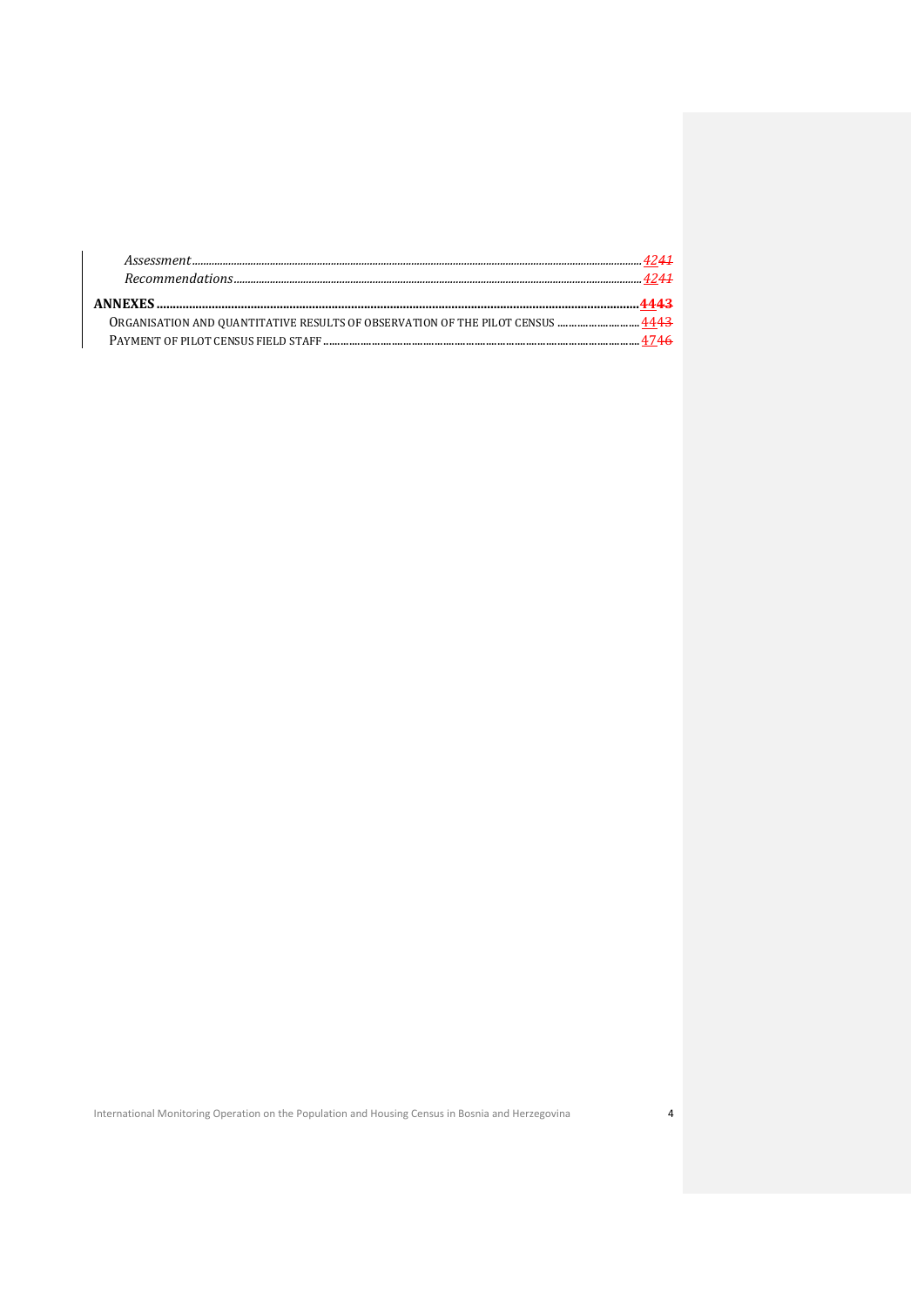*Assessment* ........ 4241

*Recommendations* ........ 4241

**ANNEXES** ........ **4443**

ORGANISATION AND QUANTITATIVE RESULTS OF OBSERVATION OF THE PILOT CENSUS ........ 4443

PAYMENT OF PILOT CENSUS FIELD STAFF ........ 4746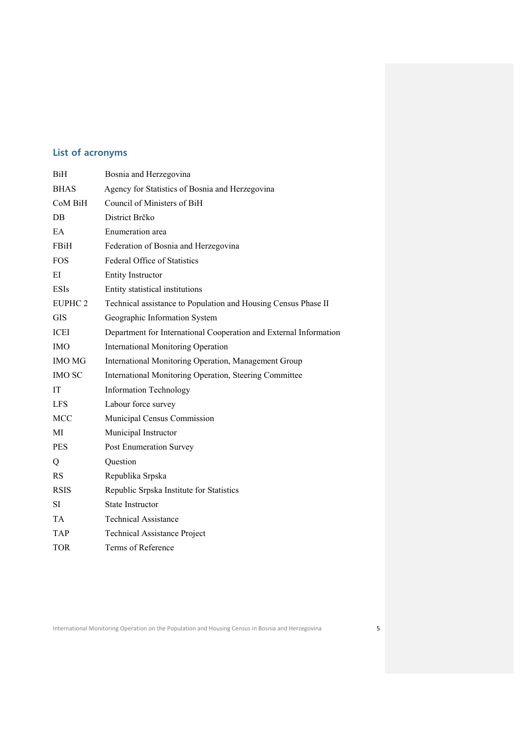## List of acronyms

| | |
|---|---|
| BiH | Bosnia and Herzegovina |
| BHAS | Agency for Statistics of Bosnia and Herzegovina |
| CoM BiH | Council of Ministers of BiH |
| DB | District Brčko |
| EA | Enumeration area |
| FBiH | Federation of Bosnia and Herzegovina |
| FOS | Federal Office of Statistics |
| EI | Entity Instructor |
| ESIs | Entity statistical institutions |
| EUPHC 2 | Technical assistance to Population and Housing Census Phase II |
| GIS | Geographic Information System |
| ICEI | Department for International Cooperation and External Information |
| IMO | International Monitoring Operation |
| IMO MG | International Monitoring Operation, Management Group |
| IMO SC | International Monitoring Operation, Steering Committee |
| IT | Information Technology |
| LFS | Labour force survey |
| MCC | Municipal Census Commission |
| MI | Municipal Instructor |
| PES | Post Enumeration Survey |
| Q | Question |
| RS | Republika Srpska |
| RSIS | Republic Srpska Institute for Statistics |
| SI | State Instructor |
| TA | Technical Assistance |
| TAP | Technical Assistance Project |
| TOR | Terms of Reference |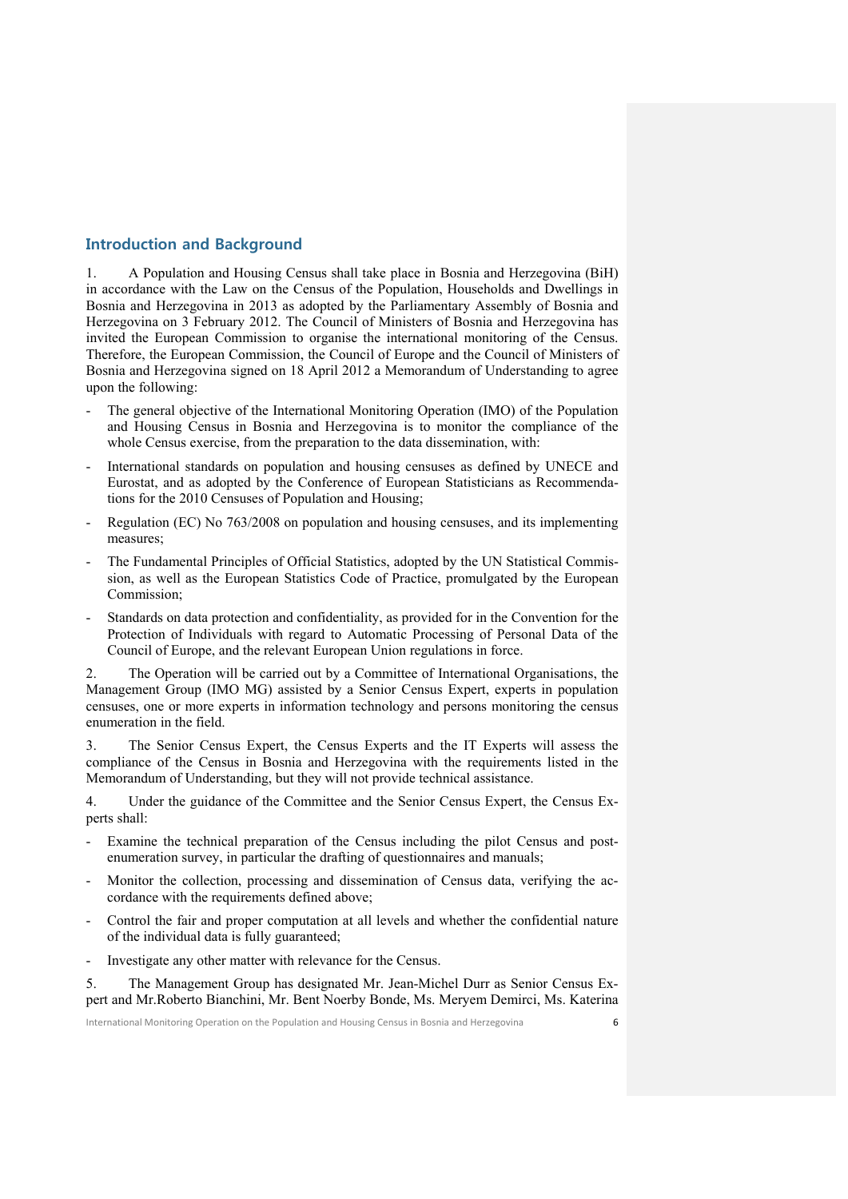## Introduction and Background

1. A Population and Housing Census shall take place in Bosnia and Herzegovina (BiH) in accordance with the Law on the Census of the Population, Households and Dwellings in Bosnia and Herzegovina in 2013 as adopted by the Parliamentary Assembly of Bosnia and Herzegovina on 3 February 2012. The Council of Ministers of Bosnia and Herzegovina has invited the European Commission to organise the international monitoring of the Census. Therefore, the European Commission, the Council of Europe and the Council of Ministers of Bosnia and Herzegovina signed on 18 April 2012 a Memorandum of Understanding to agree upon the following:

- The general objective of the International Monitoring Operation (IMO) of the Population and Housing Census in Bosnia and Herzegovina is to monitor the compliance of the whole Census exercise, from the preparation to the data dissemination, with:
- International standards on population and housing censuses as defined by UNECE and Eurostat, and as adopted by the Conference of European Statisticians as Recommendations for the 2010 Censuses of Population and Housing;
- Regulation (EC) No 763/2008 on population and housing censuses, and its implementing measures;
- The Fundamental Principles of Official Statistics, adopted by the UN Statistical Commission, as well as the European Statistics Code of Practice, promulgated by the European Commission;
- Standards on data protection and confidentiality, as provided for in the Convention for the Protection of Individuals with regard to Automatic Processing of Personal Data of the Council of Europe, and the relevant European Union regulations in force.

2. The Operation will be carried out by a Committee of International Organisations, the Management Group (IMO MG) assisted by a Senior Census Expert, experts in population censuses, one or more experts in information technology and persons monitoring the census enumeration in the field.

3. The Senior Census Expert, the Census Experts and the IT Experts will assess the compliance of the Census in Bosnia and Herzegovina with the requirements listed in the Memorandum of Understanding, but they will not provide technical assistance.

4. Under the guidance of the Committee and the Senior Census Expert, the Census Experts shall:

- Examine the technical preparation of the Census including the pilot Census and post-enumeration survey, in particular the drafting of questionnaires and manuals;
- Monitor the collection, processing and dissemination of Census data, verifying the accordance with the requirements defined above;
- Control the fair and proper computation at all levels and whether the confidential nature of the individual data is fully guaranteed;
- Investigate any other matter with relevance for the Census.

5. The Management Group has designated Mr. Jean-Michel Durr as Senior Census Expert and Mr.Roberto Bianchini, Mr. Bent Noerby Bonde, Ms. Meryem Demirci, Ms. Katerina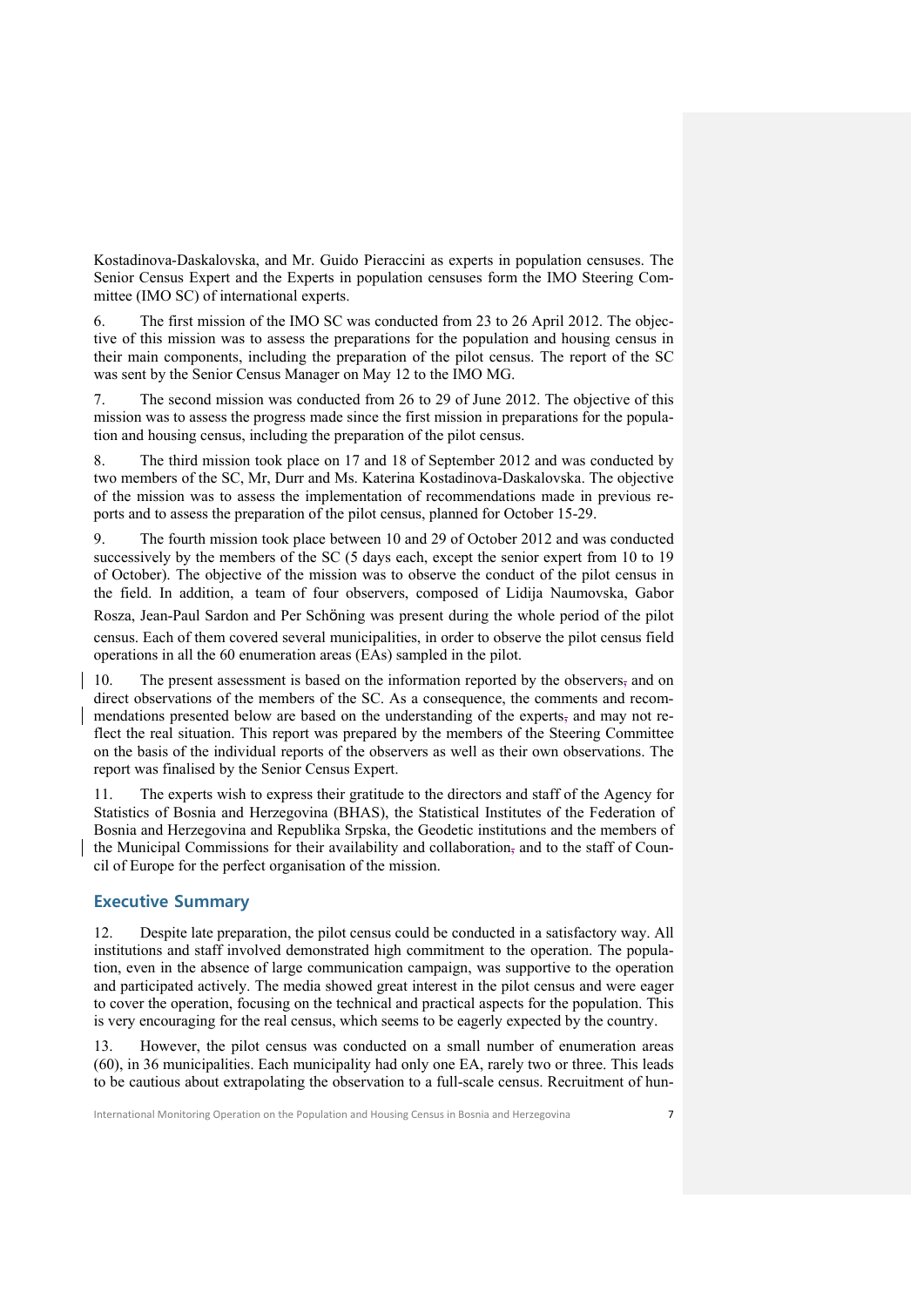Kostadinova-Daskalovska, and Mr. Guido Pieraccini as experts in population censuses. The Senior Census Expert and the Experts in population censuses form the IMO Steering Committee (IMO SC) of international experts.

6. The first mission of the IMO SC was conducted from 23 to 26 April 2012. The objective of this mission was to assess the preparations for the population and housing census in their main components, including the preparation of the pilot census. The report of the SC was sent by the Senior Census Manager on May 12 to the IMO MG.

7. The second mission was conducted from 26 to 29 of June 2012. The objective of this mission was to assess the progress made since the first mission in preparations for the population and housing census, including the preparation of the pilot census.

8. The third mission took place on 17 and 18 of September 2012 and was conducted by two members of the SC, Mr, Durr and Ms. Katerina Kostadinova-Daskalovska. The objective of the mission was to assess the implementation of recommendations made in previous reports and to assess the preparation of the pilot census, planned for October 15-29.

9. The fourth mission took place between 10 and 29 of October 2012 and was conducted successively by the members of the SC (5 days each, except the senior expert from 10 to 19 of October). The objective of the mission was to observe the conduct of the pilot census in the field. In addition, a team of four observers, composed of Lidija Naumovska, Gabor Rosza, Jean-Paul Sardon and Per Schöning was present during the whole period of the pilot census. Each of them covered several municipalities, in order to observe the pilot census field operations in all the 60 enumeration areas (EAs) sampled in the pilot.

10. The present assessment is based on the information reported by the observers and on direct observations of the members of the SC. As a consequence, the comments and recommendations presented below are based on the understanding of the experts and may not reflect the real situation. This report was prepared by the members of the Steering Committee on the basis of the individual reports of the observers as well as their own observations. The report was finalised by the Senior Census Expert.

11. The experts wish to express their gratitude to the directors and staff of the Agency for Statistics of Bosnia and Herzegovina (BHAS), the Statistical Institutes of the Federation of Bosnia and Herzegovina and Republika Srpska, the Geodetic institutions and the members of the Municipal Commissions for their availability and collaboration and to the staff of Council of Europe for the perfect organisation of the mission.

## Executive Summary

12. Despite late preparation, the pilot census could be conducted in a satisfactory way. All institutions and staff involved demonstrated high commitment to the operation. The population, even in the absence of large communication campaign, was supportive to the operation and participated actively. The media showed great interest in the pilot census and were eager to cover the operation, focusing on the technical and practical aspects for the population. This is very encouraging for the real census, which seems to be eagerly expected by the country.

13. However, the pilot census was conducted on a small number of enumeration areas (60), in 36 municipalities. Each municipality had only one EA, rarely two or three. This leads to be cautious about extrapolating the observation to a full-scale census. Recruitment of hun-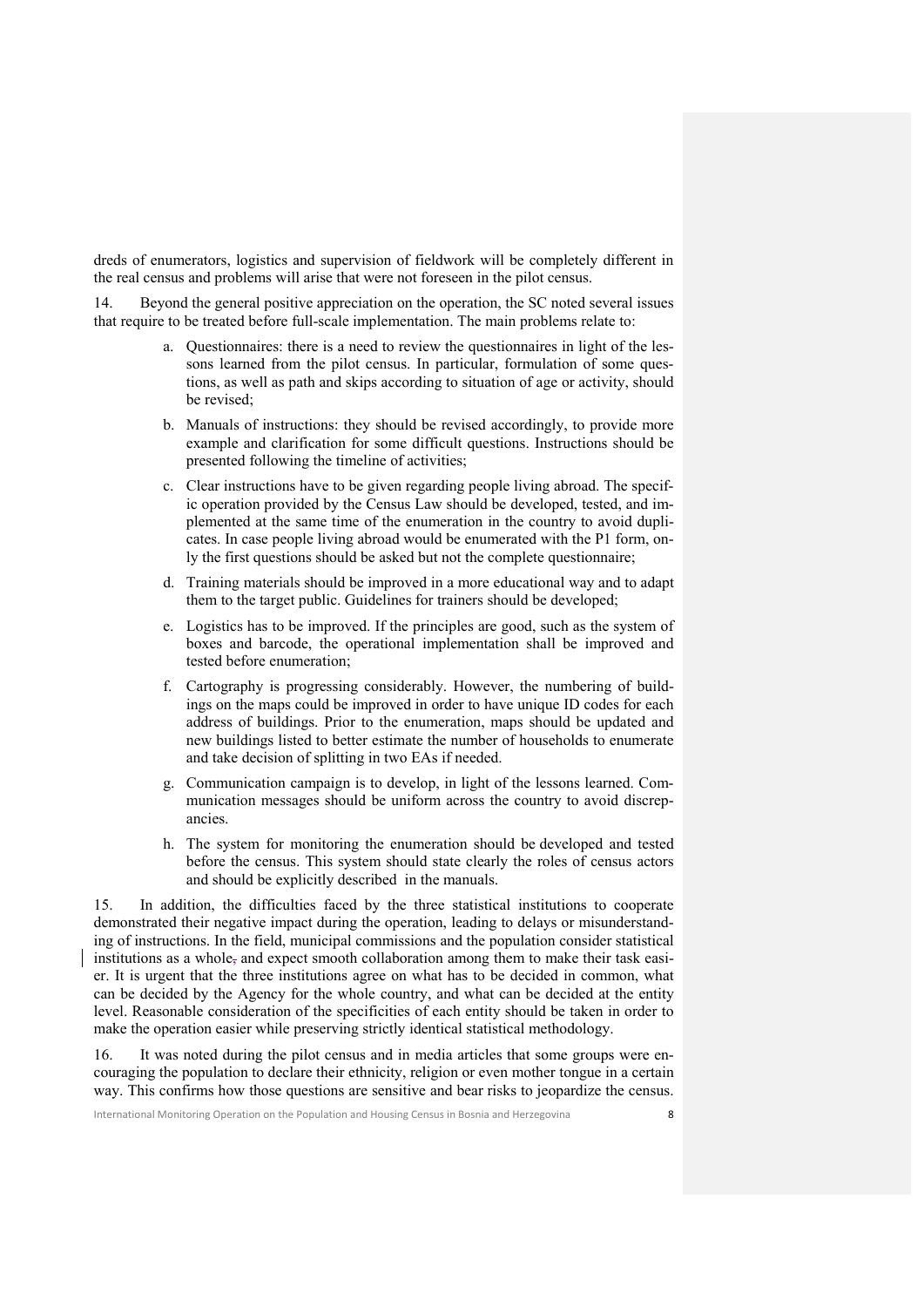dreds of enumerators, logistics and supervision of fieldwork will be completely different in the real census and problems will arise that were not foreseen in the pilot census.

14. Beyond the general positive appreciation on the operation, the SC noted several issues that require to be treated before full-scale implementation. The main problems relate to:

a. Questionnaires: there is a need to review the questionnaires in light of the lessons learned from the pilot census. In particular, formulation of some questions, as well as path and skips according to situation of age or activity, should be revised;

b. Manuals of instructions: they should be revised accordingly, to provide more example and clarification for some difficult questions. Instructions should be presented following the timeline of activities;

c. Clear instructions have to be given regarding people living abroad. The specific operation provided by the Census Law should be developed, tested, and implemented at the same time of the enumeration in the country to avoid duplicates. In case people living abroad would be enumerated with the P1 form, only the first questions should be asked but not the complete questionnaire;

d. Training materials should be improved in a more educational way and to adapt them to the target public. Guidelines for trainers should be developed;

e. Logistics has to be improved. If the principles are good, such as the system of boxes and barcode, the operational implementation shall be improved and tested before enumeration;

f. Cartography is progressing considerably. However, the numbering of buildings on the maps could be improved in order to have unique ID codes for each address of buildings. Prior to the enumeration, maps should be updated and new buildings listed to better estimate the number of households to enumerate and take decision of splitting in two EAs if needed.

g. Communication campaign is to develop, in light of the lessons learned. Communication messages should be uniform across the country to avoid discrepancies.

h. The system for monitoring the enumeration should be developed and tested before the census. This system should state clearly the roles of census actors and should be explicitly described in the manuals.

15. In addition, the difficulties faced by the three statistical institutions to cooperate demonstrated their negative impact during the operation, leading to delays or misunderstanding of instructions. In the field, municipal commissions and the population consider statistical institutions as a whole, and expect smooth collaboration among them to make their task easier. It is urgent that the three institutions agree on what has to be decided in common, what can be decided by the Agency for the whole country, and what can be decided at the entity level. Reasonable consideration of the specificities of each entity should be taken in order to make the operation easier while preserving strictly identical statistical methodology.

16. It was noted during the pilot census and in media articles that some groups were encouraging the population to declare their ethnicity, religion or even mother tongue in a certain way. This confirms how those questions are sensitive and bear risks to jeopardize the census.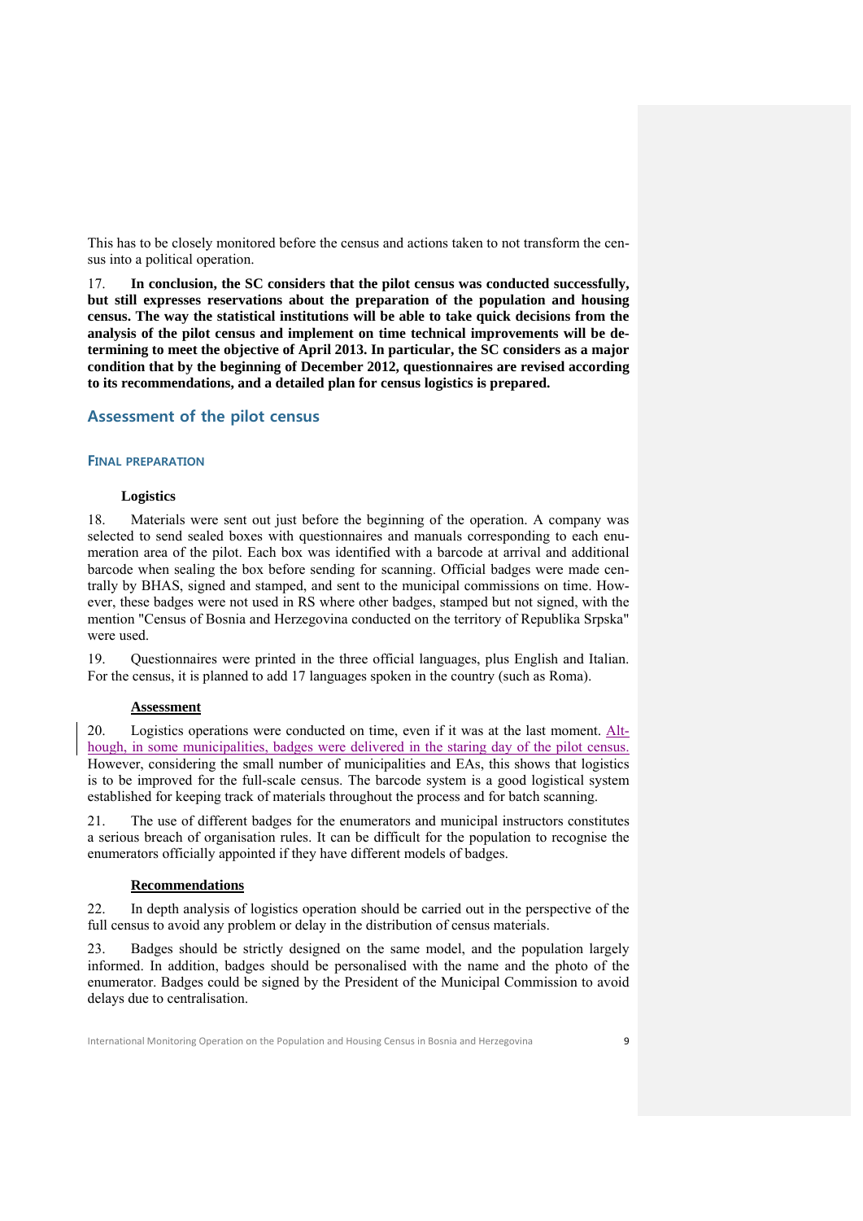This has to be closely monitored before the census and actions taken to not transform the census into a political operation.

17. **In conclusion, the SC considers that the pilot census was conducted successfully, but still expresses reservations about the preparation of the population and housing census. The way the statistical institutions will be able to take quick decisions from the analysis of the pilot census and implement on time technical improvements will be determining to meet the objective of April 2013. In particular, the SC considers as a major condition that by the beginning of December 2012, questionnaires are revised according to its recommendations, and a detailed plan for census logistics is prepared.**

## Assessment of the pilot census

### FINAL PREPARATION

#### Logistics

18. Materials were sent out just before the beginning of the operation. A company was selected to send sealed boxes with questionnaires and manuals corresponding to each enumeration area of the pilot. Each box was identified with a barcode at arrival and additional barcode when sealing the box before sending for scanning. Official badges were made centrally by BHAS, signed and stamped, and sent to the municipal commissions on time. However, these badges were not used in RS where other badges, stamped but not signed, with the mention "Census of Bosnia and Herzegovina conducted on the territory of Republika Srpska" were used.

19. Questionnaires were printed in the three official languages, plus English and Italian. For the census, it is planned to add 17 languages spoken in the country (such as Roma).

#### Assessment

20. Logistics operations were conducted on time, even if it was at the last moment. Although, in some municipalities, badges were delivered in the staring day of the pilot census. However, considering the small number of municipalities and EAs, this shows that logistics is to be improved for the full-scale census. The barcode system is a good logistical system established for keeping track of materials throughout the process and for batch scanning.

21. The use of different badges for the enumerators and municipal instructors constitutes a serious breach of organisation rules. It can be difficult for the population to recognise the enumerators officially appointed if they have different models of badges.

#### Recommendations

22. In depth analysis of logistics operation should be carried out in the perspective of the full census to avoid any problem or delay in the distribution of census materials.

23. Badges should be strictly designed on the same model, and the population largely informed. In addition, badges should be personalised with the name and the photo of the enumerator. Badges could be signed by the President of the Municipal Commission to avoid delays due to centralisation.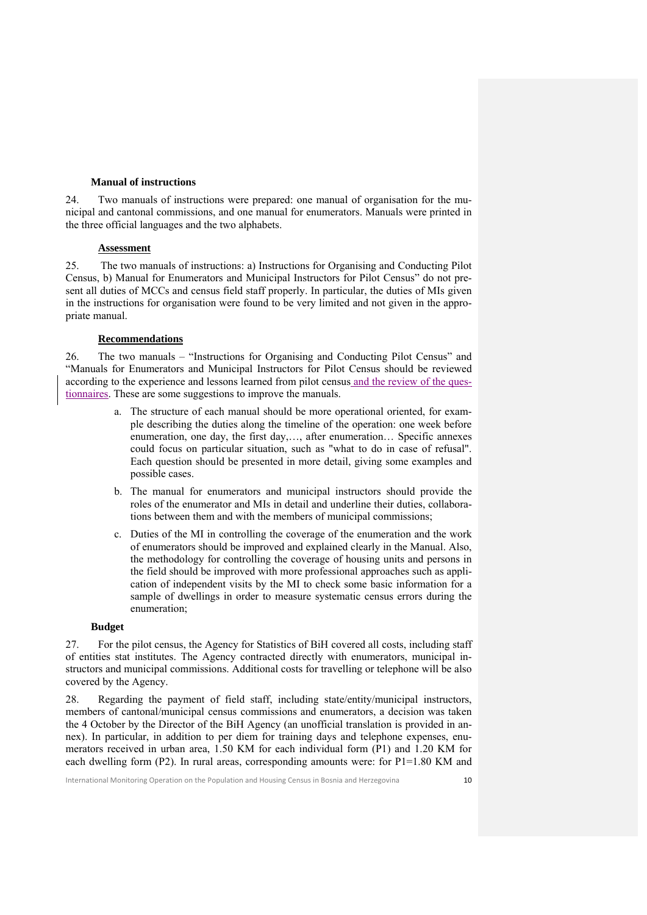### Manual of instructions

24. Two manuals of instructions were prepared: one manual of organisation for the municipal and cantonal commissions, and one manual for enumerators. Manuals were printed in the three official languages and the two alphabets.

#### Assessment

25. The two manuals of instructions: a) Instructions for Organising and Conducting Pilot Census, b) Manual for Enumerators and Municipal Instructors for Pilot Census" do not present all duties of MCCs and census field staff properly. In particular, the duties of MIs given in the instructions for organisation were found to be very limited and not given in the appropriate manual.

#### Recommendations

26. The two manuals – "Instructions for Organising and Conducting Pilot Census" and "Manuals for Enumerators and Municipal Instructors for Pilot Census should be reviewed according to the experience and lessons learned from pilot census and the review of the questionnaires. These are some suggestions to improve the manuals.

a. The structure of each manual should be more operational oriented, for example describing the duties along the timeline of the operation: one week before enumeration, one day, the first day,…, after enumeration… Specific annexes could focus on particular situation, such as "what to do in case of refusal". Each question should be presented in more detail, giving some examples and possible cases.

b. The manual for enumerators and municipal instructors should provide the roles of the enumerator and MIs in detail and underline their duties, collaborations between them and with the members of municipal commissions;

c. Duties of the MI in controlling the coverage of the enumeration and the work of enumerators should be improved and explained clearly in the Manual. Also, the methodology for controlling the coverage of housing units and persons in the field should be improved with more professional approaches such as application of independent visits by the MI to check some basic information for a sample of dwellings in order to measure systematic census errors during the enumeration;

### Budget

27. For the pilot census, the Agency for Statistics of BiH covered all costs, including staff of entities stat institutes. The Agency contracted directly with enumerators, municipal instructors and municipal commissions. Additional costs for travelling or telephone will be also covered by the Agency.

28. Regarding the payment of field staff, including state/entity/municipal instructors, members of cantonal/municipal census commissions and enumerators, a decision was taken the 4 October by the Director of the BiH Agency (an unofficial translation is provided in annex). In particular, in addition to per diem for training days and telephone expenses, enumerators received in urban area, 1.50 KM for each individual form (P1) and 1.20 KM for each dwelling form (P2). In rural areas, corresponding amounts were: for P1=1.80 KM and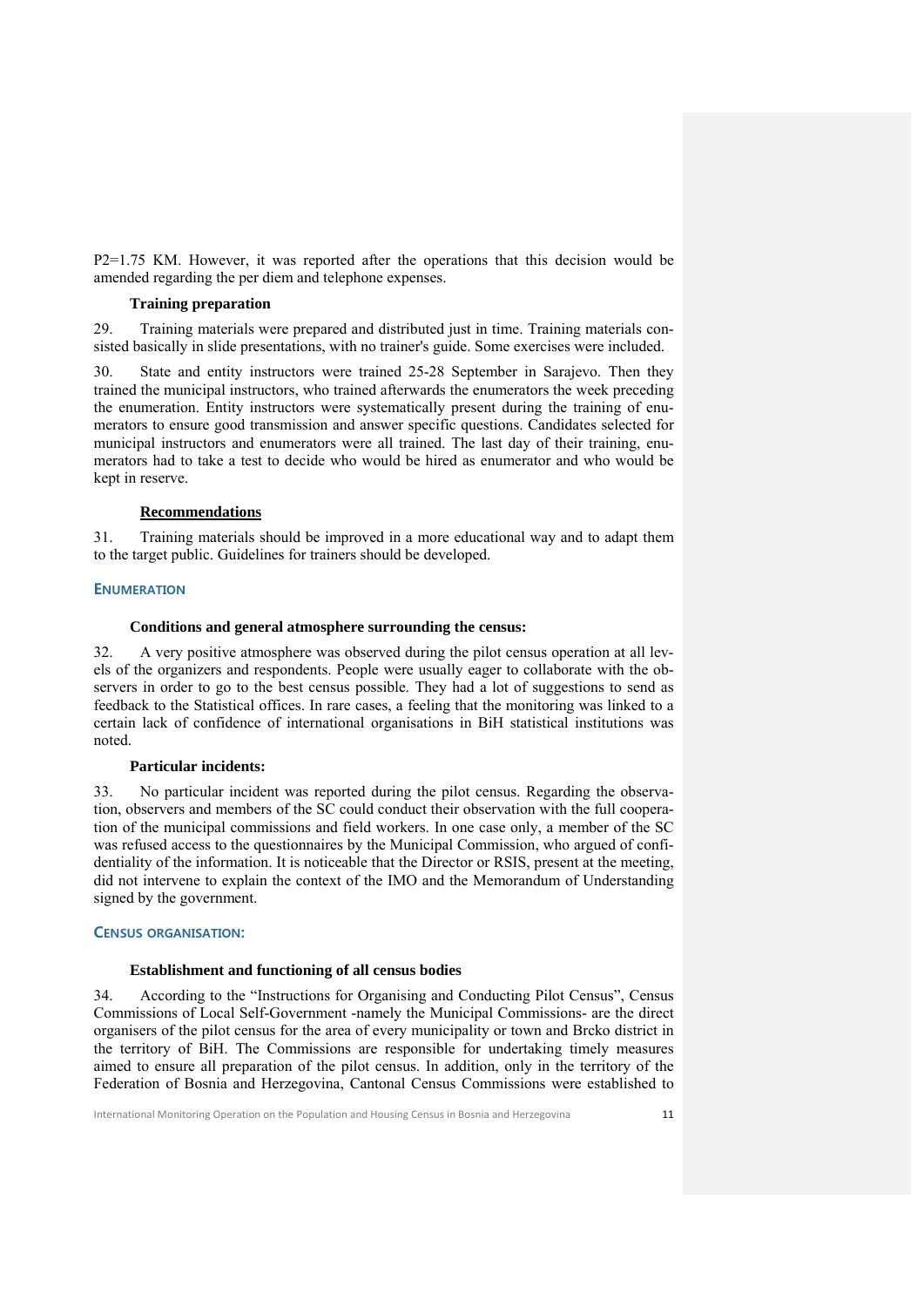P2=1.75 KM. However, it was reported after the operations that this decision would be amended regarding the per diem and telephone expenses.

**Training preparation**

29. Training materials were prepared and distributed just in time. Training materials consisted basically in slide presentations, with no trainer's guide. Some exercises were included.

30. State and entity instructors were trained 25-28 September in Sarajevo. Then they trained the municipal instructors, who trained afterwards the enumerators the week preceding the enumeration. Entity instructors were systematically present during the training of enumerators to ensure good transmission and answer specific questions. Candidates selected for municipal instructors and enumerators were all trained. The last day of their training, enumerators had to take a test to decide who would be hired as enumerator and who would be kept in reserve.

**Recommendations**

31. Training materials should be improved in a more educational way and to adapt them to the target public. Guidelines for trainers should be developed.

### ENUMERATION

**Conditions and general atmosphere surrounding the census:**

32. A very positive atmosphere was observed during the pilot census operation at all levels of the organizers and respondents. People were usually eager to collaborate with the observers in order to go to the best census possible. They had a lot of suggestions to send as feedback to the Statistical offices. In rare cases, a feeling that the monitoring was linked to a certain lack of confidence of international organisations in BiH statistical institutions was noted.

**Particular incidents:**

33. No particular incident was reported during the pilot census. Regarding the observation, observers and members of the SC could conduct their observation with the full cooperation of the municipal commissions and field workers. In one case only, a member of the SC was refused access to the questionnaires by the Municipal Commission, who argued of confidentiality of the information. It is noticeable that the Director or RSIS, present at the meeting, did not intervene to explain the context of the IMO and the Memorandum of Understanding signed by the government.

### CENSUS ORGANISATION:

**Establishment and functioning of all census bodies**

34. According to the "Instructions for Organising and Conducting Pilot Census", Census Commissions of Local Self-Government -namely the Municipal Commissions- are the direct organisers of the pilot census for the area of every municipality or town and Brcko district in the territory of BiH. The Commissions are responsible for undertaking timely measures aimed to ensure all preparation of the pilot census. In addition, only in the territory of the Federation of Bosnia and Herzegovina, Cantonal Census Commissions were established to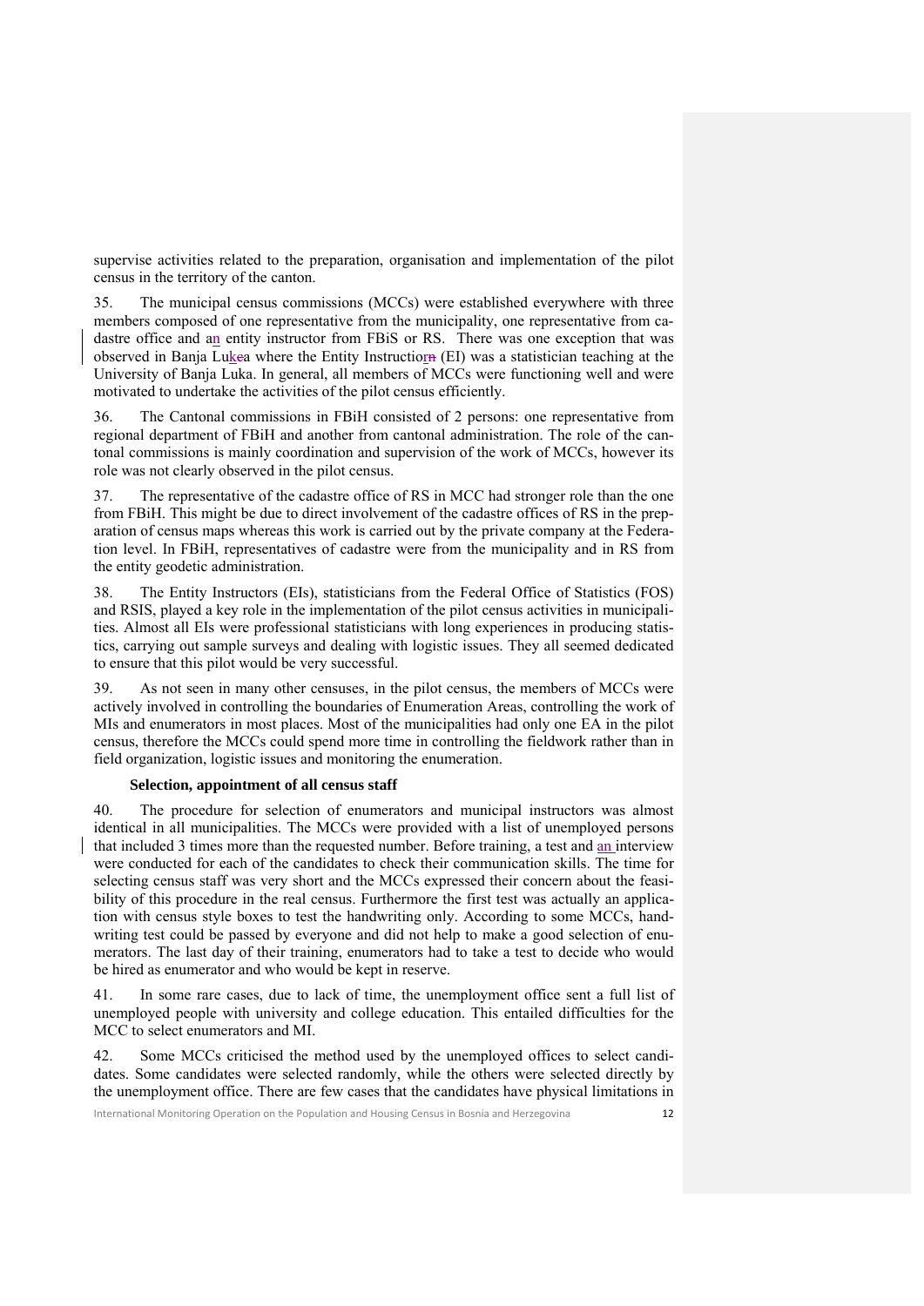supervise activities related to the preparation, organisation and implementation of the pilot census in the territory of the canton.

35. The municipal census commissions (MCCs) were established everywhere with three members composed of one representative from the municipality, one representative from cadastre office and an entity instructor from FBiS or RS. There was one exception that was observed in Banja Luka where the Entity Instructor (EI) was a statistician teaching at the University of Banja Luka. In general, all members of MCCs were functioning well and were motivated to undertake the activities of the pilot census efficiently.

36. The Cantonal commissions in FBiH consisted of 2 persons: one representative from regional department of FBiH and another from cantonal administration. The role of the cantonal commissions is mainly coordination and supervision of the work of MCCs, however its role was not clearly observed in the pilot census.

37. The representative of the cadastre office of RS in MCC had stronger role than the one from FBiH. This might be due to direct involvement of the cadastre offices of RS in the preparation of census maps whereas this work is carried out by the private company at the Federation level. In FBiH, representatives of cadastre were from the municipality and in RS from the entity geodetic administration.

38. The Entity Instructors (EIs), statisticians from the Federal Office of Statistics (FOS) and RSIS, played a key role in the implementation of the pilot census activities in municipalities. Almost all EIs were professional statisticians with long experiences in producing statistics, carrying out sample surveys and dealing with logistic issues. They all seemed dedicated to ensure that this pilot would be very successful.

39. As not seen in many other censuses, in the pilot census, the members of MCCs were actively involved in controlling the boundaries of Enumeration Areas, controlling the work of MIs and enumerators in most places. Most of the municipalities had only one EA in the pilot census, therefore the MCCs could spend more time in controlling the fieldwork rather than in field organization, logistic issues and monitoring the enumeration.

**Selection, appointment of all census staff**

40. The procedure for selection of enumerators and municipal instructors was almost identical in all municipalities. The MCCs were provided with a list of unemployed persons that included 3 times more than the requested number. Before training, a test and an interview were conducted for each of the candidates to check their communication skills. The time for selecting census staff was very short and the MCCs expressed their concern about the feasibility of this procedure in the real census. Furthermore the first test was actually an application with census style boxes to test the handwriting only. According to some MCCs, handwriting test could be passed by everyone and did not help to make a good selection of enumerators. The last day of their training, enumerators had to take a test to decide who would be hired as enumerator and who would be kept in reserve.

41. In some rare cases, due to lack of time, the unemployment office sent a full list of unemployed people with university and college education. This entailed difficulties for the MCC to select enumerators and MI.

42. Some MCCs criticised the method used by the unemployed offices to select candidates. Some candidates were selected randomly, while the others were selected directly by the unemployment office. There are few cases that the candidates have physical limitations in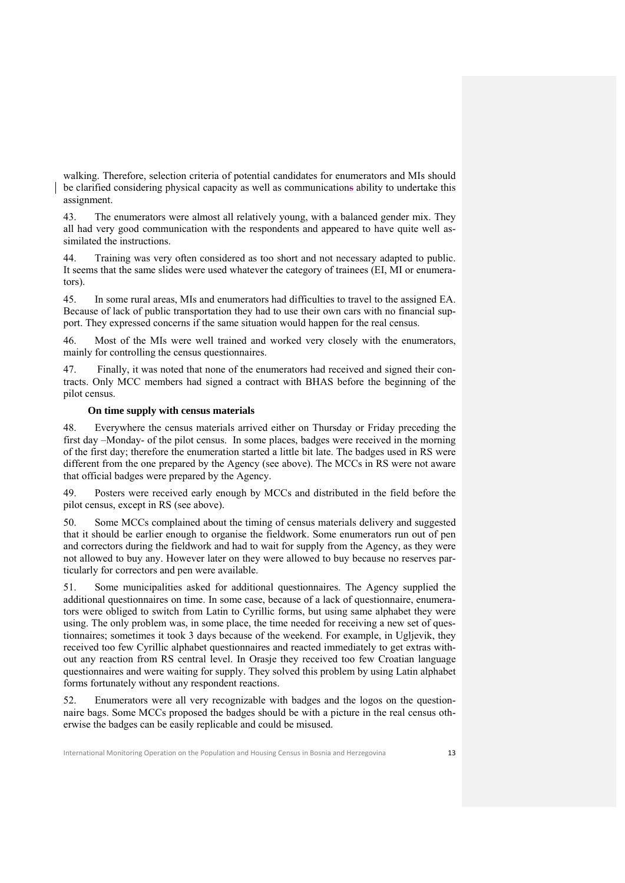walking. Therefore, selection criteria of potential candidates for enumerators and MIs should be clarified considering physical capacity as well as communications ability to undertake this assignment.

43. The enumerators were almost all relatively young, with a balanced gender mix. They all had very good communication with the respondents and appeared to have quite well assimilated the instructions.

44. Training was very often considered as too short and not necessary adapted to public. It seems that the same slides were used whatever the category of trainees (EI, MI or enumerators).

45. In some rural areas, MIs and enumerators had difficulties to travel to the assigned EA. Because of lack of public transportation they had to use their own cars with no financial support. They expressed concerns if the same situation would happen for the real census.

46. Most of the MIs were well trained and worked very closely with the enumerators, mainly for controlling the census questionnaires.

47. Finally, it was noted that none of the enumerators had received and signed their contracts. Only MCC members had signed a contract with BHAS before the beginning of the pilot census.

**On time supply with census materials**

48. Everywhere the census materials arrived either on Thursday or Friday preceding the first day –Monday- of the pilot census. In some places, badges were received in the morning of the first day; therefore the enumeration started a little bit late. The badges used in RS were different from the one prepared by the Agency (see above). The MCCs in RS were not aware that official badges were prepared by the Agency.

49. Posters were received early enough by MCCs and distributed in the field before the pilot census, except in RS (see above).

50. Some MCCs complained about the timing of census materials delivery and suggested that it should be earlier enough to organise the fieldwork. Some enumerators run out of pen and correctors during the fieldwork and had to wait for supply from the Agency, as they were not allowed to buy any. However later on they were allowed to buy because no reserves particularly for correctors and pen were available.

51. Some municipalities asked for additional questionnaires. The Agency supplied the additional questionnaires on time. In some case, because of a lack of questionnaire, enumerators were obliged to switch from Latin to Cyrillic forms, but using same alphabet they were using. The only problem was, in some place, the time needed for receiving a new set of questionnaires; sometimes it took 3 days because of the weekend. For example, in Ugljevik, they received too few Cyrillic alphabet questionnaires and reacted immediately to get extras without any reaction from RS central level. In Orasje they received too few Croatian language questionnaires and were waiting for supply. They solved this problem by using Latin alphabet forms fortunately without any respondent reactions.

52. Enumerators were all very recognizable with badges and the logos on the questionnaire bags. Some MCCs proposed the badges should be with a picture in the real census otherwise the badges can be easily replicable and could be misused.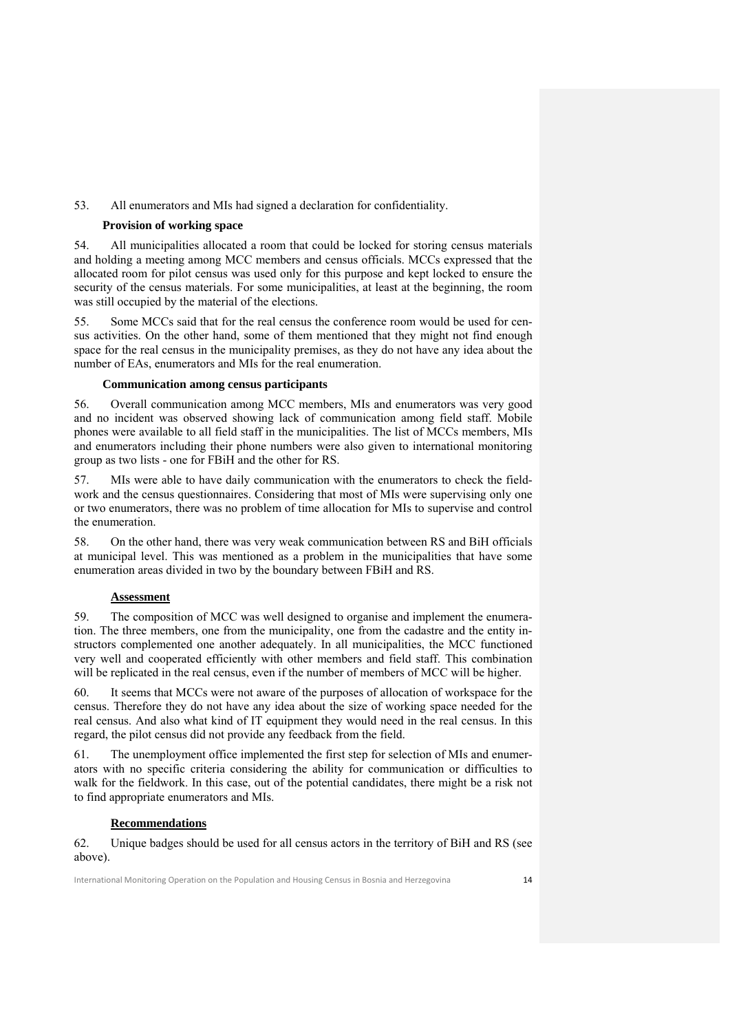53. All enumerators and MIs had signed a declaration for confidentiality.

**Provision of working space**

54. All municipalities allocated a room that could be locked for storing census materials and holding a meeting among MCC members and census officials. MCCs expressed that the allocated room for pilot census was used only for this purpose and kept locked to ensure the security of the census materials. For some municipalities, at least at the beginning, the room was still occupied by the material of the elections.

55. Some MCCs said that for the real census the conference room would be used for census activities. On the other hand, some of them mentioned that they might not find enough space for the real census in the municipality premises, as they do not have any idea about the number of EAs, enumerators and MIs for the real enumeration.

**Communication among census participants**

56. Overall communication among MCC members, MIs and enumerators was very good and no incident was observed showing lack of communication among field staff. Mobile phones were available to all field staff in the municipalities. The list of MCCs members, MIs and enumerators including their phone numbers were also given to international monitoring group as two lists - one for FBiH and the other for RS.

57. MIs were able to have daily communication with the enumerators to check the fieldwork and the census questionnaires. Considering that most of MIs were supervising only one or two enumerators, there was no problem of time allocation for MIs to supervise and control the enumeration.

58. On the other hand, there was very weak communication between RS and BiH officials at municipal level. This was mentioned as a problem in the municipalities that have some enumeration areas divided in two by the boundary between FBiH and RS.

**Assessment**

59. The composition of MCC was well designed to organise and implement the enumeration. The three members, one from the municipality, one from the cadastre and the entity instructors complemented one another adequately. In all municipalities, the MCC functioned very well and cooperated efficiently with other members and field staff. This combination will be replicated in the real census, even if the number of members of MCC will be higher.

60. It seems that MCCs were not aware of the purposes of allocation of workspace for the census. Therefore they do not have any idea about the size of working space needed for the real census. And also what kind of IT equipment they would need in the real census. In this regard, the pilot census did not provide any feedback from the field.

61. The unemployment office implemented the first step for selection of MIs and enumerators with no specific criteria considering the ability for communication or difficulties to walk for the fieldwork. In this case, out of the potential candidates, there might be a risk not to find appropriate enumerators and MIs.

**Recommendations**

62. Unique badges should be used for all census actors in the territory of BiH and RS (see above).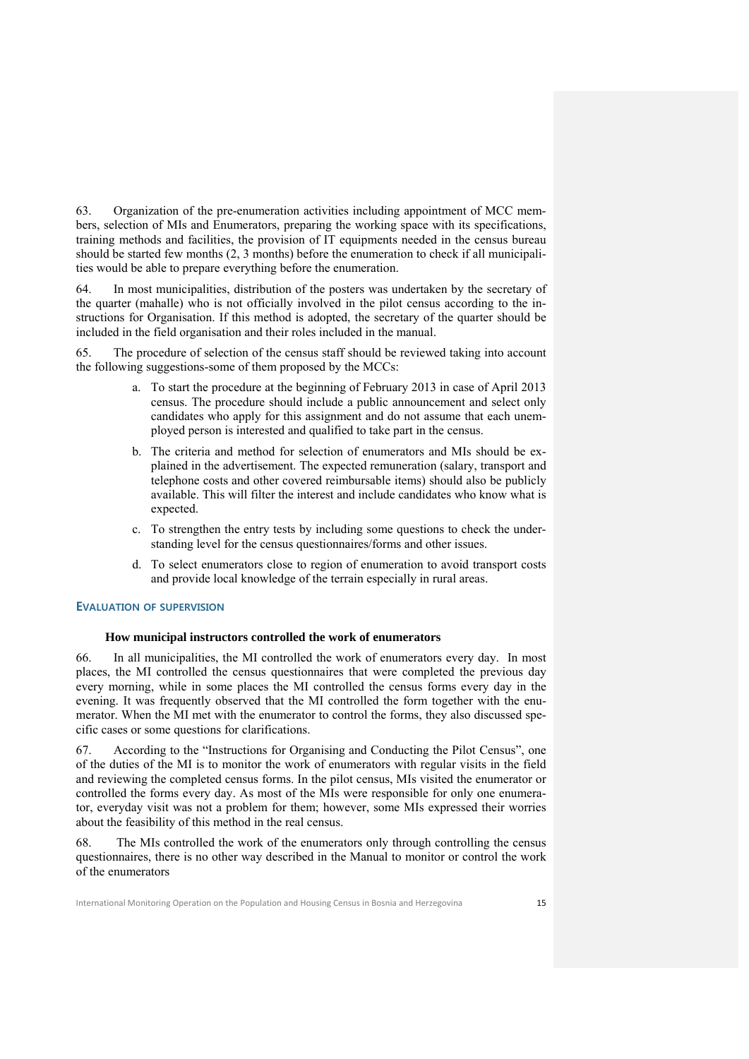63. Organization of the pre-enumeration activities including appointment of MCC members, selection of MIs and Enumerators, preparing the working space with its specifications, training methods and facilities, the provision of IT equipments needed in the census bureau should be started few months (2, 3 months) before the enumeration to check if all municipalities would be able to prepare everything before the enumeration.

64. In most municipalities, distribution of the posters was undertaken by the secretary of the quarter (mahalle) who is not officially involved in the pilot census according to the instructions for Organisation. If this method is adopted, the secretary of the quarter should be included in the field organisation and their roles included in the manual.

65. The procedure of selection of the census staff should be reviewed taking into account the following suggestions-some of them proposed by the MCCs:

a. To start the procedure at the beginning of February 2013 in case of April 2013 census. The procedure should include a public announcement and select only candidates who apply for this assignment and do not assume that each unemployed person is interested and qualified to take part in the census.

b. The criteria and method for selection of enumerators and MIs should be explained in the advertisement. The expected remuneration (salary, transport and telephone costs and other covered reimbursable items) should also be publicly available. This will filter the interest and include candidates who know what is expected.

c. To strengthen the entry tests by including some questions to check the understanding level for the census questionnaires/forms and other issues.

d. To select enumerators close to region of enumeration to avoid transport costs and provide local knowledge of the terrain especially in rural areas.

## EVALUATION OF SUPERVISION

### How municipal instructors controlled the work of enumerators

66. In all municipalities, the MI controlled the work of enumerators every day. In most places, the MI controlled the census questionnaires that were completed the previous day every morning, while in some places the MI controlled the census forms every day in the evening. It was frequently observed that the MI controlled the form together with the enumerator. When the MI met with the enumerator to control the forms, they also discussed specific cases or some questions for clarifications.

67. According to the "Instructions for Organising and Conducting the Pilot Census", one of the duties of the MI is to monitor the work of enumerators with regular visits in the field and reviewing the completed census forms. In the pilot census, MIs visited the enumerator or controlled the forms every day. As most of the MIs were responsible for only one enumerator, everyday visit was not a problem for them; however, some MIs expressed their worries about the feasibility of this method in the real census.

68. The MIs controlled the work of the enumerators only through controlling the census questionnaires, there is no other way described in the Manual to monitor or control the work of the enumerators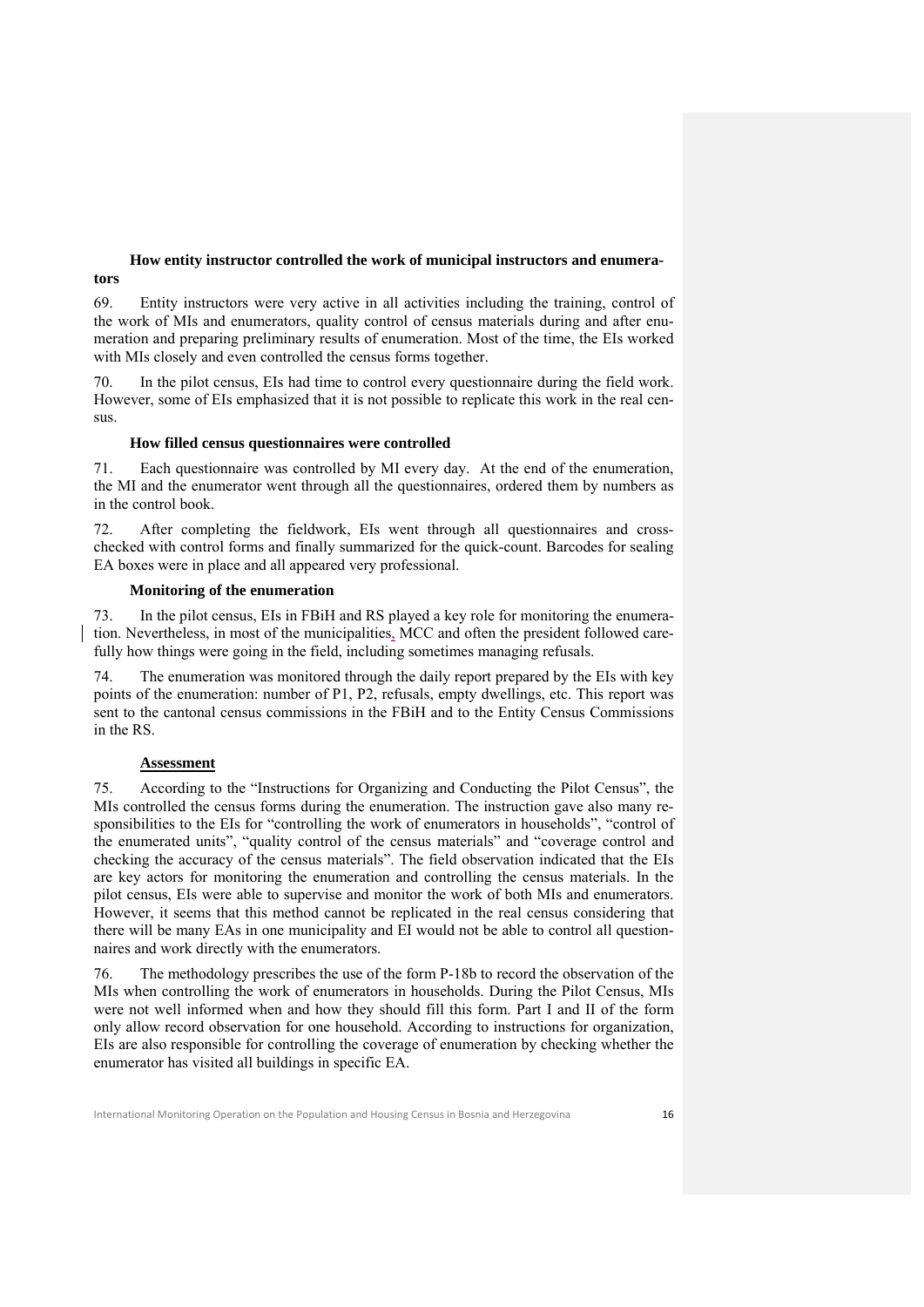### How entity instructor controlled the work of municipal instructors and enumerators

69. Entity instructors were very active in all activities including the training, control of the work of MIs and enumerators, quality control of census materials during and after enumeration and preparing preliminary results of enumeration. Most of the time, the EIs worked with MIs closely and even controlled the census forms together.

70. In the pilot census, EIs had time to control every questionnaire during the field work. However, some of EIs emphasized that it is not possible to replicate this work in the real census.

### How filled census questionnaires were controlled

71. Each questionnaire was controlled by MI every day. At the end of the enumeration, the MI and the enumerator went through all the questionnaires, ordered them by numbers as in the control book.

72. After completing the fieldwork, EIs went through all questionnaires and cross-checked with control forms and finally summarized for the quick-count. Barcodes for sealing EA boxes were in place and all appeared very professional.

### Monitoring of the enumeration

73. In the pilot census, EIs in FBiH and RS played a key role for monitoring the enumeration. Nevertheless, in most of the municipalities, MCC and often the president followed carefully how things were going in the field, including sometimes managing refusals.

74. The enumeration was monitored through the daily report prepared by the EIs with key points of the enumeration: number of P1, P2, refusals, empty dwellings, etc. This report was sent to the cantonal census commissions in the FBiH and to the Entity Census Commissions in the RS.

### Assessment

75. According to the "Instructions for Organizing and Conducting the Pilot Census", the MIs controlled the census forms during the enumeration. The instruction gave also many responsibilities to the EIs for "controlling the work of enumerators in households", "control of the enumerated units", "quality control of the census materials" and "coverage control and checking the accuracy of the census materials". The field observation indicated that the EIs are key actors for monitoring the enumeration and controlling the census materials. In the pilot census, EIs were able to supervise and monitor the work of both MIs and enumerators. However, it seems that this method cannot be replicated in the real census considering that there will be many EAs in one municipality and EI would not be able to control all questionnaires and work directly with the enumerators.

76. The methodology prescribes the use of the form P-18b to record the observation of the MIs when controlling the work of enumerators in households. During the Pilot Census, MIs were not well informed when and how they should fill this form. Part I and II of the form only allow record observation for one household. According to instructions for organization, EIs are also responsible for controlling the coverage of enumeration by checking whether the enumerator has visited all buildings in specific EA.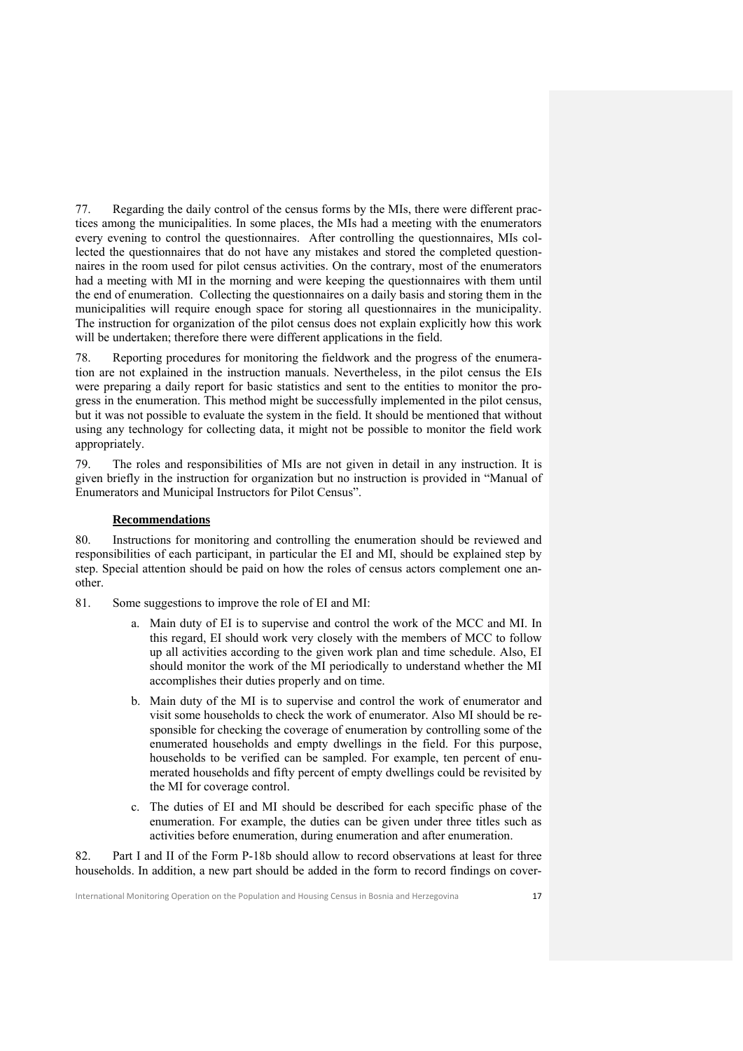77. Regarding the daily control of the census forms by the MIs, there were different practices among the municipalities. In some places, the MIs had a meeting with the enumerators every evening to control the questionnaires. After controlling the questionnaires, MIs collected the questionnaires that do not have any mistakes and stored the completed questionnaires in the room used for pilot census activities. On the contrary, most of the enumerators had a meeting with MI in the morning and were keeping the questionnaires with them until the end of enumeration. Collecting the questionnaires on a daily basis and storing them in the municipalities will require enough space for storing all questionnaires in the municipality. The instruction for organization of the pilot census does not explain explicitly how this work will be undertaken; therefore there were different applications in the field.

78. Reporting procedures for monitoring the fieldwork and the progress of the enumeration are not explained in the instruction manuals. Nevertheless, in the pilot census the EIs were preparing a daily report for basic statistics and sent to the entities to monitor the progress in the enumeration. This method might be successfully implemented in the pilot census, but it was not possible to evaluate the system in the field. It should be mentioned that without using any technology for collecting data, it might not be possible to monitor the field work appropriately.

79. The roles and responsibilities of MIs are not given in detail in any instruction. It is given briefly in the instruction for organization but no instruction is provided in "Manual of Enumerators and Municipal Instructors for Pilot Census".

**Recommendations**

80. Instructions for monitoring and controlling the enumeration should be reviewed and responsibilities of each participant, in particular the EI and MI, should be explained step by step. Special attention should be paid on how the roles of census actors complement one another.

81. Some suggestions to improve the role of EI and MI:

a. Main duty of EI is to supervise and control the work of the MCC and MI. In this regard, EI should work very closely with the members of MCC to follow up all activities according to the given work plan and time schedule. Also, EI should monitor the work of the MI periodically to understand whether the MI accomplishes their duties properly and on time.

b. Main duty of the MI is to supervise and control the work of enumerator and visit some households to check the work of enumerator. Also MI should be responsible for checking the coverage of enumeration by controlling some of the enumerated households and empty dwellings in the field. For this purpose, households to be verified can be sampled. For example, ten percent of enumerated households and fifty percent of empty dwellings could be revisited by the MI for coverage control.

c. The duties of EI and MI should be described for each specific phase of the enumeration. For example, the duties can be given under three titles such as activities before enumeration, during enumeration and after enumeration.

82. Part I and II of the Form P-18b should allow to record observations at least for three households. In addition, a new part should be added in the form to record findings on cover-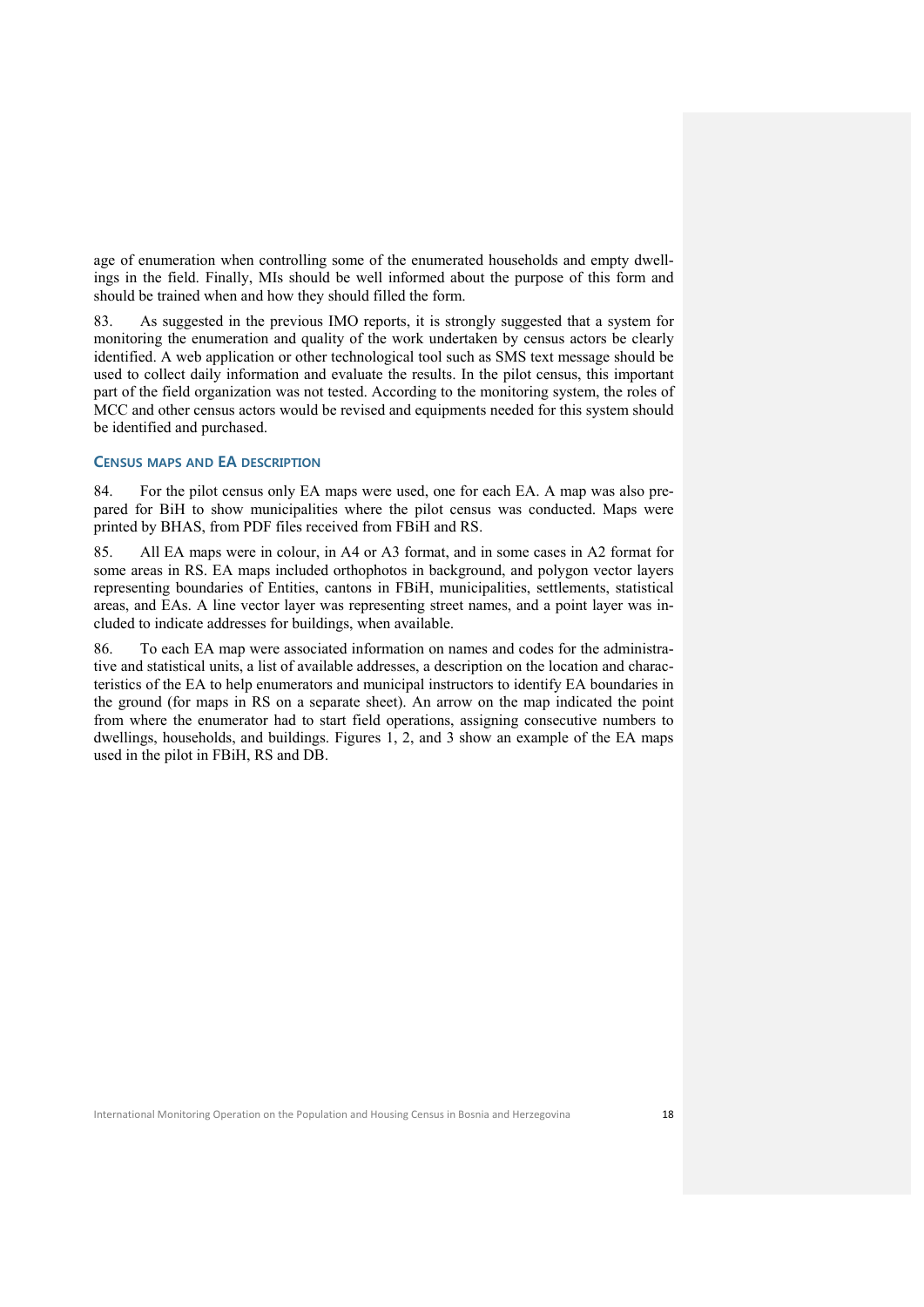age of enumeration when controlling some of the enumerated households and empty dwellings in the field. Finally, MIs should be well informed about the purpose of this form and should be trained when and how they should filled the form.

83. As suggested in the previous IMO reports, it is strongly suggested that a system for monitoring the enumeration and quality of the work undertaken by census actors be clearly identified. A web application or other technological tool such as SMS text message should be used to collect daily information and evaluate the results. In the pilot census, this important part of the field organization was not tested. According to the monitoring system, the roles of MCC and other census actors would be revised and equipments needed for this system should be identified and purchased.

### Census maps and EA description

84. For the pilot census only EA maps were used, one for each EA. A map was also prepared for BiH to show municipalities where the pilot census was conducted. Maps were printed by BHAS, from PDF files received from FBiH and RS.

85. All EA maps were in colour, in A4 or A3 format, and in some cases in A2 format for some areas in RS. EA maps included orthophotos in background, and polygon vector layers representing boundaries of Entities, cantons in FBiH, municipalities, settlements, statistical areas, and EAs. A line vector layer was representing street names, and a point layer was included to indicate addresses for buildings, when available.

86. To each EA map were associated information on names and codes for the administrative and statistical units, a list of available addresses, a description on the location and characteristics of the EA to help enumerators and municipal instructors to identify EA boundaries in the ground (for maps in RS on a separate sheet). An arrow on the map indicated the point from where the enumerator had to start field operations, assigning consecutive numbers to dwellings, households, and buildings. Figures 1, 2, and 3 show an example of the EA maps used in the pilot in FBiH, RS and DB.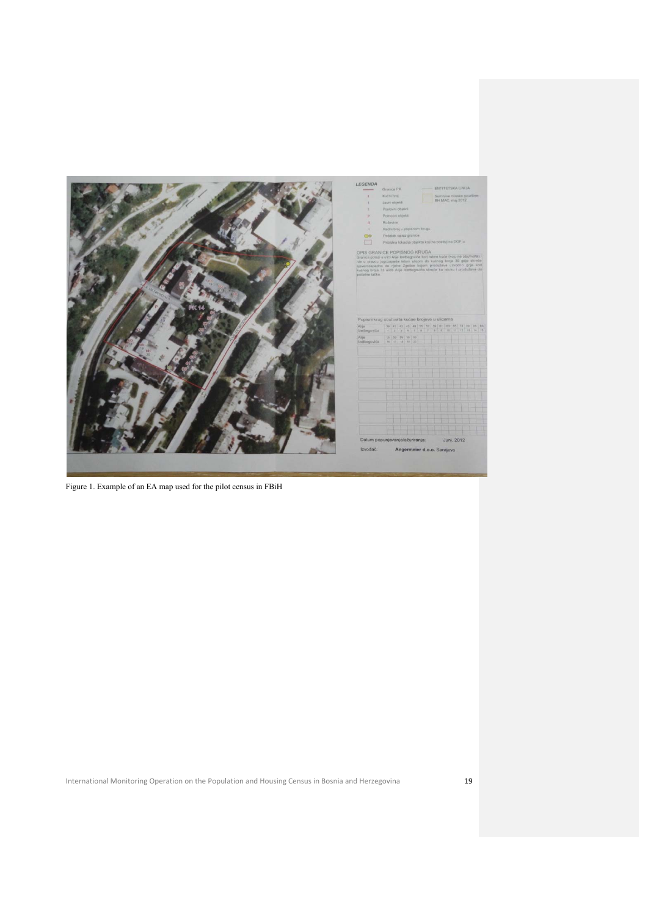Figure 1. Example of an EA map used for the pilot census in FBiH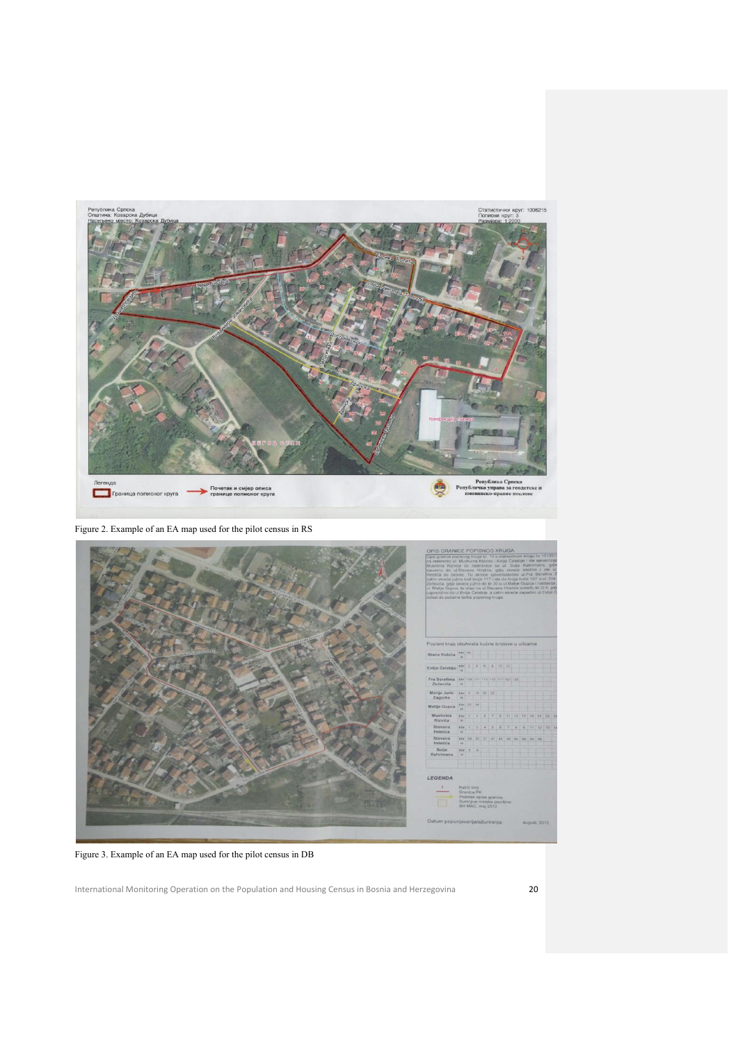Figure 2. Example of an EA map used for the pilot census in RS

Figure 3. Example of an EA map used for the pilot census in DB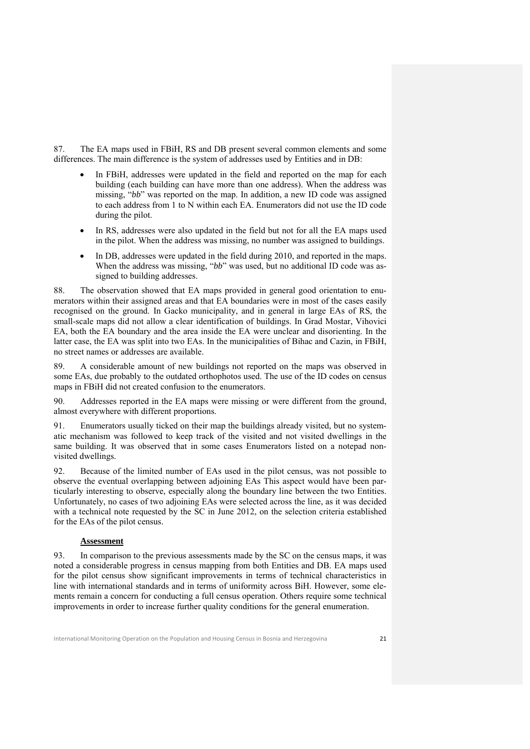87. The EA maps used in FBiH, RS and DB present several common elements and some differences. The main difference is the system of addresses used by Entities and in DB:

- In FBiH, addresses were updated in the field and reported on the map for each building (each building can have more than one address). When the address was missing, "*bb*" was reported on the map. In addition, a new ID code was assigned to each address from 1 to N within each EA. Enumerators did not use the ID code during the pilot.
- In RS, addresses were also updated in the field but not for all the EA maps used in the pilot. When the address was missing, no number was assigned to buildings.
- In DB, addresses were updated in the field during 2010, and reported in the maps. When the address was missing, "*bb*" was used, but no additional ID code was assigned to building addresses.

88. The observation showed that EA maps provided in general good orientation to enumerators within their assigned areas and that EA boundaries were in most of the cases easily recognised on the ground. In Gacko municipality, and in general in large EAs of RS, the small-scale maps did not allow a clear identification of buildings. In Grad Mostar, Vihovici EA, both the EA boundary and the area inside the EA were unclear and disorienting. In the latter case, the EA was split into two EAs. In the municipalities of Bihac and Cazin, in FBiH, no street names or addresses are available.

89. A considerable amount of new buildings not reported on the maps was observed in some EAs, due probably to the outdated orthophotos used. The use of the ID codes on census maps in FBiH did not created confusion to the enumerators.

90. Addresses reported in the EA maps were missing or were different from the ground, almost everywhere with different proportions.

91. Enumerators usually ticked on their map the buildings already visited, but no systematic mechanism was followed to keep track of the visited and not visited dwellings in the same building. It was observed that in some cases Enumerators listed on a notepad non-visited dwellings.

92. Because of the limited number of EAs used in the pilot census, was not possible to observe the eventual overlapping between adjoining EAs This aspect would have been particularly interesting to observe, especially along the boundary line between the two Entities. Unfortunately, no cases of two adjoining EAs were selected across the line, as it was decided with a technical note requested by the SC in June 2012, on the selection criteria established for the EAs of the pilot census.

**Assessment**

93. In comparison to the previous assessments made by the SC on the census maps, it was noted a considerable progress in census mapping from both Entities and DB. EA maps used for the pilot census show significant improvements in terms of technical characteristics in line with international standards and in terms of uniformity across BiH. However, some elements remain a concern for conducting a full census operation. Others require some technical improvements in order to increase further quality conditions for the general enumeration.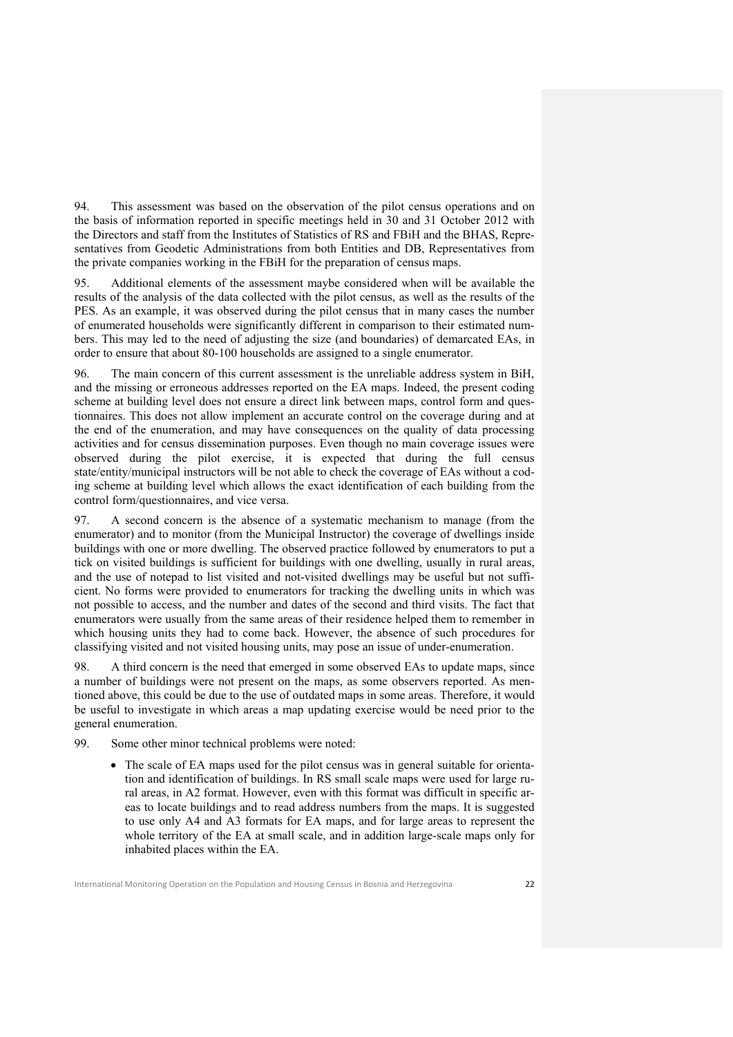94. This assessment was based on the observation of the pilot census operations and on the basis of information reported in specific meetings held in 30 and 31 October 2012 with the Directors and staff from the Institutes of Statistics of RS and FBiH and the BHAS, Representatives from Geodetic Administrations from both Entities and DB, Representatives from the private companies working in the FBiH for the preparation of census maps.

95. Additional elements of the assessment maybe considered when will be available the results of the analysis of the data collected with the pilot census, as well as the results of the PES. As an example, it was observed during the pilot census that in many cases the number of enumerated households were significantly different in comparison to their estimated numbers. This may led to the need of adjusting the size (and boundaries) of demarcated EAs, in order to ensure that about 80-100 households are assigned to a single enumerator.

96. The main concern of this current assessment is the unreliable address system in BiH, and the missing or erroneous addresses reported on the EA maps. Indeed, the present coding scheme at building level does not ensure a direct link between maps, control form and questionnaires. This does not allow implement an accurate control on the coverage during and at the end of the enumeration, and may have consequences on the quality of data processing activities and for census dissemination purposes. Even though no main coverage issues were observed during the pilot exercise, it is expected that during the full census state/entity/municipal instructors will be not able to check the coverage of EAs without a coding scheme at building level which allows the exact identification of each building from the control form/questionnaires, and vice versa.

97. A second concern is the absence of a systematic mechanism to manage (from the enumerator) and to monitor (from the Municipal Instructor) the coverage of dwellings inside buildings with one or more dwelling. The observed practice followed by enumerators to put a tick on visited buildings is sufficient for buildings with one dwelling, usually in rural areas, and the use of notepad to list visited and not-visited dwellings may be useful but not sufficient. No forms were provided to enumerators for tracking the dwelling units in which was not possible to access, and the number and dates of the second and third visits. The fact that enumerators were usually from the same areas of their residence helped them to remember in which housing units they had to come back. However, the absence of such procedures for classifying visited and not visited housing units, may pose an issue of under-enumeration.

98. A third concern is the need that emerged in some observed EAs to update maps, since a number of buildings were not present on the maps, as some observers reported. As mentioned above, this could be due to the use of outdated maps in some areas. Therefore, it would be useful to investigate in which areas a map updating exercise would be need prior to the general enumeration.

99. Some other minor technical problems were noted:

- The scale of EA maps used for the pilot census was in general suitable for orientation and identification of buildings. In RS small scale maps were used for large rural areas, in A2 format. However, even with this format was difficult in specific areas to locate buildings and to read address numbers from the maps. It is suggested to use only A4 and A3 formats for EA maps, and for large areas to represent the whole territory of the EA at small scale, and in addition large-scale maps only for inhabited places within the EA.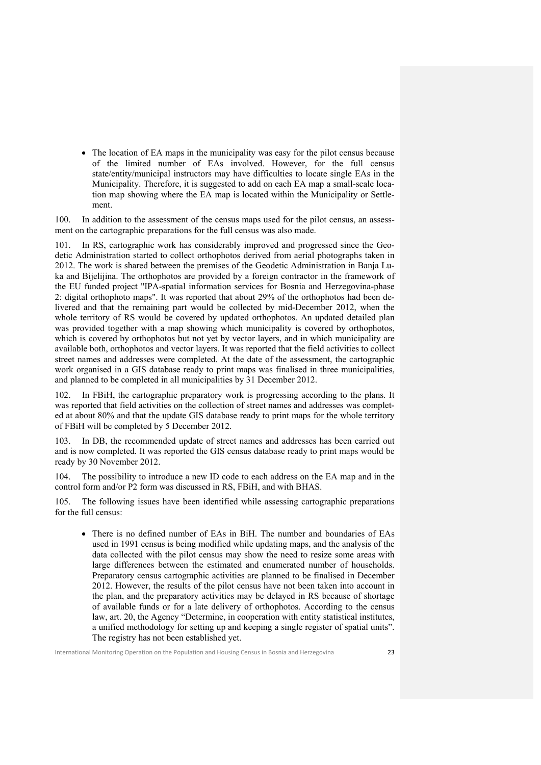- The location of EA maps in the municipality was easy for the pilot census because of the limited number of EAs involved. However, for the full census state/entity/municipal instructors may have difficulties to locate single EAs in the Municipality. Therefore, it is suggested to add on each EA map a small-scale location map showing where the EA map is located within the Municipality or Settlement.

100. In addition to the assessment of the census maps used for the pilot census, an assessment on the cartographic preparations for the full census was also made.

101. In RS, cartographic work has considerably improved and progressed since the Geodetic Administration started to collect orthophotos derived from aerial photographs taken in 2012. The work is shared between the premises of the Geodetic Administration in Banja Luka and Bijelijina. The orthophotos are provided by a foreign contractor in the framework of the EU funded project "IPA-spatial information services for Bosnia and Herzegovina-phase 2: digital orthophoto maps". It was reported that about 29% of the orthophotos had been delivered and that the remaining part would be collected by mid-December 2012, when the whole territory of RS would be covered by updated orthophotos. An updated detailed plan was provided together with a map showing which municipality is covered by orthophotos, which is covered by orthophotos but not yet by vector layers, and in which municipality are available both, orthophotos and vector layers. It was reported that the field activities to collect street names and addresses were completed. At the date of the assessment, the cartographic work organised in a GIS database ready to print maps was finalised in three municipalities, and planned to be completed in all municipalities by 31 December 2012.

102. In FBiH, the cartographic preparatory work is progressing according to the plans. It was reported that field activities on the collection of street names and addresses was completed at about 80% and that the update GIS database ready to print maps for the whole territory of FBiH will be completed by 5 December 2012.

103. In DB, the recommended update of street names and addresses has been carried out and is now completed. It was reported the GIS census database ready to print maps would be ready by 30 November 2012.

104. The possibility to introduce a new ID code to each address on the EA map and in the control form and/or P2 form was discussed in RS, FBiH, and with BHAS.

105. The following issues have been identified while assessing cartographic preparations for the full census:

- There is no defined number of EAs in BiH. The number and boundaries of EAs used in 1991 census is being modified while updating maps, and the analysis of the data collected with the pilot census may show the need to resize some areas with large differences between the estimated and enumerated number of households. Preparatory census cartographic activities are planned to be finalised in December 2012. However, the results of the pilot census have not been taken into account in the plan, and the preparatory activities may be delayed in RS because of shortage of available funds or for a late delivery of orthophotos. According to the census law, art. 20, the Agency "Determine, in cooperation with entity statistical institutes, a unified methodology for setting up and keeping a single register of spatial units". The registry has not been established yet.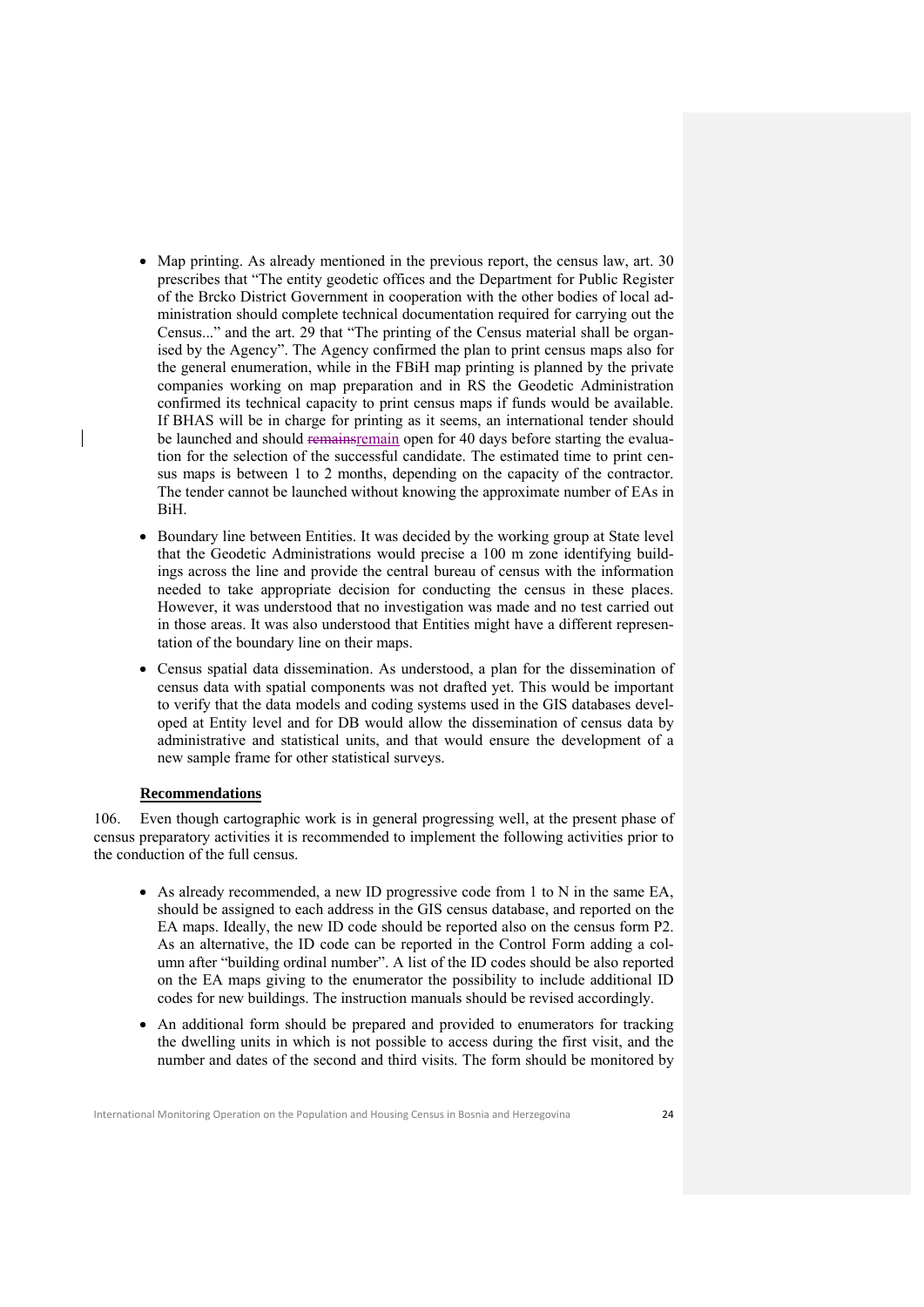- Map printing. As already mentioned in the previous report, the census law, art. 30 prescribes that "The entity geodetic offices and the Department for Public Register of the Brcko District Government in cooperation with the other bodies of local administration should complete technical documentation required for carrying out the Census..." and the art. 29 that "The printing of the Census material shall be organised by the Agency". The Agency confirmed the plan to print census maps also for the general enumeration, while in the FBiH map printing is planned by the private companies working on map preparation and in RS the Geodetic Administration confirmed its technical capacity to print census maps if funds would be available. If BHAS will be in charge for printing as it seems, an international tender should be launched and should ~~remains~~remain open for 40 days before starting the evaluation for the selection of the successful candidate. The estimated time to print census maps is between 1 to 2 months, depending on the capacity of the contractor. The tender cannot be launched without knowing the approximate number of EAs in BiH.

- Boundary line between Entities. It was decided by the working group at State level that the Geodetic Administrations would precise a 100 m zone identifying buildings across the line and provide the central bureau of census with the information needed to take appropriate decision for conducting the census in these places. However, it was understood that no investigation was made and no test carried out in those areas. It was also understood that Entities might have a different representation of the boundary line on their maps.

- Census spatial data dissemination. As understood, a plan for the dissemination of census data with spatial components was not drafted yet. This would be important to verify that the data models and coding systems used in the GIS databases developed at Entity level and for DB would allow the dissemination of census data by administrative and statistical units, and that would ensure the development of a new sample frame for other statistical surveys.

**Recommendations**

106. Even though cartographic work is in general progressing well, at the present phase of census preparatory activities it is recommended to implement the following activities prior to the conduction of the full census.

- As already recommended, a new ID progressive code from 1 to N in the same EA, should be assigned to each address in the GIS census database, and reported on the EA maps. Ideally, the new ID code should be reported also on the census form P2. As an alternative, the ID code can be reported in the Control Form adding a column after "building ordinal number". A list of the ID codes should be also reported on the EA maps giving to the enumerator the possibility to include additional ID codes for new buildings. The instruction manuals should be revised accordingly.

- An additional form should be prepared and provided to enumerators for tracking the dwelling units in which is not possible to access during the first visit, and the number and dates of the second and third visits. The form should be monitored by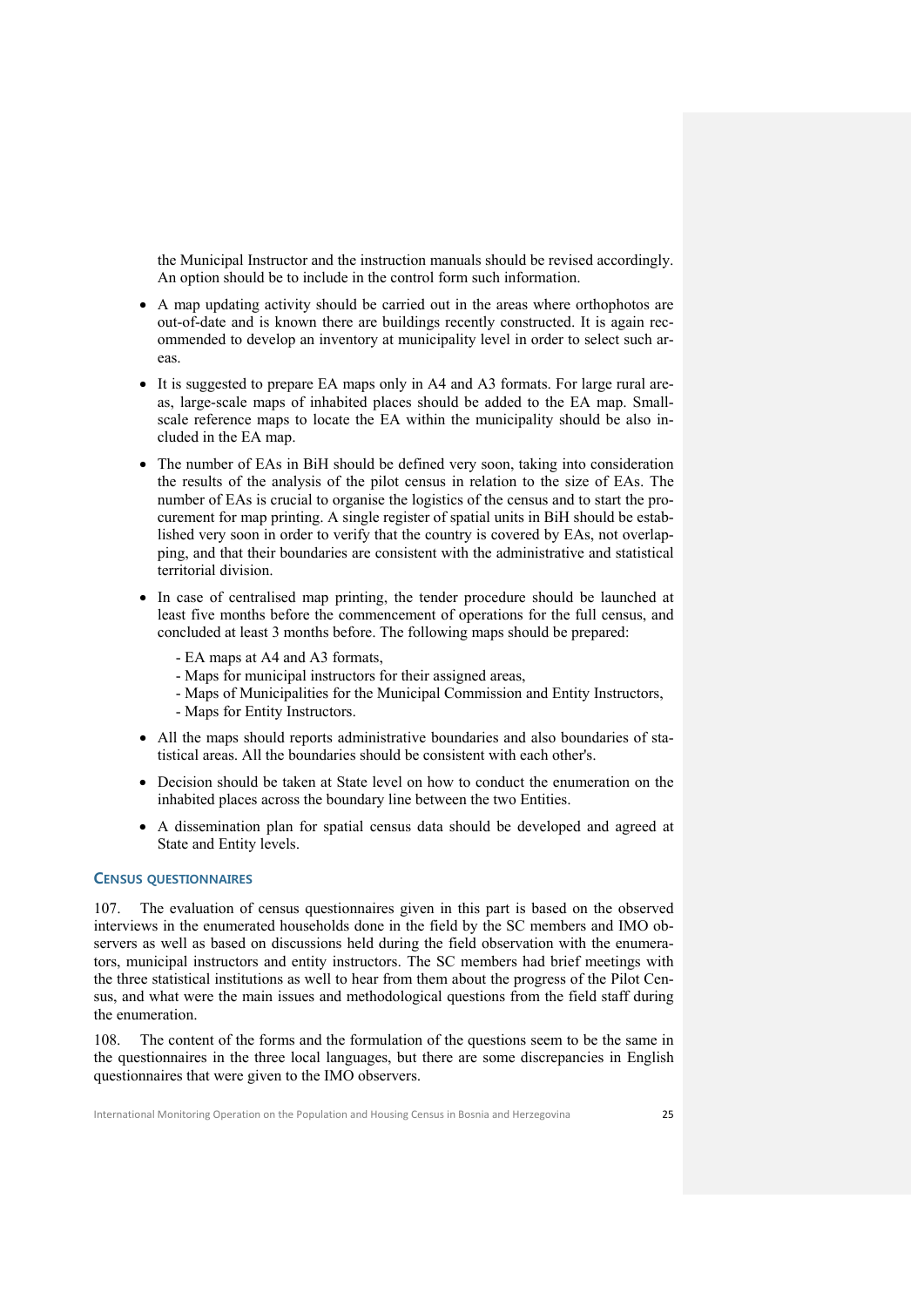the Municipal Instructor and the instruction manuals should be revised accordingly. An option should be to include in the control form such information.

- A map updating activity should be carried out in the areas where orthophotos are out-of-date and is known there are buildings recently constructed. It is again recommended to develop an inventory at municipality level in order to select such areas.
- It is suggested to prepare EA maps only in A4 and A3 formats. For large rural areas, large-scale maps of inhabited places should be added to the EA map. Small-scale reference maps to locate the EA within the municipality should be also included in the EA map.
- The number of EAs in BiH should be defined very soon, taking into consideration the results of the analysis of the pilot census in relation to the size of EAs. The number of EAs is crucial to organise the logistics of the census and to start the procurement for map printing. A single register of spatial units in BiH should be established very soon in order to verify that the country is covered by EAs, not overlapping, and that their boundaries are consistent with the administrative and statistical territorial division.
- In case of centralised map printing, the tender procedure should be launched at least five months before the commencement of operations for the full census, and concluded at least 3 months before. The following maps should be prepared:
  - EA maps at A4 and A3 formats,
  - Maps for municipal instructors for their assigned areas,
  - Maps of Municipalities for the Municipal Commission and Entity Instructors,
  - Maps for Entity Instructors.
- All the maps should reports administrative boundaries and also boundaries of statistical areas. All the boundaries should be consistent with each other's.
- Decision should be taken at State level on how to conduct the enumeration on the inhabited places across the boundary line between the two Entities.
- A dissemination plan for spatial census data should be developed and agreed at State and Entity levels.

### CENSUS QUESTIONNAIRES

107. The evaluation of census questionnaires given in this part is based on the observed interviews in the enumerated households done in the field by the SC members and IMO observers as well as based on discussions held during the field observation with the enumerators, municipal instructors and entity instructors. The SC members had brief meetings with the three statistical institutions as well to hear from them about the progress of the Pilot Census, and what were the main issues and methodological questions from the field staff during the enumeration.

108. The content of the forms and the formulation of the questions seem to be the same in the questionnaires in the three local languages, but there are some discrepancies in English questionnaires that were given to the IMO observers.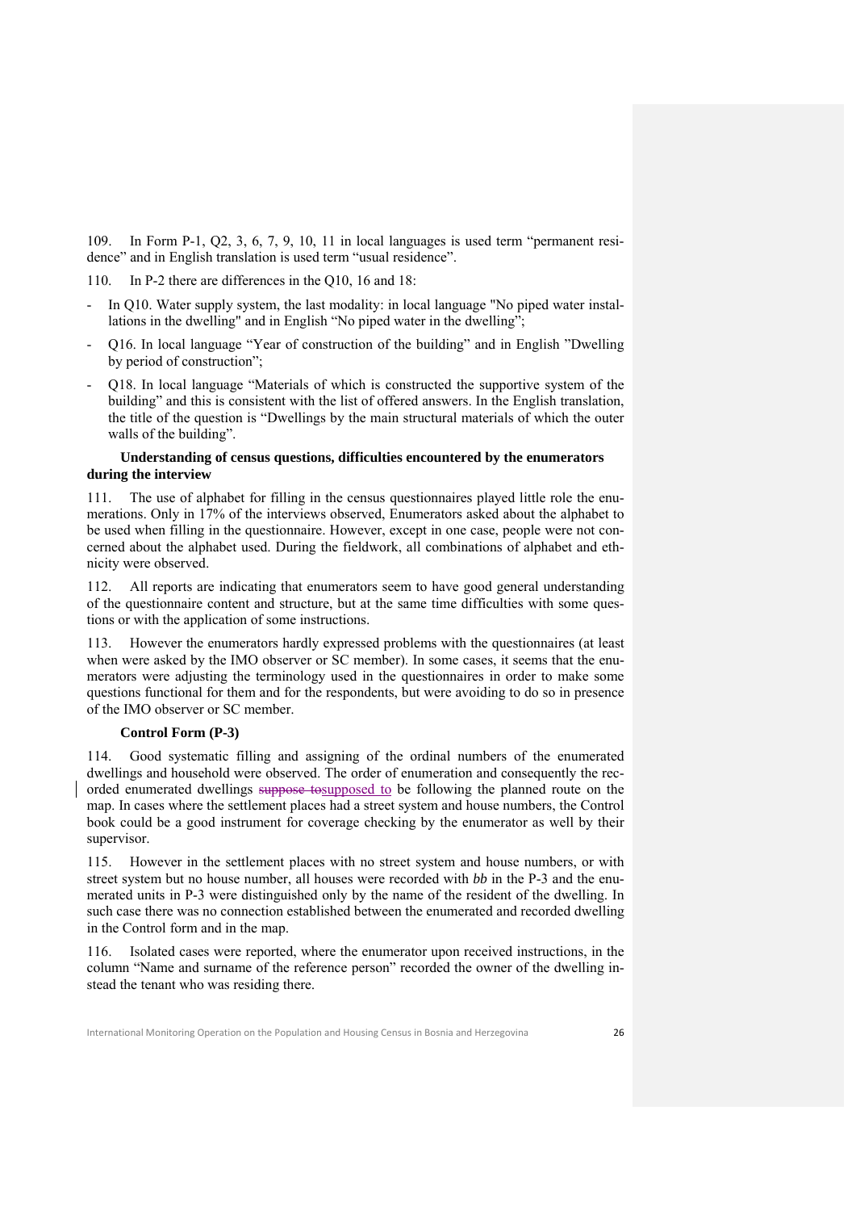109. In Form P-1, Q2, 3, 6, 7, 9, 10, 11 in local languages is used term "permanent residence" and in English translation is used term "usual residence".

110. In P-2 there are differences in the Q10, 16 and 18:

- In Q10. Water supply system, the last modality: in local language "No piped water installations in the dwelling" and in English "No piped water in the dwelling";
- Q16. In local language "Year of construction of the building" and in English "Dwelling by period of construction";
- Q18. In local language "Materials of which is constructed the supportive system of the building" and this is consistent with the list of offered answers. In the English translation, the title of the question is "Dwellings by the main structural materials of which the outer walls of the building".

**Understanding of census questions, difficulties encountered by the enumerators during the interview**

111. The use of alphabet for filling in the census questionnaires played little role the enumerations. Only in 17% of the interviews observed, Enumerators asked about the alphabet to be used when filling in the questionnaire. However, except in one case, people were not concerned about the alphabet used. During the fieldwork, all combinations of alphabet and ethnicity were observed.

112. All reports are indicating that enumerators seem to have good general understanding of the questionnaire content and structure, but at the same time difficulties with some questions or with the application of some instructions.

113. However the enumerators hardly expressed problems with the questionnaires (at least when were asked by the IMO observer or SC member). In some cases, it seems that the enumerators were adjusting the terminology used in the questionnaires in order to make some questions functional for them and for the respondents, but were avoiding to do so in presence of the IMO observer or SC member.

**Control Form (P-3)**

114. Good systematic filling and assigning of the ordinal numbers of the enumerated dwellings and household were observed. The order of enumeration and consequently the recorded enumerated dwellings supposed to be following the planned route on the map. In cases where the settlement places had a street system and house numbers, the Control book could be a good instrument for coverage checking by the enumerator as well by their supervisor.

115. However in the settlement places with no street system and house numbers, or with street system but no house number, all houses were recorded with *bb* in the P-3 and the enumerated units in P-3 were distinguished only by the name of the resident of the dwelling. In such case there was no connection established between the enumerated and recorded dwelling in the Control form and in the map.

116. Isolated cases were reported, where the enumerator upon received instructions, in the column "Name and surname of the reference person" recorded the owner of the dwelling instead the tenant who was residing there.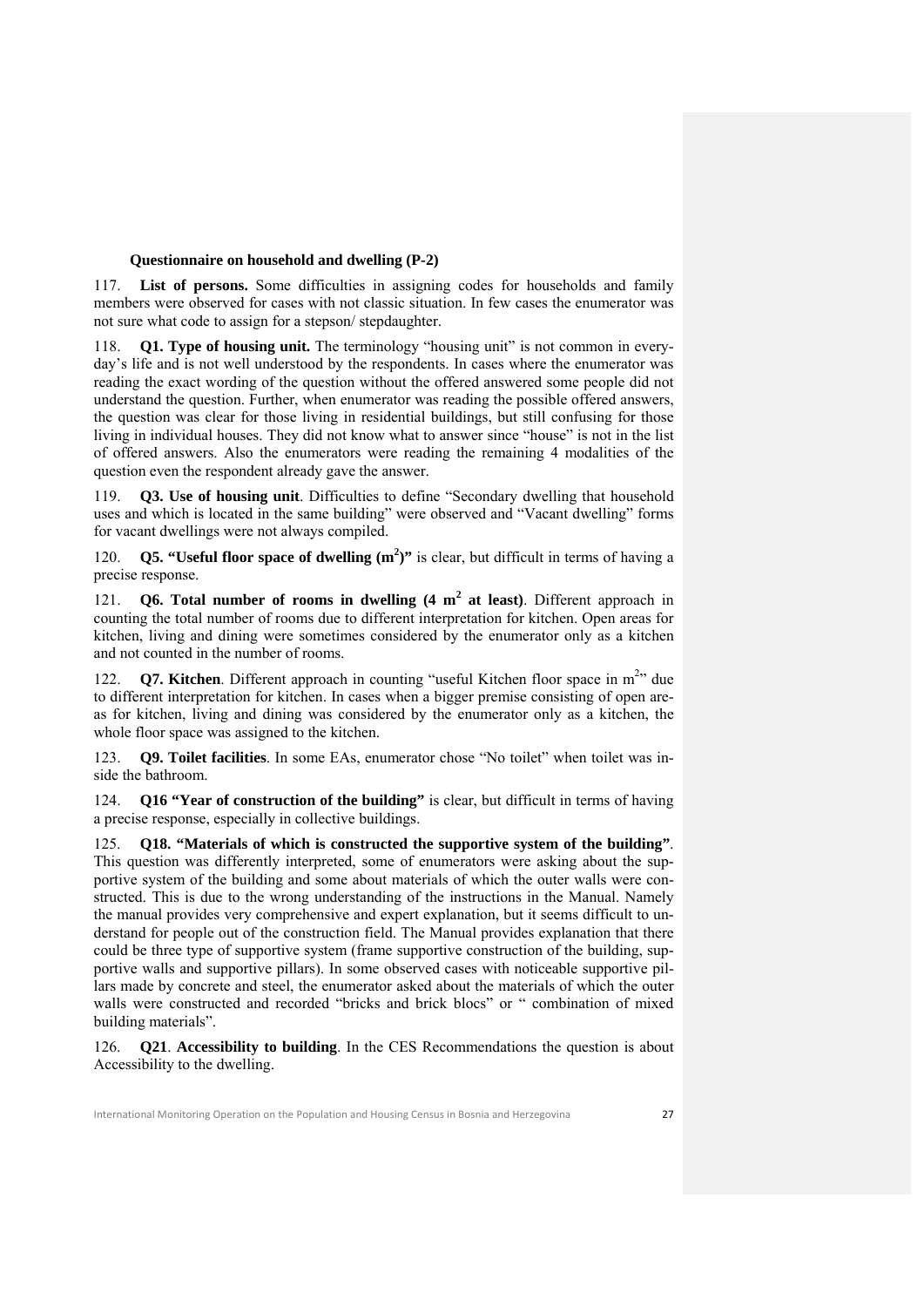**Questionnaire on household and dwelling (P-2)**

117. **List of persons.** Some difficulties in assigning codes for households and family members were observed for cases with not classic situation. In few cases the enumerator was not sure what code to assign for a stepson/ stepdaughter.

118. **Q1. Type of housing unit.** The terminology "housing unit" is not common in every-day's life and is not well understood by the respondents. In cases where the enumerator was reading the exact wording of the question without the offered answered some people did not understand the question. Further, when enumerator was reading the possible offered answers, the question was clear for those living in residential buildings, but still confusing for those living in individual houses. They did not know what to answer since "house" is not in the list of offered answers. Also the enumerators were reading the remaining 4 modalities of the question even the respondent already gave the answer.

119. **Q3. Use of housing unit**. Difficulties to define "Secondary dwelling that household uses and which is located in the same building" were observed and "Vacant dwelling" forms for vacant dwellings were not always compiled.

120. **Q5. "Useful floor space of dwelling ($m^2$)"** is clear, but difficult in terms of having a precise response.

121. **Q6. Total number of rooms in dwelling (4 $m^2$ at least)**. Different approach in counting the total number of rooms due to different interpretation for kitchen. Open areas for kitchen, living and dining were sometimes considered by the enumerator only as a kitchen and not counted in the number of rooms.

122. **Q7. Kitchen**. Different approach in counting "useful Kitchen floor space in $m^2$" due to different interpretation for kitchen. In cases when a bigger premise consisting of open areas for kitchen, living and dining was considered by the enumerator only as a kitchen, the whole floor space was assigned to the kitchen.

123. **Q9. Toilet facilities**. In some EAs, enumerator chose "No toilet" when toilet was inside the bathroom.

124. **Q16 "Year of construction of the building"** is clear, but difficult in terms of having a precise response, especially in collective buildings.

125. **Q18. "Materials of which is constructed the supportive system of the building"**. This question was differently interpreted, some of enumerators were asking about the supportive system of the building and some about materials of which the outer walls were constructed. This is due to the wrong understanding of the instructions in the Manual. Namely the manual provides very comprehensive and expert explanation, but it seems difficult to understand for people out of the construction field. The Manual provides explanation that there could be three type of supportive system (frame supportive construction of the building, supportive walls and supportive pillars). In some observed cases with noticeable supportive pillars made by concrete and steel, the enumerator asked about the materials of which the outer walls were constructed and recorded "bricks and brick blocs" or " combination of mixed building materials".

126. **Q21**. **Accessibility to building**. In the CES Recommendations the question is about Accessibility to the dwelling.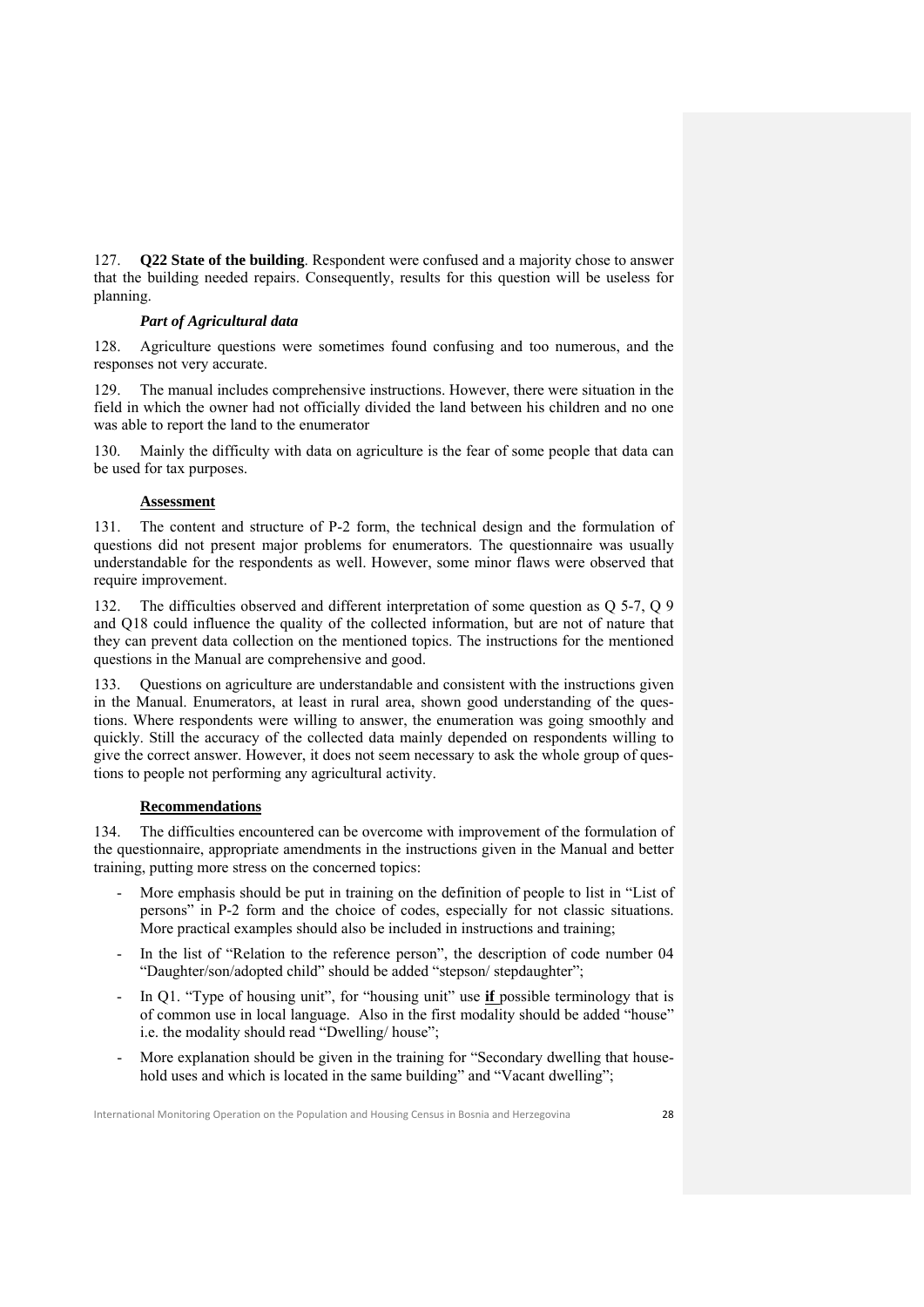127. **Q22 State of the building**. Respondent were confused and a majority chose to answer that the building needed repairs. Consequently, results for this question will be useless for planning.

***Part of Agricultural data***

128. Agriculture questions were sometimes found confusing and too numerous, and the responses not very accurate.

129. The manual includes comprehensive instructions. However, there were situation in the field in which the owner had not officially divided the land between his children and no one was able to report the land to the enumerator

130. Mainly the difficulty with data on agriculture is the fear of some people that data can be used for tax purposes.

**Assessment**

131. The content and structure of P-2 form, the technical design and the formulation of questions did not present major problems for enumerators. The questionnaire was usually understandable for the respondents as well. However, some minor flaws were observed that require improvement.

132. The difficulties observed and different interpretation of some question as Q 5-7, Q 9 and Q18 could influence the quality of the collected information, but are not of nature that they can prevent data collection on the mentioned topics. The instructions for the mentioned questions in the Manual are comprehensive and good.

133. Questions on agriculture are understandable and consistent with the instructions given in the Manual. Enumerators, at least in rural area, shown good understanding of the questions. Where respondents were willing to answer, the enumeration was going smoothly and quickly. Still the accuracy of the collected data mainly depended on respondents willing to give the correct answer. However, it does not seem necessary to ask the whole group of questions to people not performing any agricultural activity.

**Recommendations**

134. The difficulties encountered can be overcome with improvement of the formulation of the questionnaire, appropriate amendments in the instructions given in the Manual and better training, putting more stress on the concerned topics:

- More emphasis should be put in training on the definition of people to list in "List of persons" in P-2 form and the choice of codes, especially for not classic situations. More practical examples should also be included in instructions and training;
- In the list of "Relation to the reference person", the description of code number 04 "Daughter/son/adopted child" should be added "stepson/ stepdaughter";
- In Q1. "Type of housing unit", for "housing unit" use **if** possible terminology that is of common use in local language. Also in the first modality should be added "house" i.e. the modality should read "Dwelling/ house";
- More explanation should be given in the training for "Secondary dwelling that household uses and which is located in the same building" and "Vacant dwelling";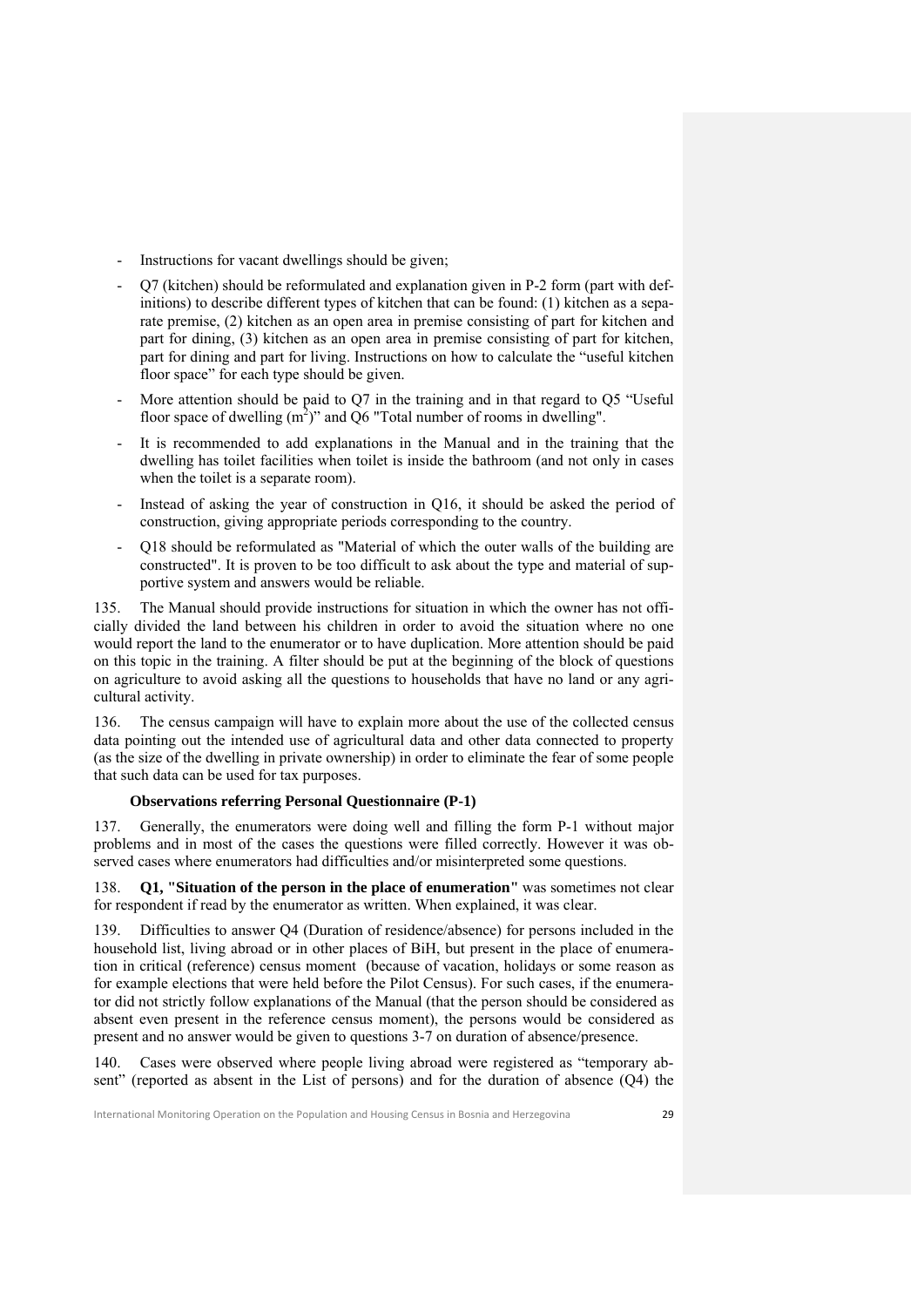- Instructions for vacant dwellings should be given;
- Q7 (kitchen) should be reformulated and explanation given in P-2 form (part with definitions) to describe different types of kitchen that can be found: (1) kitchen as a separate premise, (2) kitchen as an open area in premise consisting of part for kitchen and part for dining, (3) kitchen as an open area in premise consisting of part for kitchen, part for dining and part for living. Instructions on how to calculate the "useful kitchen floor space" for each type should be given.
- More attention should be paid to Q7 in the training and in that regard to Q5 "Useful floor space of dwelling ($m^2$)" and Q6 "Total number of rooms in dwelling".
- It is recommended to add explanations in the Manual and in the training that the dwelling has toilet facilities when toilet is inside the bathroom (and not only in cases when the toilet is a separate room).
- Instead of asking the year of construction in Q16, it should be asked the period of construction, giving appropriate periods corresponding to the country.
- Q18 should be reformulated as "Material of which the outer walls of the building are constructed". It is proven to be too difficult to ask about the type and material of supportive system and answers would be reliable.

135. The Manual should provide instructions for situation in which the owner has not officially divided the land between his children in order to avoid the situation where no one would report the land to the enumerator or to have duplication. More attention should be paid on this topic in the training. A filter should be put at the beginning of the block of questions on agriculture to avoid asking all the questions to households that have no land or any agricultural activity.

136. The census campaign will have to explain more about the use of the collected census data pointing out the intended use of agricultural data and other data connected to property (as the size of the dwelling in private ownership) in order to eliminate the fear of some people that such data can be used for tax purposes.

**Observations referring Personal Questionnaire (P-1)**

137. Generally, the enumerators were doing well and filling the form P-1 without major problems and in most of the cases the questions were filled correctly. However it was observed cases where enumerators had difficulties and/or misinterpreted some questions.

138. **Q1, "Situation of the person in the place of enumeration"** was sometimes not clear for respondent if read by the enumerator as written. When explained, it was clear.

139. Difficulties to answer Q4 (Duration of residence/absence) for persons included in the household list, living abroad or in other places of BiH, but present in the place of enumeration in critical (reference) census moment (because of vacation, holidays or some reason as for example elections that were held before the Pilot Census). For such cases, if the enumerator did not strictly follow explanations of the Manual (that the person should be considered as absent even present in the reference census moment), the persons would be considered as present and no answer would be given to questions 3-7 on duration of absence/presence.

140. Cases were observed where people living abroad were registered as "temporary absent" (reported as absent in the List of persons) and for the duration of absence (Q4) the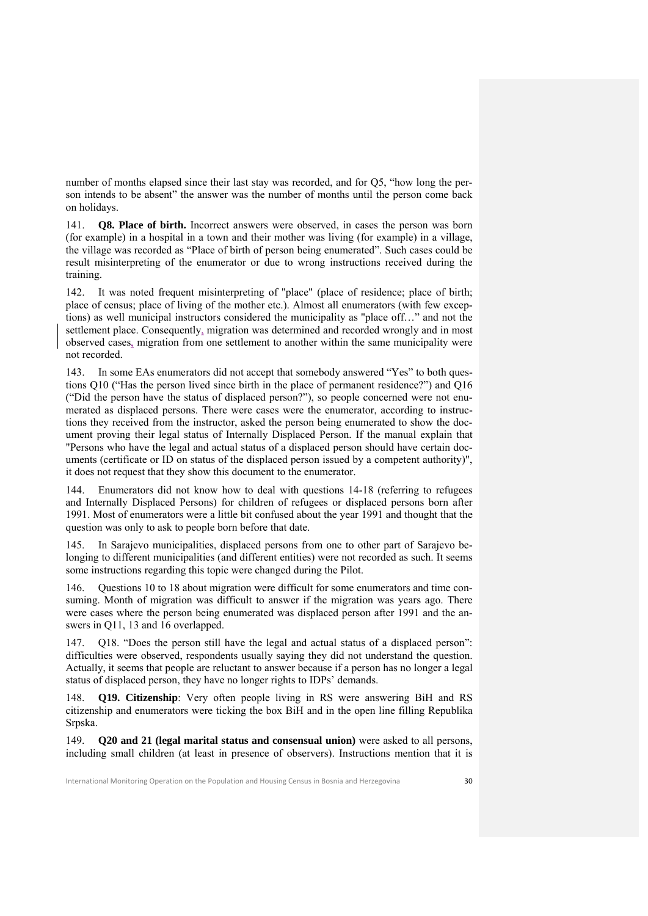number of months elapsed since their last stay was recorded, and for Q5, "how long the person intends to be absent" the answer was the number of months until the person come back on holidays.

141. **Q8. Place of birth.** Incorrect answers were observed, in cases the person was born (for example) in a hospital in a town and their mother was living (for example) in a village, the village was recorded as "Place of birth of person being enumerated". Such cases could be result misinterpreting of the enumerator or due to wrong instructions received during the training.

142. It was noted frequent misinterpreting of "place" (place of residence; place of birth; place of census; place of living of the mother etc.). Almost all enumerators (with few exceptions) as well municipal instructors considered the municipality as "place off…" and not the settlement place. Consequently, migration was determined and recorded wrongly and in most observed cases, migration from one settlement to another within the same municipality were not recorded.

143. In some EAs enumerators did not accept that somebody answered "Yes" to both questions Q10 ("Has the person lived since birth in the place of permanent residence?") and Q16 ("Did the person have the status of displaced person?"), so people concerned were not enumerated as displaced persons. There were cases were the enumerator, according to instructions they received from the instructor, asked the person being enumerated to show the document proving their legal status of Internally Displaced Person. If the manual explain that "Persons who have the legal and actual status of a displaced person should have certain documents (certificate or ID on status of the displaced person issued by a competent authority)", it does not request that they show this document to the enumerator.

144. Enumerators did not know how to deal with questions 14-18 (referring to refugees and Internally Displaced Persons) for children of refugees or displaced persons born after 1991. Most of enumerators were a little bit confused about the year 1991 and thought that the question was only to ask to people born before that date.

145. In Sarajevo municipalities, displaced persons from one to other part of Sarajevo belonging to different municipalities (and different entities) were not recorded as such. It seems some instructions regarding this topic were changed during the Pilot.

146. Questions 10 to 18 about migration were difficult for some enumerators and time consuming. Month of migration was difficult to answer if the migration was years ago. There were cases where the person being enumerated was displaced person after 1991 and the answers in Q11, 13 and 16 overlapped.

147. Q18. "Does the person still have the legal and actual status of a displaced person": difficulties were observed, respondents usually saying they did not understand the question. Actually, it seems that people are reluctant to answer because if a person has no longer a legal status of displaced person, they have no longer rights to IDPs' demands.

148. **Q19. Citizenship**: Very often people living in RS were answering BiH and RS citizenship and enumerators were ticking the box BiH and in the open line filling Republika Srpska.

149. **Q20 and 21 (legal marital status and consensual union)** were asked to all persons, including small children (at least in presence of observers). Instructions mention that it is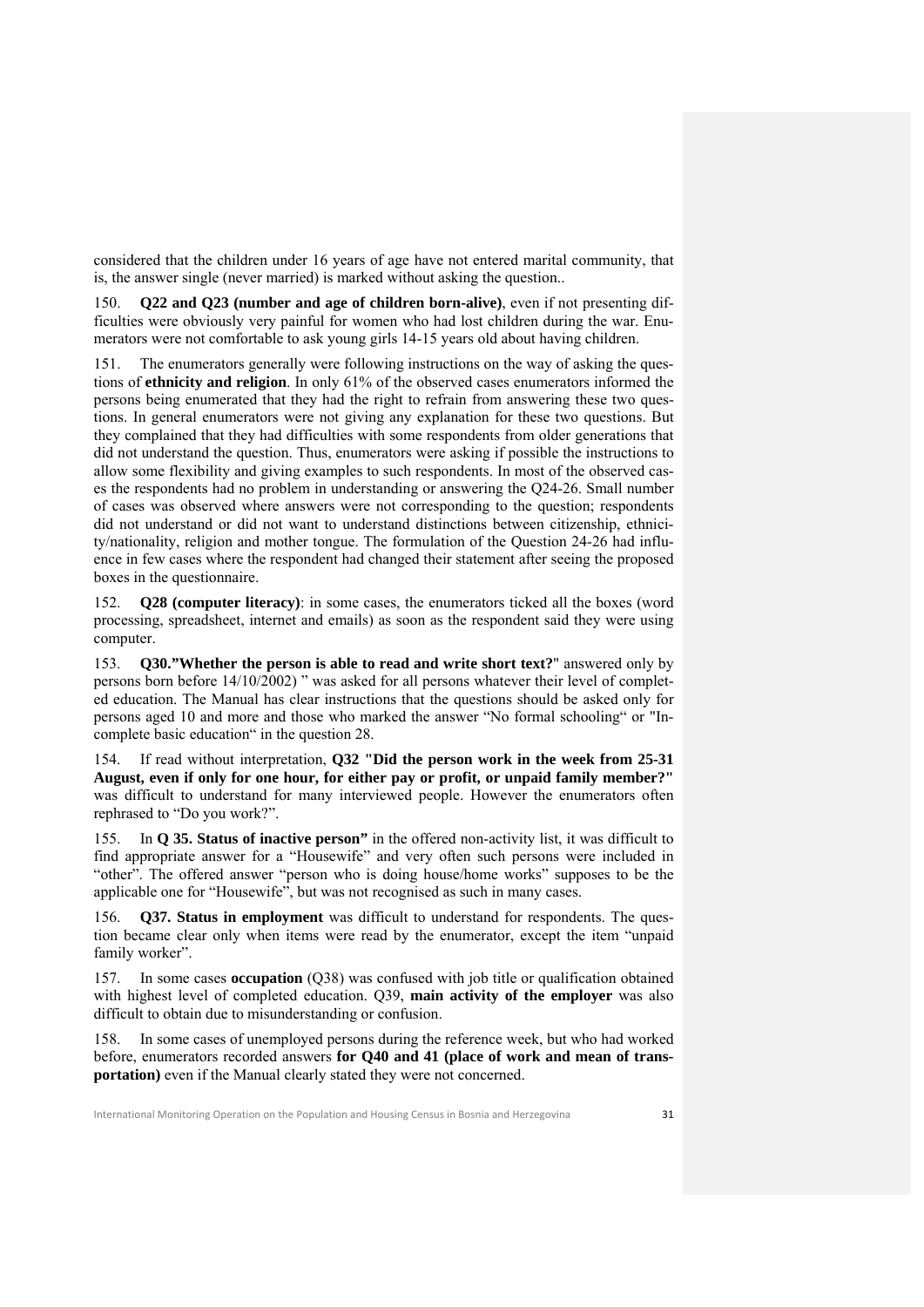considered that the children under 16 years of age have not entered marital community, that is, the answer single (never married) is marked without asking the question..

150. **Q22 and Q23 (number and age of children born-alive)**, even if not presenting difficulties were obviously very painful for women who had lost children during the war. Enumerators were not comfortable to ask young girls 14-15 years old about having children.

151. The enumerators generally were following instructions on the way of asking the questions of **ethnicity and religion**. In only 61% of the observed cases enumerators informed the persons being enumerated that they had the right to refrain from answering these two questions. In general enumerators were not giving any explanation for these two questions. But they complained that they had difficulties with some respondents from older generations that did not understand the question. Thus, enumerators were asking if possible the instructions to allow some flexibility and giving examples to such respondents. In most of the observed cases the respondents had no problem in understanding or answering the Q24-26. Small number of cases was observed where answers were not corresponding to the question; respondents did not understand or did not want to understand distinctions between citizenship, ethnicity/nationality, religion and mother tongue. The formulation of the Question 24-26 had influence in few cases where the respondent had changed their statement after seeing the proposed boxes in the questionnaire.

152. **Q28 (computer literacy)**: in some cases, the enumerators ticked all the boxes (word processing, spreadsheet, internet and emails) as soon as the respondent said they were using computer.

153. **Q30."Whether the person is able to read and write short text?**" answered only by persons born before 14/10/2002) " was asked for all persons whatever their level of completed education. The Manual has clear instructions that the questions should be asked only for persons aged 10 and more and those who marked the answer "No formal schooling" or "Incomplete basic education" in the question 28.

154. If read without interpretation, **Q32 "Did the person work in the week from 25-31 August, even if only for one hour, for either pay or profit, or unpaid family member?"** was difficult to understand for many interviewed people. However the enumerators often rephrased to "Do you work?".

155. In **Q 35. Status of inactive person"** in the offered non-activity list, it was difficult to find appropriate answer for a "Housewife" and very often such persons were included in "other". The offered answer "person who is doing house/home works" supposes to be the applicable one for "Housewife", but was not recognised as such in many cases.

156. **Q37. Status in employment** was difficult to understand for respondents. The question became clear only when items were read by the enumerator, except the item "unpaid family worker".

157. In some cases **occupation** (Q38) was confused with job title or qualification obtained with highest level of completed education. Q39, **main activity of the employer** was also difficult to obtain due to misunderstanding or confusion.

158. In some cases of unemployed persons during the reference week, but who had worked before, enumerators recorded answers **for Q40 and 41 (place of work and mean of transportation)** even if the Manual clearly stated they were not concerned.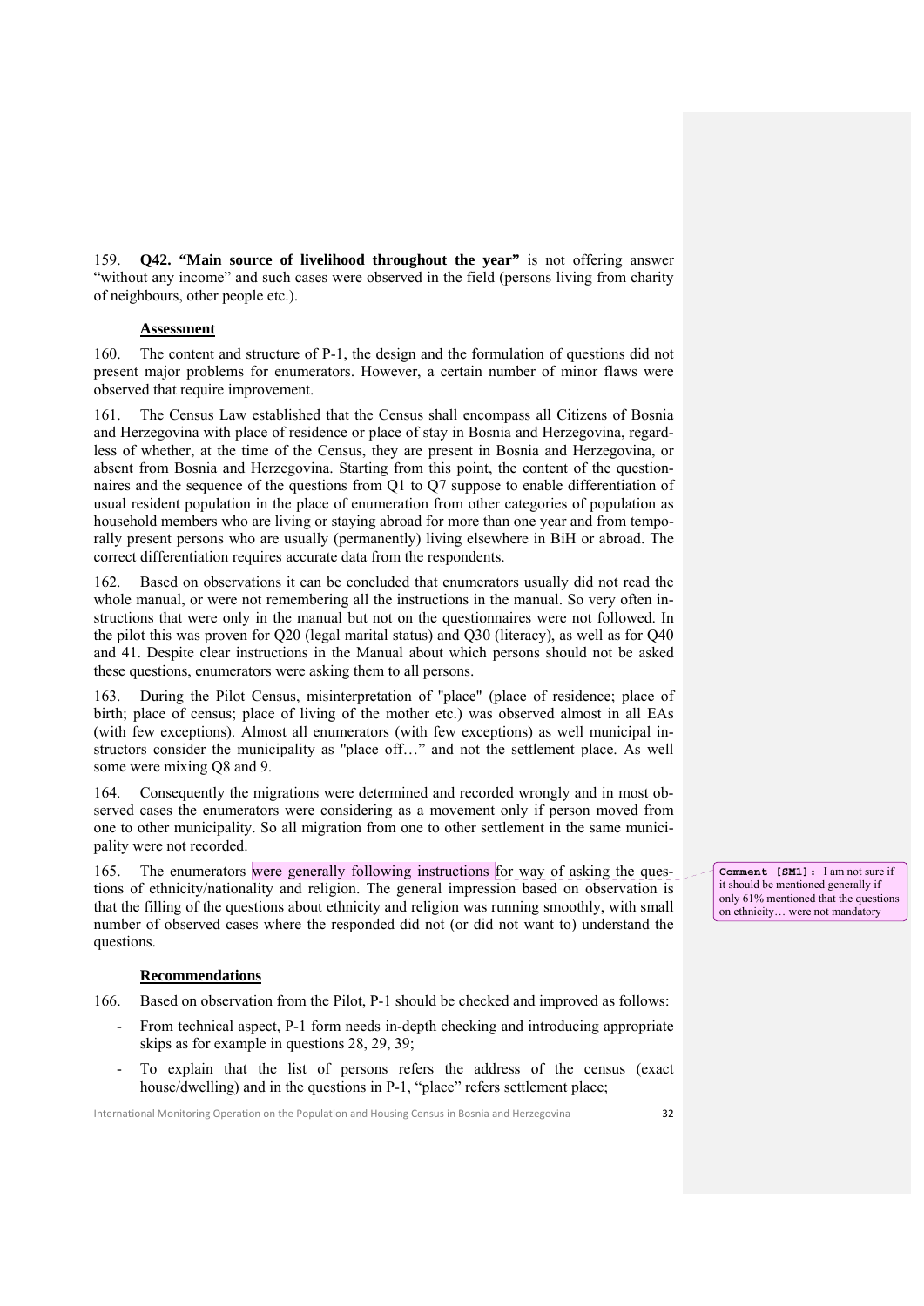159. **Q42. "Main source of livelihood throughout the year"** is not offering answer "without any income" and such cases were observed in the field (persons living from charity of neighbours, other people etc.).

### Assessment

160. The content and structure of P-1, the design and the formulation of questions did not present major problems for enumerators. However, a certain number of minor flaws were observed that require improvement.

161. The Census Law established that the Census shall encompass all Citizens of Bosnia and Herzegovina with place of residence or place of stay in Bosnia and Herzegovina, regardless of whether, at the time of the Census, they are present in Bosnia and Herzegovina, or absent from Bosnia and Herzegovina. Starting from this point, the content of the questionnaires and the sequence of the questions from Q1 to Q7 suppose to enable differentiation of usual resident population in the place of enumeration from other categories of population as household members who are living or staying abroad for more than one year and from temporarily present persons who are usually (permanently) living elsewhere in BiH or abroad. The correct differentiation requires accurate data from the respondents.

162. Based on observations it can be concluded that enumerators usually did not read the whole manual, or were not remembering all the instructions in the manual. So very often instructions that were only in the manual but not on the questionnaires were not followed. In the pilot this was proven for Q20 (legal marital status) and Q30 (literacy), as well as for Q40 and 41. Despite clear instructions in the Manual about which persons should not be asked these questions, enumerators were asking them to all persons.

163. During the Pilot Census, misinterpretation of "place" (place of residence; place of birth; place of census; place of living of the mother etc.) was observed almost in all EAs (with few exceptions). Almost all enumerators (with few exceptions) as well municipal instructors consider the municipality as "place off…" and not the settlement place. As well some were mixing Q8 and 9.

164. Consequently the migrations were determined and recorded wrongly and in most observed cases the enumerators were considering as a movement only if person moved from one to other municipality. So all migration from one to other settlement in the same municipality were not recorded.

165. The enumerators were generally following instructions for way of asking the questions of ethnicity/nationality and religion. The general impression based on observation is that the filling of the questions about ethnicity and religion was running smoothly, with small number of observed cases where the responded did not (or did not want to) understand the questions.

> **Comment [SM1]:** I am not sure if it should be mentioned generally if only 61% mentioned that the questions on ethnicity… were not mandatory

### Recommendations

166. Based on observation from the Pilot, P-1 should be checked and improved as follows:

- From technical aspect, P-1 form needs in-depth checking and introducing appropriate skips as for example in questions 28, 29, 39;
- To explain that the list of persons refers the address of the census (exact house/dwelling) and in the questions in P-1, "place" refers settlement place;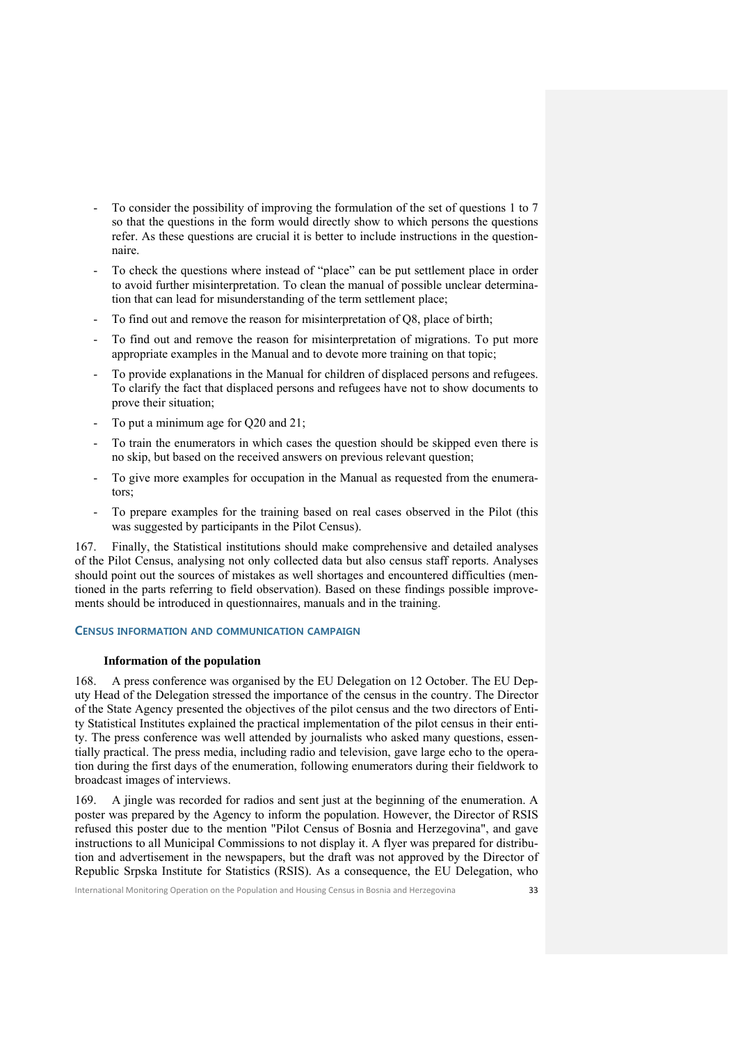- To consider the possibility of improving the formulation of the set of questions 1 to 7 so that the questions in the form would directly show to which persons the questions refer. As these questions are crucial it is better to include instructions in the questionnaire.
- To check the questions where instead of "place" can be put settlement place in order to avoid further misinterpretation. To clean the manual of possible unclear determination that can lead for misunderstanding of the term settlement place;
- To find out and remove the reason for misinterpretation of Q8, place of birth;
- To find out and remove the reason for misinterpretation of migrations. To put more appropriate examples in the Manual and to devote more training on that topic;
- To provide explanations in the Manual for children of displaced persons and refugees. To clarify the fact that displaced persons and refugees have not to show documents to prove their situation;
- To put a minimum age for Q20 and 21;
- To train the enumerators in which cases the question should be skipped even there is no skip, but based on the received answers on previous relevant question;
- To give more examples for occupation in the Manual as requested from the enumerators;
- To prepare examples for the training based on real cases observed in the Pilot (this was suggested by participants in the Pilot Census).

167. Finally, the Statistical institutions should make comprehensive and detailed analyses of the Pilot Census, analysing not only collected data but also census staff reports. Analyses should point out the sources of mistakes as well shortages and encountered difficulties (mentioned in the parts referring to field observation). Based on these findings possible improvements should be introduced in questionnaires, manuals and in the training.

## CENSUS INFORMATION AND COMMUNICATION CAMPAIGN

### Information of the population

168. A press conference was organised by the EU Delegation on 12 October. The EU Deputy Head of the Delegation stressed the importance of the census in the country. The Director of the State Agency presented the objectives of the pilot census and the two directors of Entity Statistical Institutes explained the practical implementation of the pilot census in their entity. The press conference was well attended by journalists who asked many questions, essentially practical. The press media, including radio and television, gave large echo to the operation during the first days of the enumeration, following enumerators during their fieldwork to broadcast images of interviews.

169. A jingle was recorded for radios and sent just at the beginning of the enumeration. A poster was prepared by the Agency to inform the population. However, the Director of RSIS refused this poster due to the mention "Pilot Census of Bosnia and Herzegovina", and gave instructions to all Municipal Commissions to not display it. A flyer was prepared for distribution and advertisement in the newspapers, but the draft was not approved by the Director of Republic Srpska Institute for Statistics (RSIS). As a consequence, the EU Delegation, who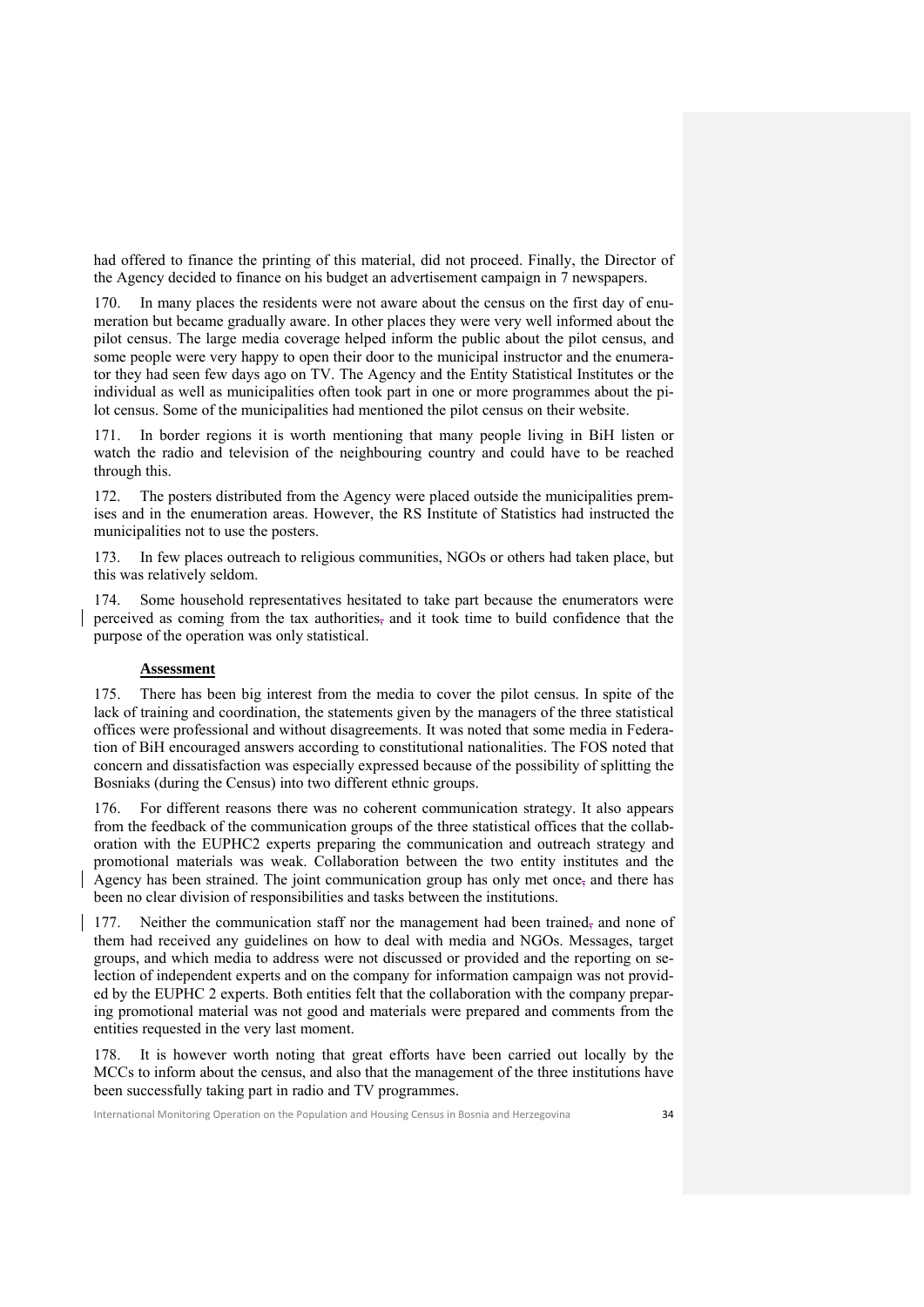had offered to finance the printing of this material, did not proceed. Finally, the Director of the Agency decided to finance on his budget an advertisement campaign in 7 newspapers.

170. In many places the residents were not aware about the census on the first day of enumeration but became gradually aware. In other places they were very well informed about the pilot census. The large media coverage helped inform the public about the pilot census, and some people were very happy to open their door to the municipal instructor and the enumerator they had seen few days ago on TV. The Agency and the Entity Statistical Institutes or the individual as well as municipalities often took part in one or more programmes about the pilot census. Some of the municipalities had mentioned the pilot census on their website.

171. In border regions it is worth mentioning that many people living in BiH listen or watch the radio and television of the neighbouring country and could have to be reached through this.

172. The posters distributed from the Agency were placed outside the municipalities premises and in the enumeration areas. However, the RS Institute of Statistics had instructed the municipalities not to use the posters.

173. In few places outreach to religious communities, NGOs or others had taken place, but this was relatively seldom.

174. Some household representatives hesitated to take part because the enumerators were perceived as coming from the tax authorities and it took time to build confidence that the purpose of the operation was only statistical.

**Assessment**

175. There has been big interest from the media to cover the pilot census. In spite of the lack of training and coordination, the statements given by the managers of the three statistical offices were professional and without disagreements. It was noted that some media in Federation of BiH encouraged answers according to constitutional nationalities. The FOS noted that concern and dissatisfaction was especially expressed because of the possibility of splitting the Bosniaks (during the Census) into two different ethnic groups.

176. For different reasons there was no coherent communication strategy. It also appears from the feedback of the communication groups of the three statistical offices that the collaboration with the EUPHC2 experts preparing the communication and outreach strategy and promotional materials was weak. Collaboration between the two entity institutes and the Agency has been strained. The joint communication group has only met once and there has been no clear division of responsibilities and tasks between the institutions.

177. Neither the communication staff nor the management had been trained and none of them had received any guidelines on how to deal with media and NGOs. Messages, target groups, and which media to address were not discussed or provided and the reporting on selection of independent experts and on the company for information campaign was not provided by the EUPHC 2 experts. Both entities felt that the collaboration with the company preparing promotional material was not good and materials were prepared and comments from the entities requested in the very last moment.

178. It is however worth noting that great efforts have been carried out locally by the MCCs to inform about the census, and also that the management of the three institutions have been successfully taking part in radio and TV programmes.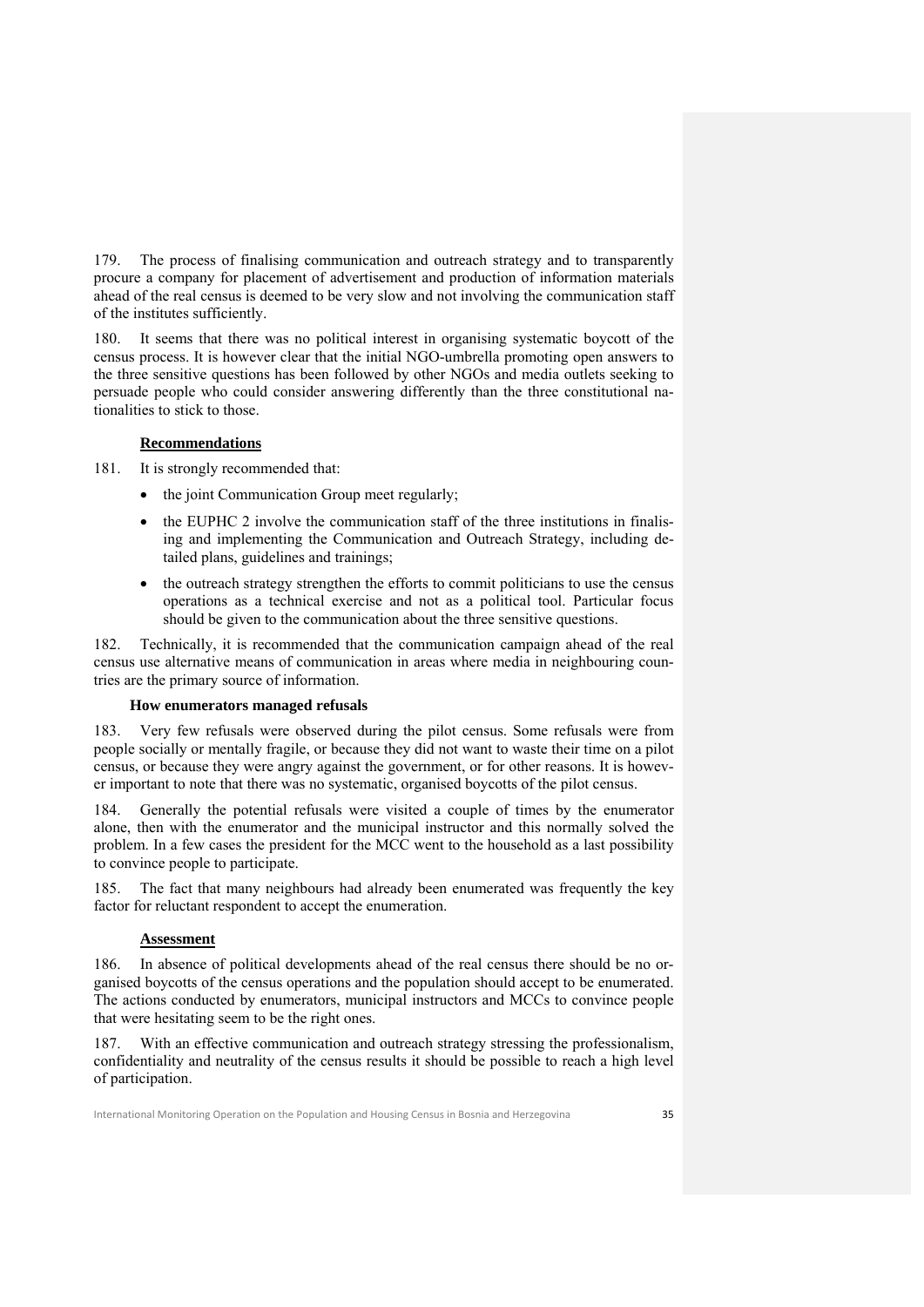179. The process of finalising communication and outreach strategy and to transparently procure a company for placement of advertisement and production of information materials ahead of the real census is deemed to be very slow and not involving the communication staff of the institutes sufficiently.

180. It seems that there was no political interest in organising systematic boycott of the census process. It is however clear that the initial NGO-umbrella promoting open answers to the three sensitive questions has been followed by other NGOs and media outlets seeking to persuade people who could consider answering differently than the three constitutional nationalities to stick to those.

**Recommendations**

181. It is strongly recommended that:

- the joint Communication Group meet regularly;
- the EUPHC 2 involve the communication staff of the three institutions in finalising and implementing the Communication and Outreach Strategy, including detailed plans, guidelines and trainings;
- the outreach strategy strengthen the efforts to commit politicians to use the census operations as a technical exercise and not as a political tool. Particular focus should be given to the communication about the three sensitive questions.

182. Technically, it is recommended that the communication campaign ahead of the real census use alternative means of communication in areas where media in neighbouring countries are the primary source of information.

### How enumerators managed refusals

183. Very few refusals were observed during the pilot census. Some refusals were from people socially or mentally fragile, or because they did not want to waste their time on a pilot census, or because they were angry against the government, or for other reasons. It is however important to note that there was no systematic, organised boycotts of the pilot census.

184. Generally the potential refusals were visited a couple of times by the enumerator alone, then with the enumerator and the municipal instructor and this normally solved the problem. In a few cases the president for the MCC went to the household as a last possibility to convince people to participate.

185. The fact that many neighbours had already been enumerated was frequently the key factor for reluctant respondent to accept the enumeration.

**Assessment**

186. In absence of political developments ahead of the real census there should be no organised boycotts of the census operations and the population should accept to be enumerated. The actions conducted by enumerators, municipal instructors and MCCs to convince people that were hesitating seem to be the right ones.

187. With an effective communication and outreach strategy stressing the professionalism, confidentiality and neutrality of the census results it should be possible to reach a high level of participation.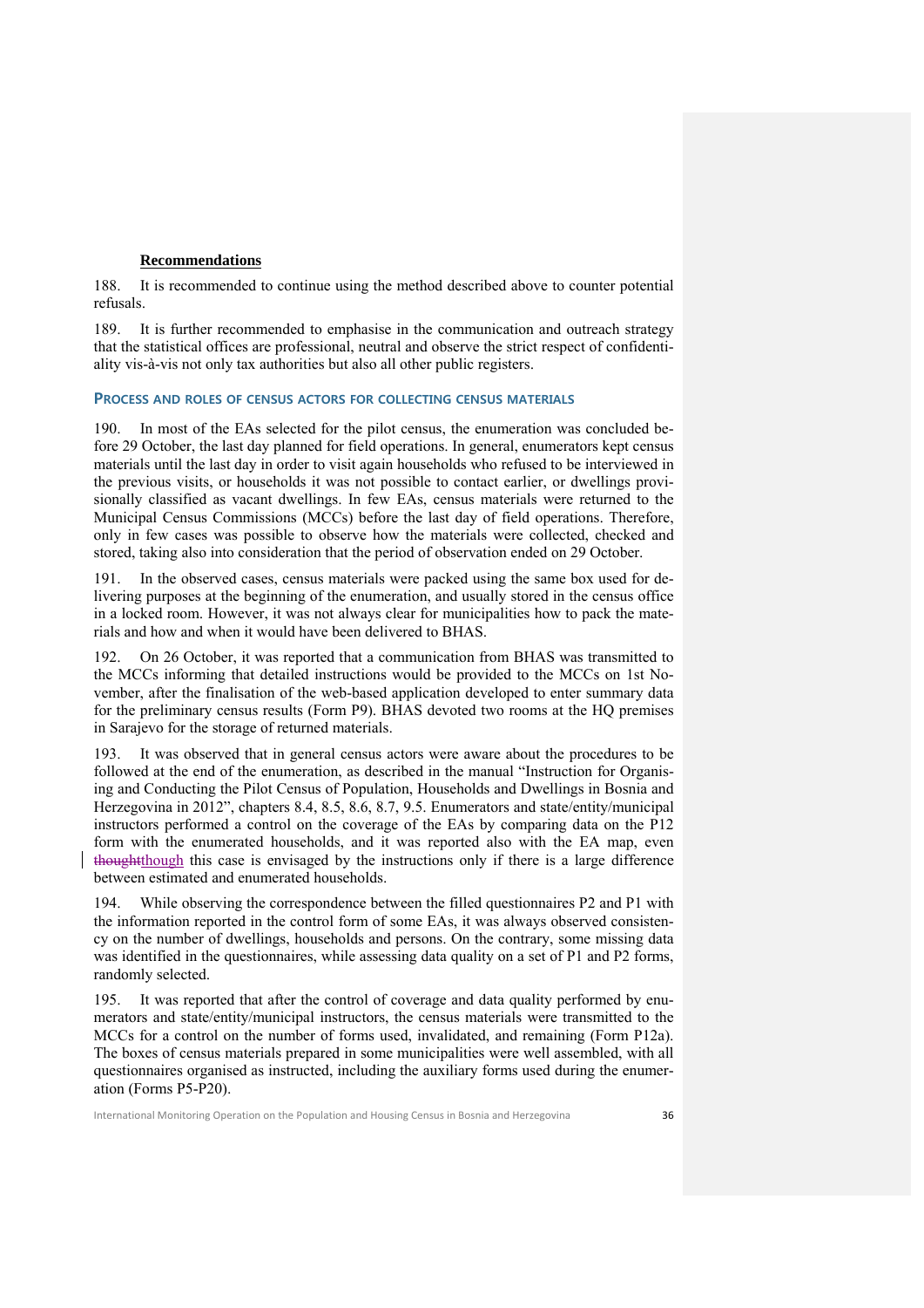**Recommendations**

188. It is recommended to continue using the method described above to counter potential refusals.

189. It is further recommended to emphasise in the communication and outreach strategy that the statistical offices are professional, neutral and observe the strict respect of confidentiality vis-à-vis not only tax authorities but also all other public registers.

### PROCESS AND ROLES OF CENSUS ACTORS FOR COLLECTING CENSUS MATERIALS

190. In most of the EAs selected for the pilot census, the enumeration was concluded before 29 October, the last day planned for field operations. In general, enumerators kept census materials until the last day in order to visit again households who refused to be interviewed in the previous visits, or households it was not possible to contact earlier, or dwellings provisionally classified as vacant dwellings. In few EAs, census materials were returned to the Municipal Census Commissions (MCCs) before the last day of field operations. Therefore, only in few cases was possible to observe how the materials were collected, checked and stored, taking also into consideration that the period of observation ended on 29 October.

191. In the observed cases, census materials were packed using the same box used for delivering purposes at the beginning of the enumeration, and usually stored in the census office in a locked room. However, it was not always clear for municipalities how to pack the materials and how and when it would have been delivered to BHAS.

192. On 26 October, it was reported that a communication from BHAS was transmitted to the MCCs informing that detailed instructions would be provided to the MCCs on 1st November, after the finalisation of the web-based application developed to enter summary data for the preliminary census results (Form P9). BHAS devoted two rooms at the HQ premises in Sarajevo for the storage of returned materials.

193. It was observed that in general census actors were aware about the procedures to be followed at the end of the enumeration, as described in the manual "Instruction for Organising and Conducting the Pilot Census of Population, Households and Dwellings in Bosnia and Herzegovina in 2012", chapters 8.4, 8.5, 8.6, 8.7, 9.5. Enumerators and state/entity/municipal instructors performed a control on the coverage of the EAs by comparing data on the P12 form with the enumerated households, and it was reported also with the EA map, even ~~thought~~though this case is envisaged by the instructions only if there is a large difference between estimated and enumerated households.

194. While observing the correspondence between the filled questionnaires P2 and P1 with the information reported in the control form of some EAs, it was always observed consistency on the number of dwellings, households and persons. On the contrary, some missing data was identified in the questionnaires, while assessing data quality on a set of P1 and P2 forms, randomly selected.

195. It was reported that after the control of coverage and data quality performed by enumerators and state/entity/municipal instructors, the census materials were transmitted to the MCCs for a control on the number of forms used, invalidated, and remaining (Form P12a). The boxes of census materials prepared in some municipalities were well assembled, with all questionnaires organised as instructed, including the auxiliary forms used during the enumeration (Forms P5-P20).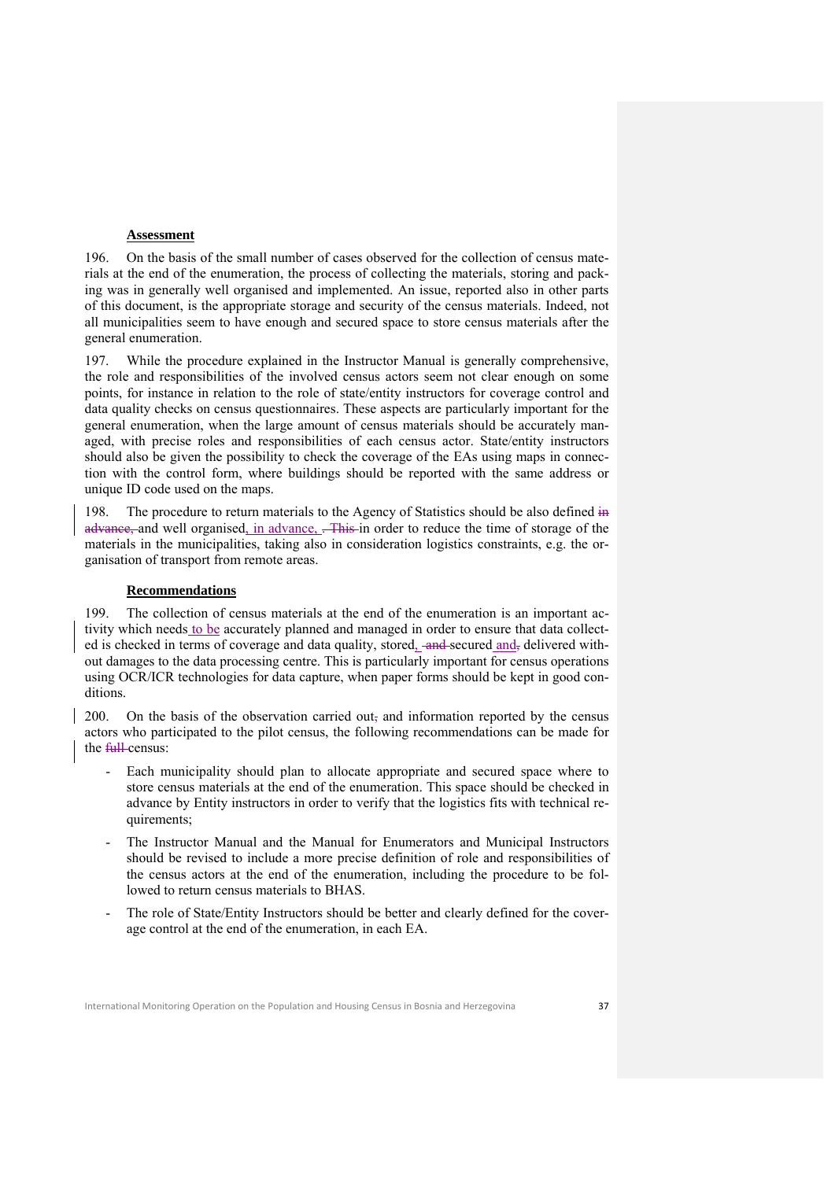### Assessment

196. On the basis of the small number of cases observed for the collection of census materials at the end of the enumeration, the process of collecting the materials, storing and packing was in generally well organised and implemented. An issue, reported also in other parts of this document, is the appropriate storage and security of the census materials. Indeed, not all municipalities seem to have enough and secured space to store census materials after the general enumeration.

197. While the procedure explained in the Instructor Manual is generally comprehensive, the role and responsibilities of the involved census actors seem not clear enough on some points, for instance in relation to the role of state/entity instructors for coverage control and data quality checks on census questionnaires. These aspects are particularly important for the general enumeration, when the large amount of census materials should be accurately managed, with precise roles and responsibilities of each census actor. State/entity instructors should also be given the possibility to check the coverage of the EAs using maps in connection with the control form, where buildings should be reported with the same address or unique ID code used on the maps.

198. The procedure to return materials to the Agency of Statistics should be also defined and well organised, in advance, in order to reduce the time of storage of the materials in the municipalities, taking also in consideration logistics constraints, e.g. the organisation of transport from remote areas.

### Recommendations

199. The collection of census materials at the end of the enumeration is an important activity which needs to be accurately planned and managed in order to ensure that data collected is checked in terms of coverage and data quality, stored, secured and delivered without damages to the data processing centre. This is particularly important for census operations using OCR/ICR technologies for data capture, when paper forms should be kept in good conditions.

200. On the basis of the observation carried out and information reported by the census actors who participated to the pilot census, the following recommendations can be made for the census:

- Each municipality should plan to allocate appropriate and secured space where to store census materials at the end of the enumeration. This space should be checked in advance by Entity instructors in order to verify that the logistics fits with technical requirements;
- The Instructor Manual and the Manual for Enumerators and Municipal Instructors should be revised to include a more precise definition of role and responsibilities of the census actors at the end of the enumeration, including the procedure to be followed to return census materials to BHAS.
- The role of State/Entity Instructors should be better and clearly defined for the coverage control at the end of the enumeration, in each EA.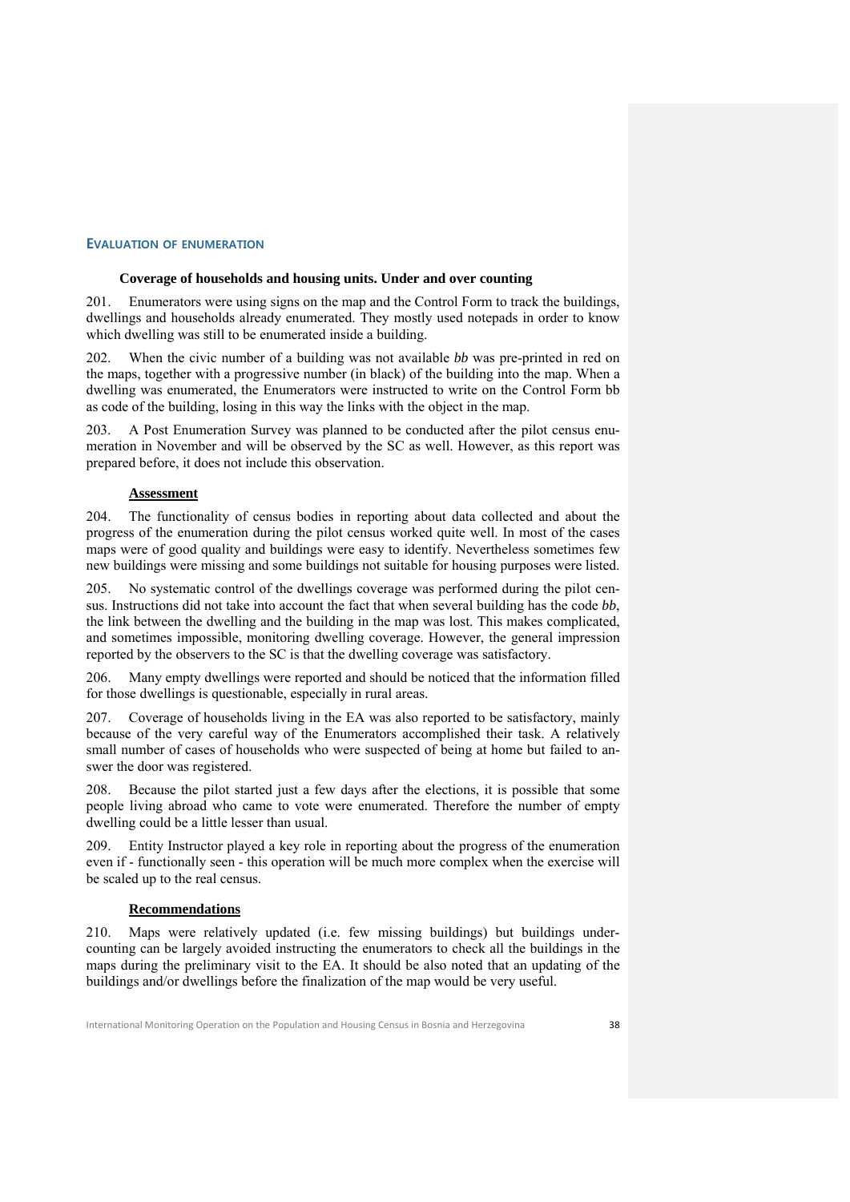## EVALUATION OF ENUMERATION

### Coverage of households and housing units. Under and over counting

201. Enumerators were using signs on the map and the Control Form to track the buildings, dwellings and households already enumerated. They mostly used notepads in order to know which dwelling was still to be enumerated inside a building.

202. When the civic number of a building was not available *bb* was pre-printed in red on the maps, together with a progressive number (in black) of the building into the map. When a dwelling was enumerated, the Enumerators were instructed to write on the Control Form bb as code of the building, losing in this way the links with the object in the map.

203. A Post Enumeration Survey was planned to be conducted after the pilot census enumeration in November and will be observed by the SC as well. However, as this report was prepared before, it does not include this observation.

#### Assessment

204. The functionality of census bodies in reporting about data collected and about the progress of the enumeration during the pilot census worked quite well. In most of the cases maps were of good quality and buildings were easy to identify. Nevertheless sometimes few new buildings were missing and some buildings not suitable for housing purposes were listed.

205. No systematic control of the dwellings coverage was performed during the pilot census. Instructions did not take into account the fact that when several building has the code *bb*, the link between the dwelling and the building in the map was lost. This makes complicated, and sometimes impossible, monitoring dwelling coverage. However, the general impression reported by the observers to the SC is that the dwelling coverage was satisfactory.

206. Many empty dwellings were reported and should be noticed that the information filled for those dwellings is questionable, especially in rural areas.

207. Coverage of households living in the EA was also reported to be satisfactory, mainly because of the very careful way of the Enumerators accomplished their task. A relatively small number of cases of households who were suspected of being at home but failed to answer the door was registered.

208. Because the pilot started just a few days after the elections, it is possible that some people living abroad who came to vote were enumerated. Therefore the number of empty dwelling could be a little lesser than usual.

209. Entity Instructor played a key role in reporting about the progress of the enumeration even if - functionally seen - this operation will be much more complex when the exercise will be scaled up to the real census.

#### Recommendations

210. Maps were relatively updated (i.e. few missing buildings) but buildings undercounting can be largely avoided instructing the enumerators to check all the buildings in the maps during the preliminary visit to the EA. It should be also noted that an updating of the buildings and/or dwellings before the finalization of the map would be very useful.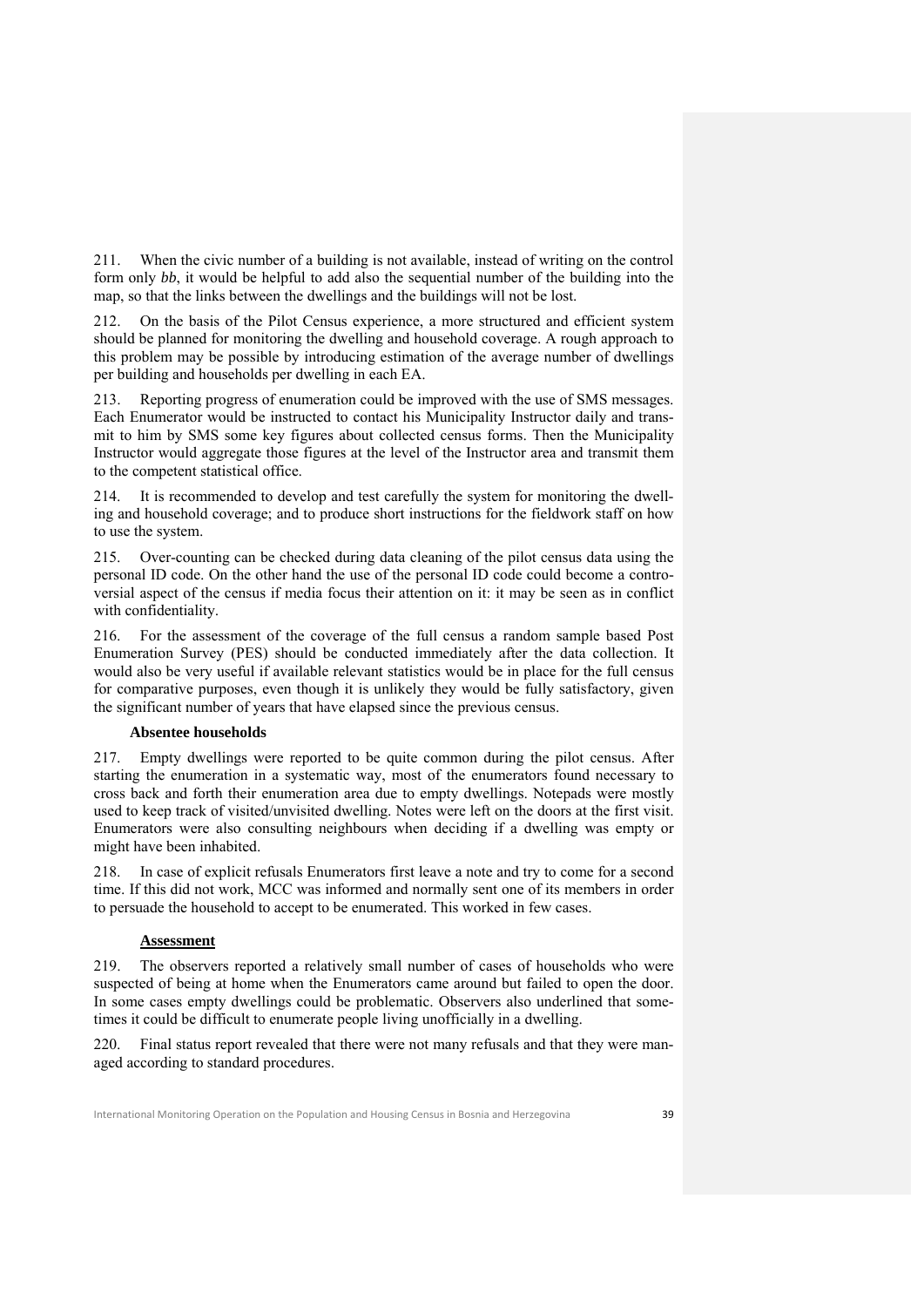211. When the civic number of a building is not available, instead of writing on the control form only *bb*, it would be helpful to add also the sequential number of the building into the map, so that the links between the dwellings and the buildings will not be lost.

212. On the basis of the Pilot Census experience, a more structured and efficient system should be planned for monitoring the dwelling and household coverage. A rough approach to this problem may be possible by introducing estimation of the average number of dwellings per building and households per dwelling in each EA.

213. Reporting progress of enumeration could be improved with the use of SMS messages. Each Enumerator would be instructed to contact his Municipality Instructor daily and transmit to him by SMS some key figures about collected census forms. Then the Municipality Instructor would aggregate those figures at the level of the Instructor area and transmit them to the competent statistical office.

214. It is recommended to develop and test carefully the system for monitoring the dwelling and household coverage; and to produce short instructions for the fieldwork staff on how to use the system.

215. Over-counting can be checked during data cleaning of the pilot census data using the personal ID code. On the other hand the use of the personal ID code could become a controversial aspect of the census if media focus their attention on it: it may be seen as in conflict with confidentiality.

216. For the assessment of the coverage of the full census a random sample based Post Enumeration Survey (PES) should be conducted immediately after the data collection. It would also be very useful if available relevant statistics would be in place for the full census for comparative purposes, even though it is unlikely they would be fully satisfactory, given the significant number of years that have elapsed since the previous census.

#### Absentee households

217. Empty dwellings were reported to be quite common during the pilot census. After starting the enumeration in a systematic way, most of the enumerators found necessary to cross back and forth their enumeration area due to empty dwellings. Notepads were mostly used to keep track of visited/unvisited dwelling. Notes were left on the doors at the first visit. Enumerators were also consulting neighbours when deciding if a dwelling was empty or might have been inhabited.

218. In case of explicit refusals Enumerators first leave a note and try to come for a second time. If this did not work, MCC was informed and normally sent one of its members in order to persuade the household to accept to be enumerated. This worked in few cases.

#### Assessment

219. The observers reported a relatively small number of cases of households who were suspected of being at home when the Enumerators came around but failed to open the door. In some cases empty dwellings could be problematic. Observers also underlined that sometimes it could be difficult to enumerate people living unofficially in a dwelling.

220. Final status report revealed that there were not many refusals and that they were managed according to standard procedures.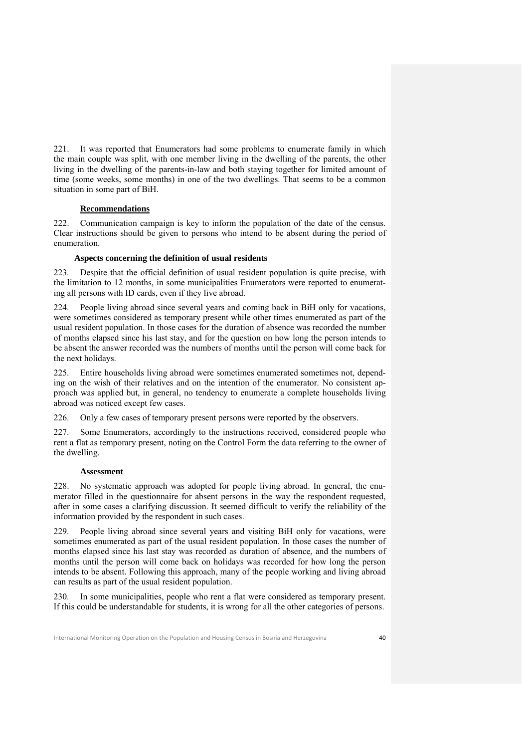221. It was reported that Enumerators had some problems to enumerate family in which the main couple was split, with one member living in the dwelling of the parents, the other living in the dwelling of the parents-in-law and both staying together for limited amount of time (some weeks, some months) in one of the two dwellings. That seems to be a common situation in some part of BiH.

**Recommendations**

222. Communication campaign is key to inform the population of the date of the census. Clear instructions should be given to persons who intend to be absent during the period of enumeration.

**Aspects concerning the definition of usual residents**

223. Despite that the official definition of usual resident population is quite precise, with the limitation to 12 months, in some municipalities Enumerators were reported to enumerating all persons with ID cards, even if they live abroad.

224. People living abroad since several years and coming back in BiH only for vacations, were sometimes considered as temporary present while other times enumerated as part of the usual resident population. In those cases for the duration of absence was recorded the number of months elapsed since his last stay, and for the question on how long the person intends to be absent the answer recorded was the numbers of months until the person will come back for the next holidays.

225. Entire households living abroad were sometimes enumerated sometimes not, depending on the wish of their relatives and on the intention of the enumerator. No consistent approach was applied but, in general, no tendency to enumerate a complete households living abroad was noticed except few cases.

226. Only a few cases of temporary present persons were reported by the observers.

227. Some Enumerators, accordingly to the instructions received, considered people who rent a flat as temporary present, noting on the Control Form the data referring to the owner of the dwelling.

**Assessment**

228. No systematic approach was adopted for people living abroad. In general, the enumerator filled in the questionnaire for absent persons in the way the respondent requested, after in some cases a clarifying discussion. It seemed difficult to verify the reliability of the information provided by the respondent in such cases.

229. People living abroad since several years and visiting BiH only for vacations, were sometimes enumerated as part of the usual resident population. In those cases the number of months elapsed since his last stay was recorded as duration of absence, and the numbers of months until the person will come back on holidays was recorded for how long the person intends to be absent. Following this approach, many of the people working and living abroad can results as part of the usual resident population.

230. In some municipalities, people who rent a flat were considered as temporary present. If this could be understandable for students, it is wrong for all the other categories of persons.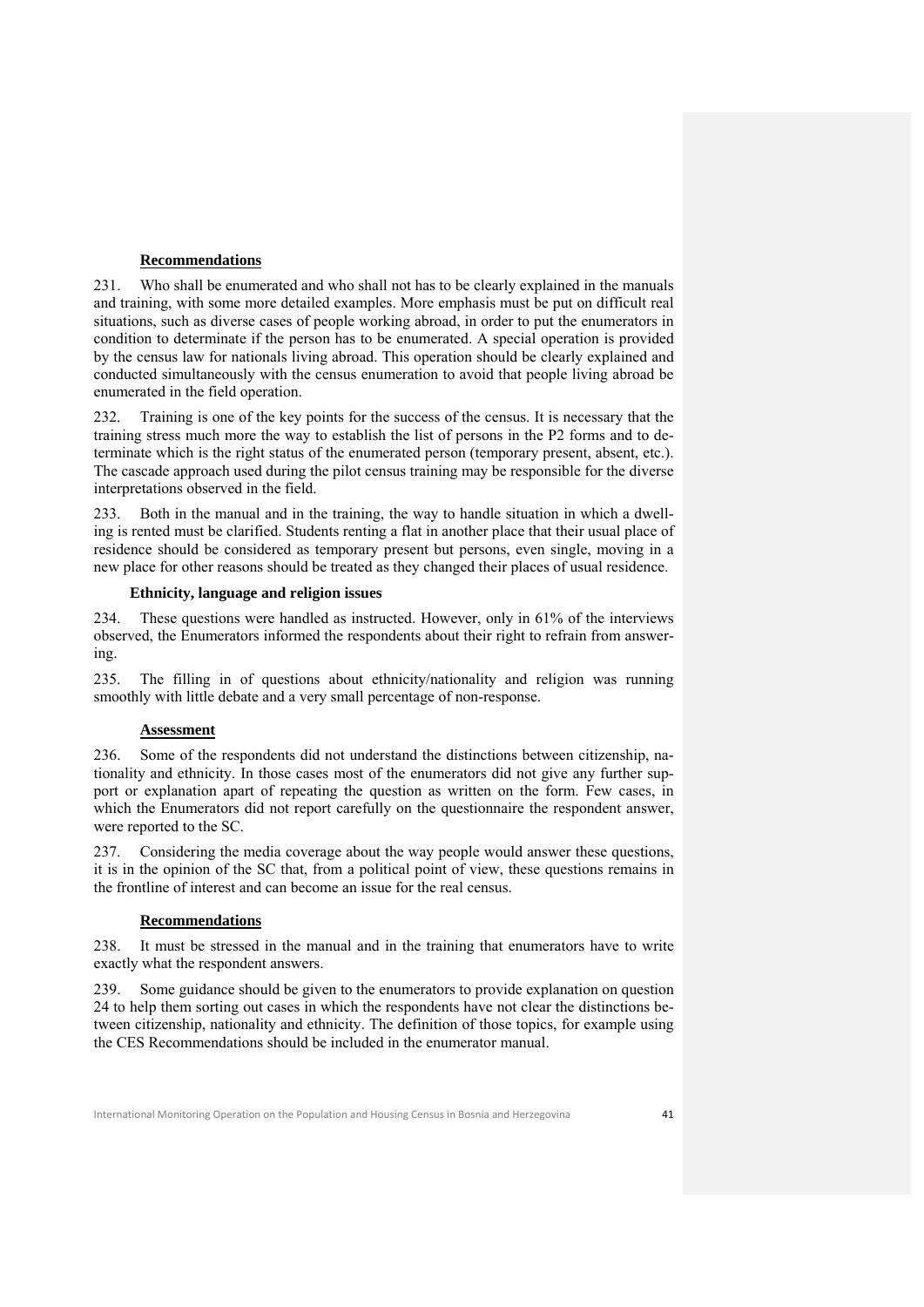#### Recommendations

231. Who shall be enumerated and who shall not has to be clearly explained in the manuals and training, with some more detailed examples. More emphasis must be put on difficult real situations, such as diverse cases of people working abroad, in order to put the enumerators in condition to determinate if the person has to be enumerated. A special operation is provided by the census law for nationals living abroad. This operation should be clearly explained and conducted simultaneously with the census enumeration to avoid that people living abroad be enumerated in the field operation.

232. Training is one of the key points for the success of the census. It is necessary that the training stress much more the way to establish the list of persons in the P2 forms and to determinate which is the right status of the enumerated person (temporary present, absent, etc.). The cascade approach used during the pilot census training may be responsible for the diverse interpretations observed in the field.

233. Both in the manual and in the training, the way to handle situation in which a dwelling is rented must be clarified. Students renting a flat in another place that their usual place of residence should be considered as temporary present but persons, even single, moving in a new place for other reasons should be treated as they changed their places of usual residence.

### Ethnicity, language and religion issues

234. These questions were handled as instructed. However, only in 61% of the interviews observed, the Enumerators informed the respondents about their right to refrain from answering.

235. The filling in of questions about ethnicity/nationality and religion was running smoothly with little debate and a very small percentage of non-response.

#### Assessment

236. Some of the respondents did not understand the distinctions between citizenship, nationality and ethnicity. In those cases most of the enumerators did not give any further support or explanation apart of repeating the question as written on the form. Few cases, in which the Enumerators did not report carefully on the questionnaire the respondent answer, were reported to the SC.

237. Considering the media coverage about the way people would answer these questions, it is in the opinion of the SC that, from a political point of view, these questions remains in the frontline of interest and can become an issue for the real census.

#### Recommendations

238. It must be stressed in the manual and in the training that enumerators have to write exactly what the respondent answers.

239. Some guidance should be given to the enumerators to provide explanation on question 24 to help them sorting out cases in which the respondents have not clear the distinctions between citizenship, nationality and ethnicity. The definition of those topics, for example using the CES Recommendations should be included in the enumerator manual.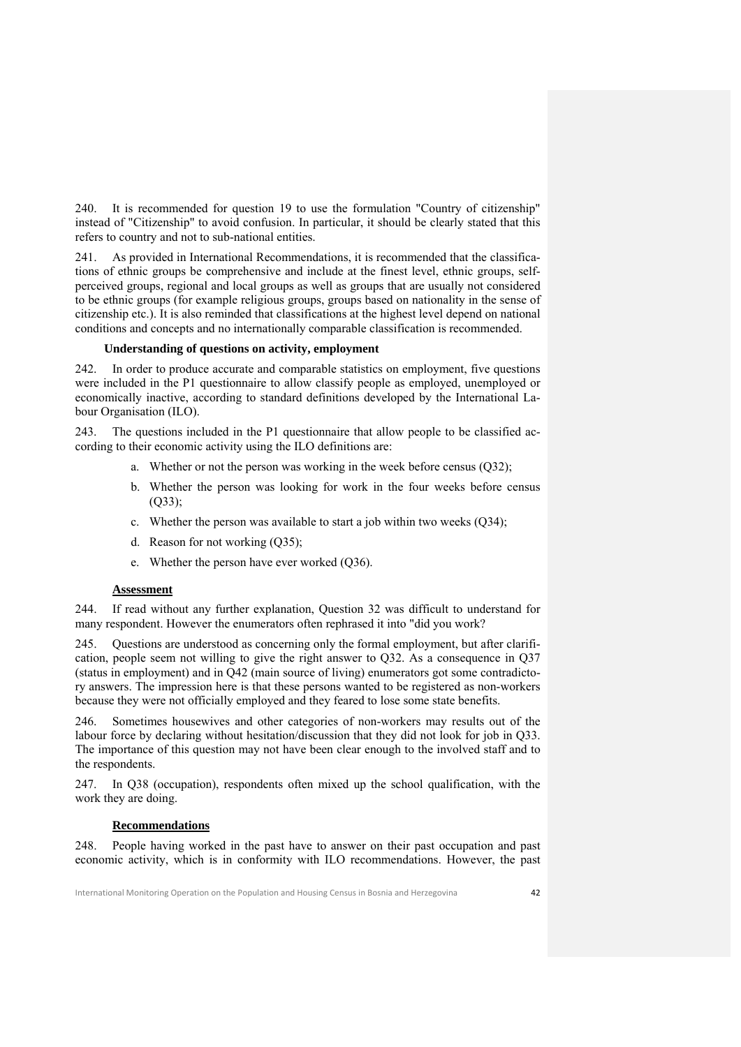240. It is recommended for question 19 to use the formulation "Country of citizenship" instead of "Citizenship" to avoid confusion. In particular, it should be clearly stated that this refers to country and not to sub-national entities.

241. As provided in International Recommendations, it is recommended that the classifications of ethnic groups be comprehensive and include at the finest level, ethnic groups, self-perceived groups, regional and local groups as well as groups that are usually not considered to be ethnic groups (for example religious groups, groups based on nationality in the sense of citizenship etc.). It is also reminded that classifications at the highest level depend on national conditions and concepts and no internationally comparable classification is recommended.

### Understanding of questions on activity, employment

242. In order to produce accurate and comparable statistics on employment, five questions were included in the P1 questionnaire to allow classify people as employed, unemployed or economically inactive, according to standard definitions developed by the International Labour Organisation (ILO).

243. The questions included in the P1 questionnaire that allow people to be classified according to their economic activity using the ILO definitions are:

a. Whether or not the person was working in the week before census (Q32);

b. Whether the person was looking for work in the four weeks before census (Q33);

c. Whether the person was available to start a job within two weeks (Q34);

d. Reason for not working (Q35);

e. Whether the person have ever worked (Q36).

#### Assessment

244. If read without any further explanation, Question 32 was difficult to understand for many respondent. However the enumerators often rephrased it into "did you work?

245. Questions are understood as concerning only the formal employment, but after clarification, people seem not willing to give the right answer to Q32. As a consequence in Q37 (status in employment) and in Q42 (main source of living) enumerators got some contradictory answers. The impression here is that these persons wanted to be registered as non-workers because they were not officially employed and they feared to lose some state benefits.

246. Sometimes housewives and other categories of non-workers may results out of the labour force by declaring without hesitation/discussion that they did not look for job in Q33. The importance of this question may not have been clear enough to the involved staff and to the respondents.

247. In Q38 (occupation), respondents often mixed up the school qualification, with the work they are doing.

#### Recommendations

248. People having worked in the past have to answer on their past occupation and past economic activity, which is in conformity with ILO recommendations. However, the past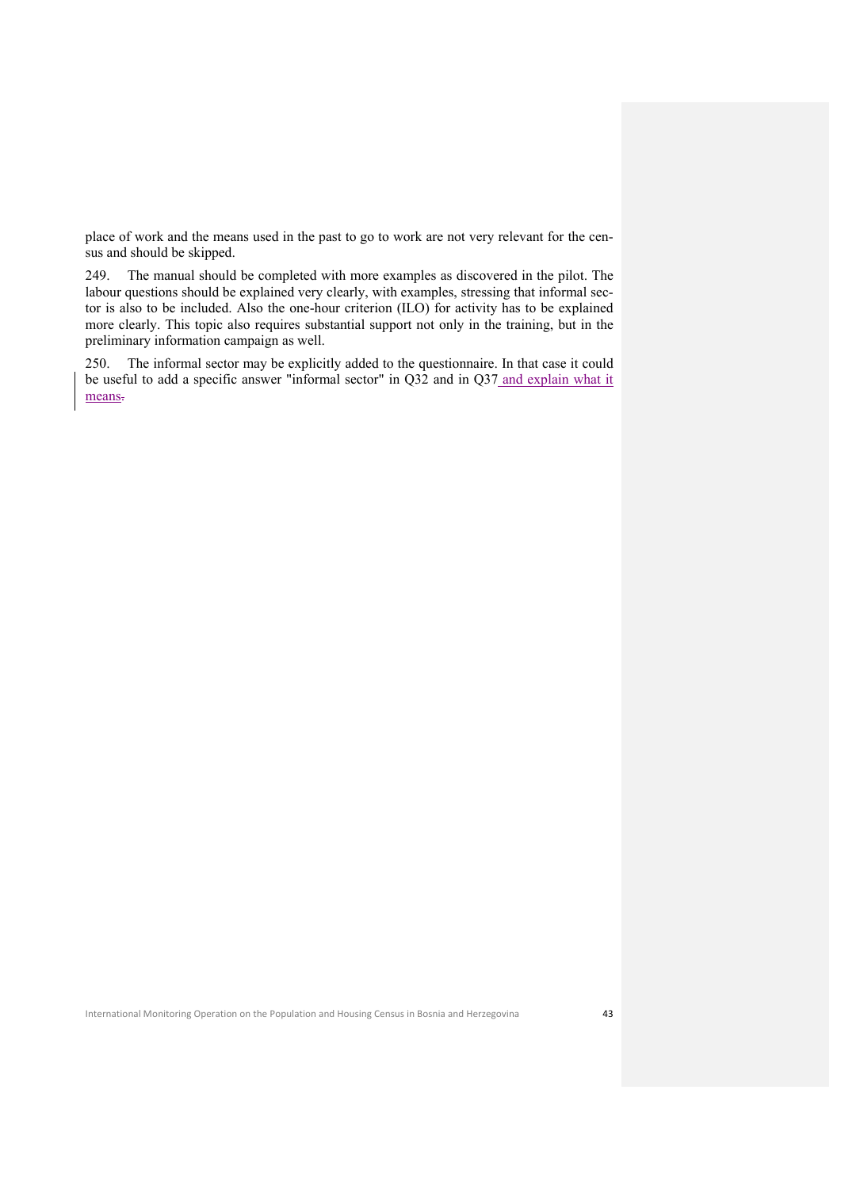place of work and the means used in the past to go to work are not very relevant for the census and should be skipped.

249. The manual should be completed with more examples as discovered in the pilot. The labour questions should be explained very clearly, with examples, stressing that informal sector is also to be included. Also the one-hour criterion (ILO) for activity has to be explained more clearly. This topic also requires substantial support not only in the training, but in the preliminary information campaign as well.

250. The informal sector may be explicitly added to the questionnaire. In that case it could be useful to add a specific answer "informal sector" in Q32 and in Q37 and explain what it means.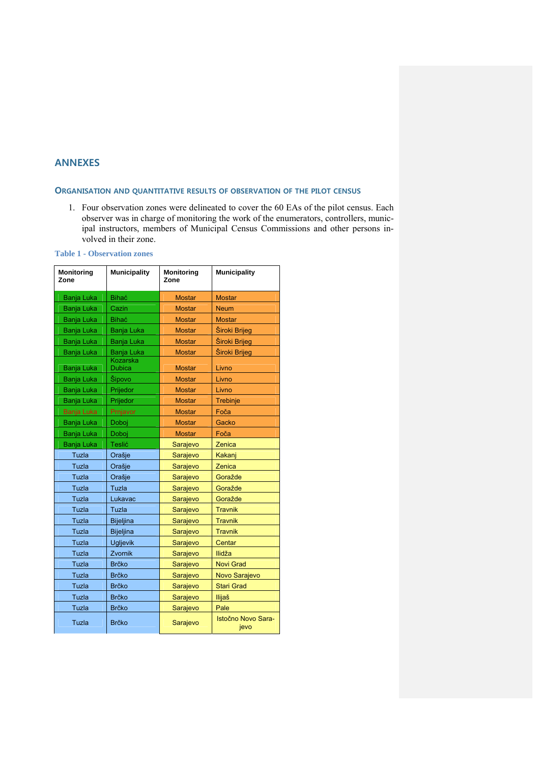# ANNEXES

## Organisation and quantitative results of observation of the pilot census

1. Four observation zones were delineated to cover the 60 EAs of the pilot census. Each observer was in charge of monitoring the work of the enumerators, controllers, municipal instructors, members of Municipal Census Commissions and other persons involved in their zone.

**Table 1 - Observation zones**

| Monitoring Zone | Municipality | Monitoring Zone | Municipality |
|---|---|---|---|
| Banja Luka | Bihać | Mostar | Mostar |
| Banja Luka | Cazin | Mostar | Neum |
| Banja Luka | Bihać | Mostar | Mostar |
| Banja Luka | Banja Luka | Mostar | Široki Brijeg |
| Banja Luka | Banja Luka | Mostar | Široki Brijeg |
| Banja Luka | Banja Luka | Mostar | Široki Brijeg |
| Banja Luka | Kozarska Dubica | Mostar | Livno |
| Banja Luka | Šipovo | Mostar | Livno |
| Banja Luka | Prijedor | Mostar | Livno |
| Banja Luka | Prijedor | Mostar | Trebinje |
| Banja Luka | Prnjavor | Mostar | Foča |
| Banja Luka | Doboj | Mostar | Gacko |
| Banja Luka | Doboj | Mostar | Foča |
| Banja Luka | Teslić | Sarajevo | Zenica |
| Tuzla | Orašje | Sarajevo | Kakanj |
| Tuzla | Orašje | Sarajevo | Zenica |
| Tuzla | Orašje | Sarajevo | Goražde |
| Tuzla | Tuzla | Sarajevo | Goražde |
| Tuzla | Lukavac | Sarajevo | Goražde |
| Tuzla | Tuzla | Sarajevo | Travnik |
| Tuzla | Bijeljina | Sarajevo | Travnik |
| Tuzla | Bijeljina | Sarajevo | Travnik |
| Tuzla | Ugljevik | Sarajevo | Centar |
| Tuzla | Zvornik | Sarajevo | Ilidža |
| Tuzla | Brčko | Sarajevo | Novi Grad |
| Tuzla | Brčko | Sarajevo | Novo Sarajevo |
| Tuzla | Brčko | Sarajevo | Stari Grad |
| Tuzla | Brčko | Sarajevo | Ilijaš |
| Tuzla | Brčko | Sarajevo | Pale |
| Tuzla | Brčko | Sarajevo | Istočno Novo Sarajevo |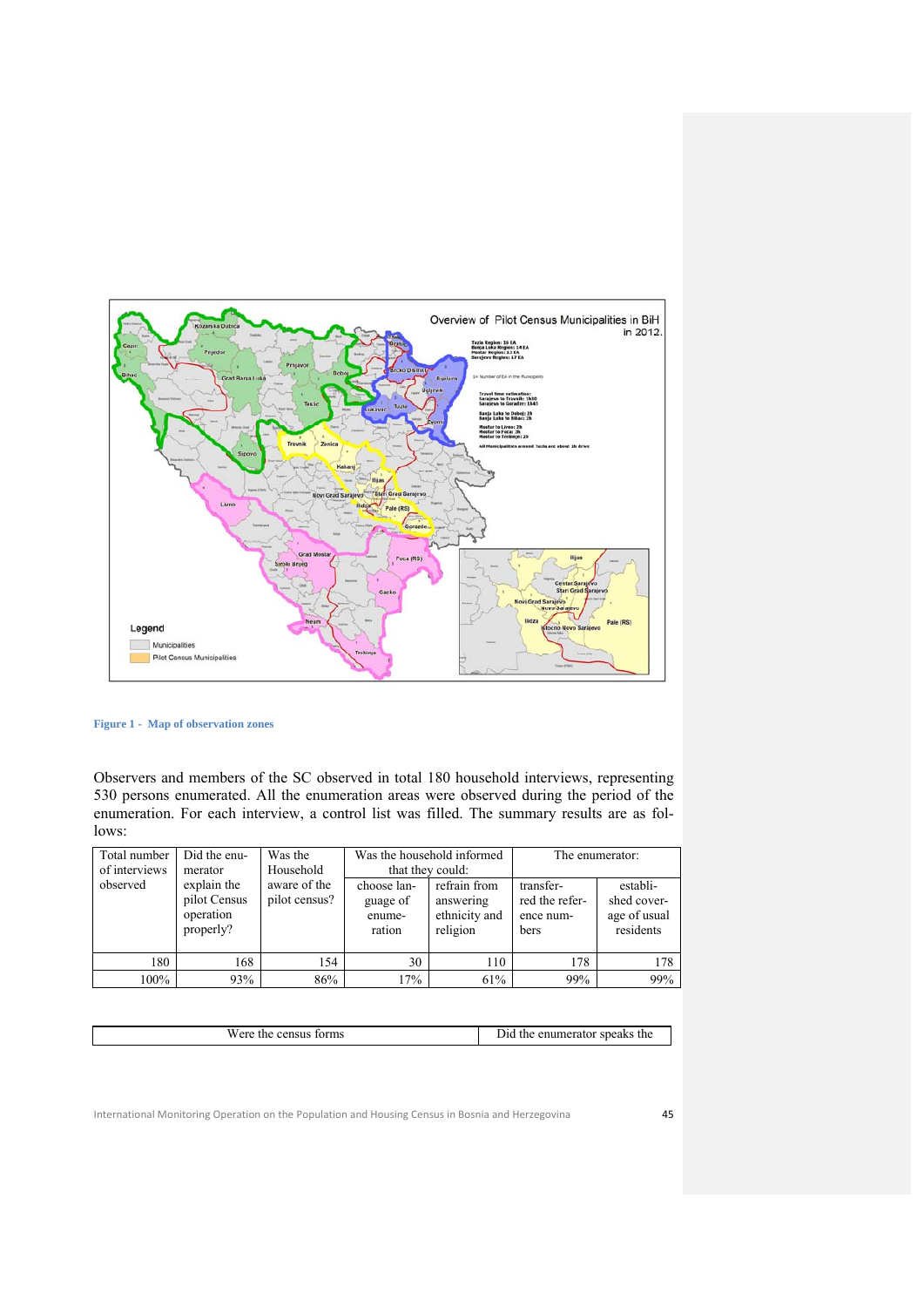**Figure 1 - Map of observation zones**

Observers and members of the SC observed in total 180 household interviews, representing 530 persons enumerated. All the enumeration areas were observed during the period of the enumeration. For each interview, a control list was filled. The summary results are as follows:

| Total number of interviews observed | Did the enumerator explain the pilot Census operation properly? | Was the Household aware of the pilot census? | Was the household informed that they could: | | The enumerator: | |
|---|---|---|---|---|---|---|
| | | | choose language of enumeration | refrain from answering ethnicity and religion | transferred the reference numbers | established coverage of usual residents |
| 180 | 168 | 154 | 30 | 110 | 178 | 178 |
| 100% | 93% | 86% | 17% | 61% | 99% | 99% |

| Were the census forms | Did the enumerator speaks the |
|---|---|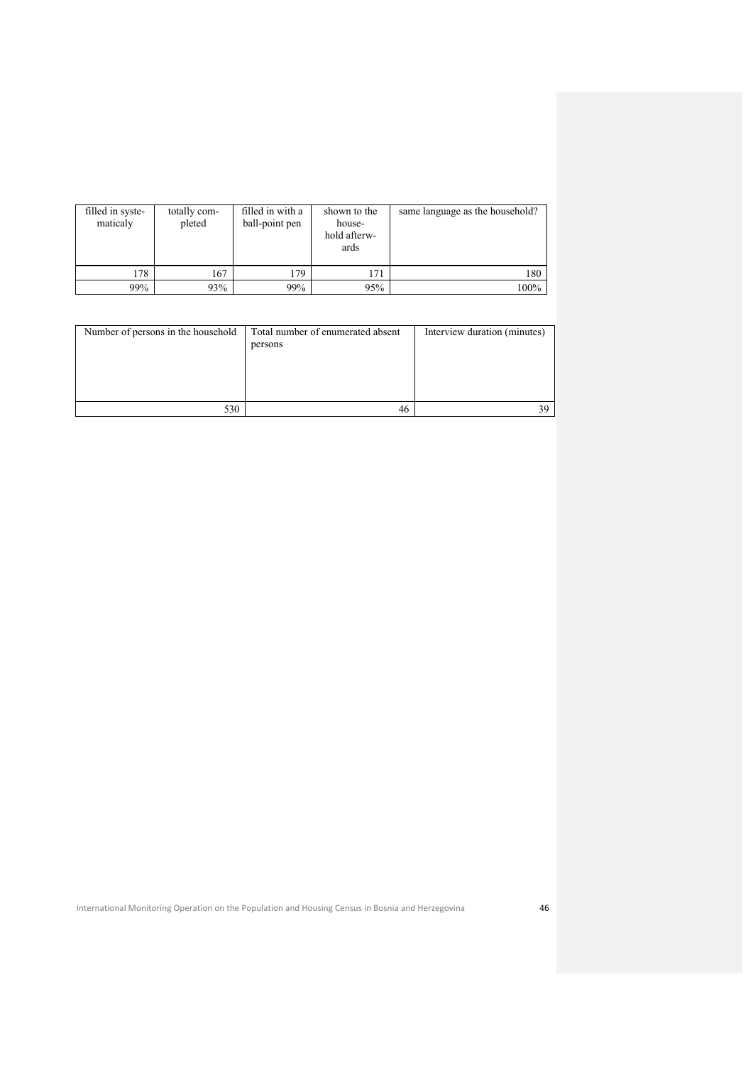| filled in systematicaly | totally completed | filled in with a ball-point pen | shown to the household afterwards | same language as the household? |
|---|---|---|---|---|
| 178 | 167 | 179 | 171 | 180 |
| 99% | 93% | 99% | 95% | 100% |

| Number of persons in the household | Total number of enumerated absent persons | Interview duration (minutes) |
|---|---|---|
| 530 | 46 | 39 |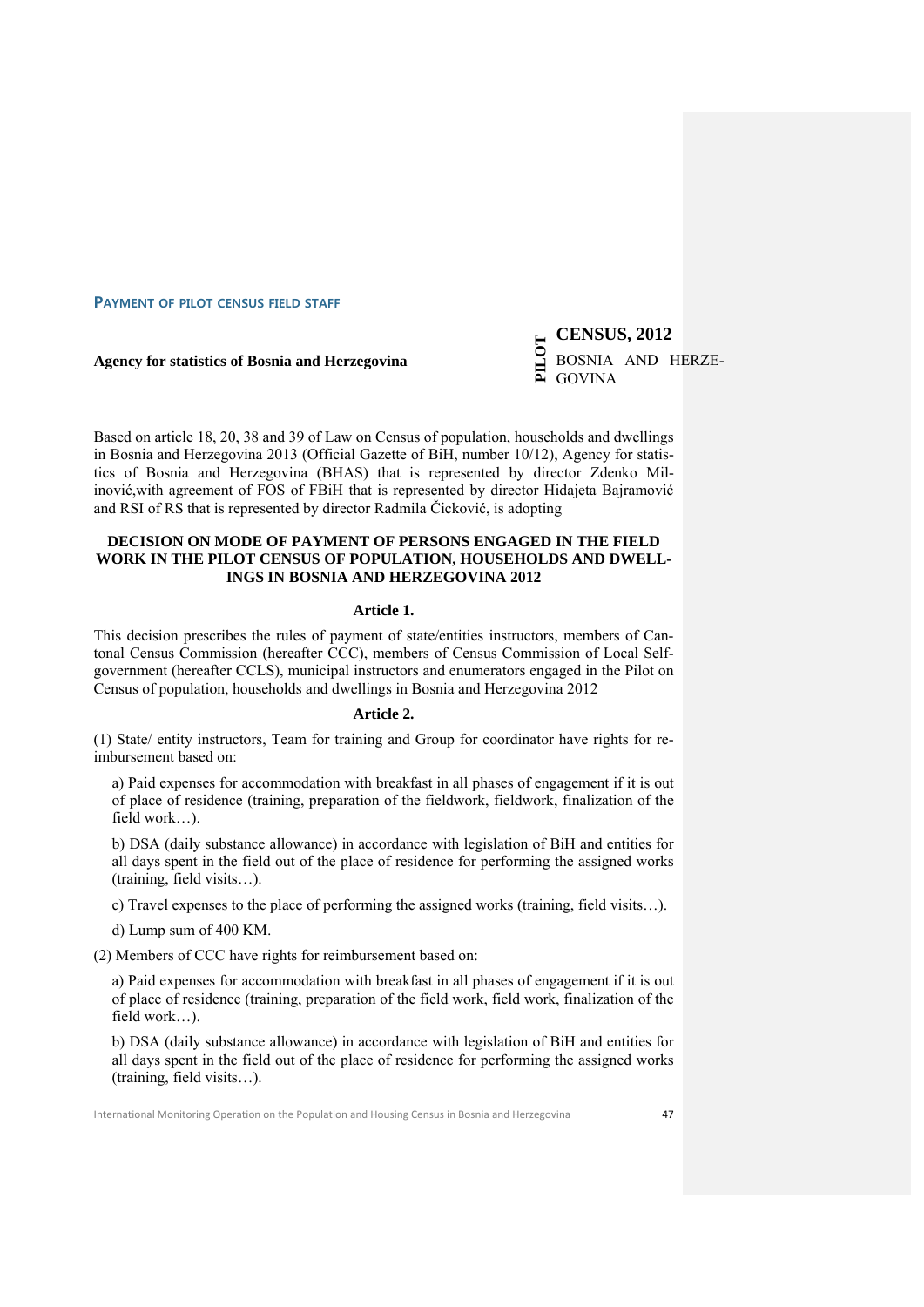## PAYMENT OF PILOT CENSUS FIELD STAFF

**Agency for statistics of Bosnia and Herzegovina**

**PILOT** **CENSUS, 2012**
BOSNIA AND HERZEGOVINA

Based on article 18, 20, 38 and 39 of Law on Census of population, households and dwellings in Bosnia and Herzegovina 2013 (Official Gazette of BiH, number 10/12), Agency for statistics of Bosnia and Herzegovina (BHAS) that is represented by director Zdenko Milinović,with agreement of FOS of FBiH that is represented by director Hidajeta Bajramović and RSI of RS that is represented by director Radmila Čicković, is adopting

**DECISION ON MODE OF PAYMENT OF PERSONS ENGAGED IN THE FIELD WORK IN THE PILOT CENSUS OF POPULATION, HOUSEHOLDS AND DWELLINGS IN BOSNIA AND HERZEGOVINA 2012**

**Article 1.**

This decision prescribes the rules of payment of state/entities instructors, members of Cantonal Census Commission (hereafter CCC), members of Census Commission of Local Self-government (hereafter CCLS), municipal instructors and enumerators engaged in the Pilot on Census of population, households and dwellings in Bosnia and Herzegovina 2012

**Article 2.**

(1) State/ entity instructors, Team for training and Group for coordinator have rights for reimbursement based on:

a) Paid expenses for accommodation with breakfast in all phases of engagement if it is out of place of residence (training, preparation of the fieldwork, fieldwork, finalization of the field work…).

b) DSA (daily substance allowance) in accordance with legislation of BiH and entities for all days spent in the field out of the place of residence for performing the assigned works (training, field visits…).

c) Travel expenses to the place of performing the assigned works (training, field visits…).

d) Lump sum of 400 KM.

(2) Members of CCC have rights for reimbursement based on:

a) Paid expenses for accommodation with breakfast in all phases of engagement if it is out of place of residence (training, preparation of the field work, field work, finalization of the field work…).

b) DSA (daily substance allowance) in accordance with legislation of BiH and entities for all days spent in the field out of the place of residence for performing the assigned works (training, field visits…).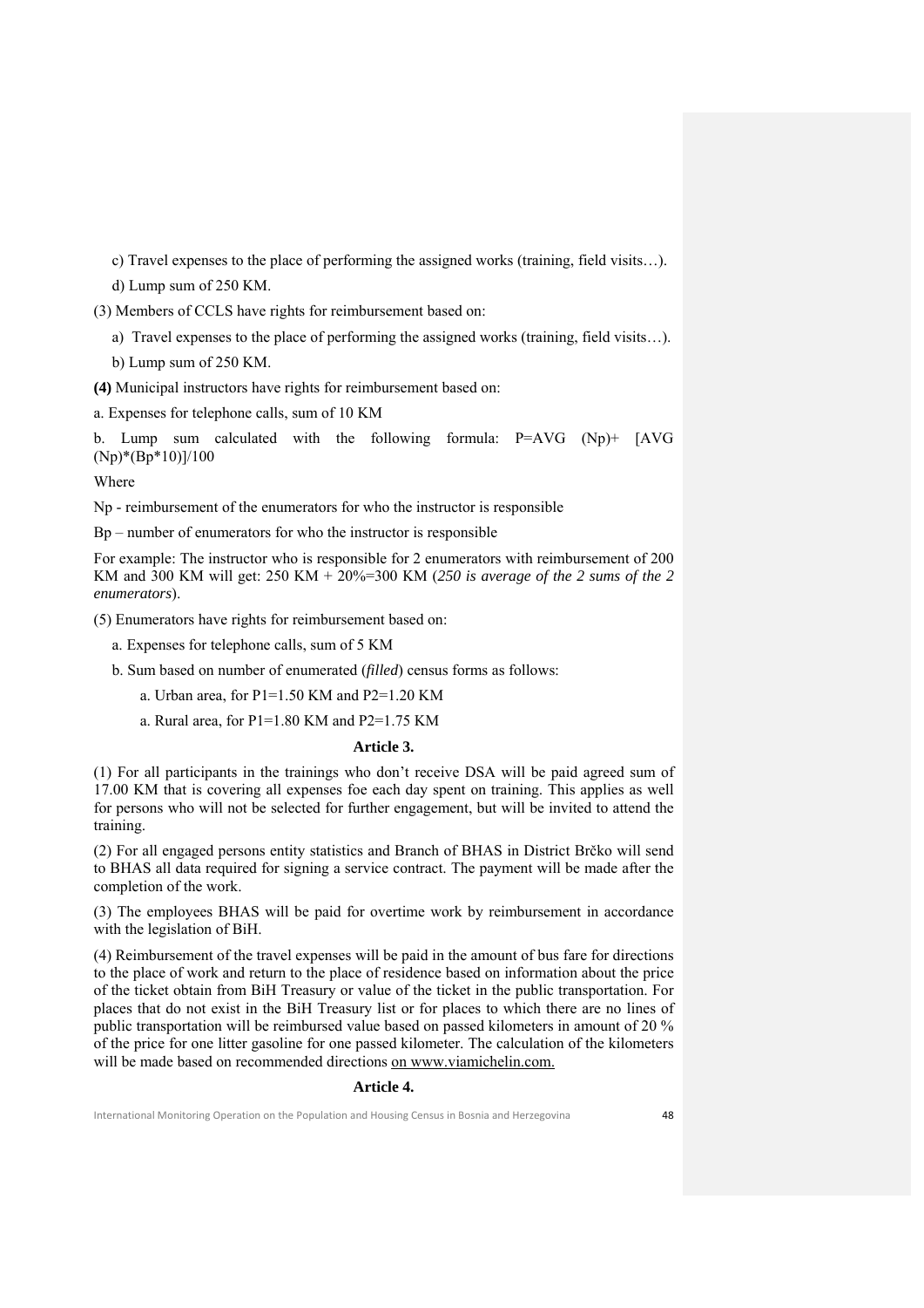c) Travel expenses to the place of performing the assigned works (training, field visits…).

d) Lump sum of 250 KM.

(3) Members of CCLS have rights for reimbursement based on:

a) Travel expenses to the place of performing the assigned works (training, field visits…).

b) Lump sum of 250 KM.

**(4)** Municipal instructors have rights for reimbursement based on:

a. Expenses for telephone calls, sum of 10 KM

b. Lump sum calculated with the following formula: $P=AVG\ (Np)+\ [AVG\ (Np)*(Bp*10)]/100$

Where

Np - reimbursement of the enumerators for who the instructor is responsible

Bp – number of enumerators for who the instructor is responsible

For example: The instructor who is responsible for 2 enumerators with reimbursement of 200 KM and 300 KM will get: 250 KM + 20%=300 KM (*250 is average of the 2 sums of the 2 enumerators*).

(5) Enumerators have rights for reimbursement based on:

a. Expenses for telephone calls, sum of 5 KM

b. Sum based on number of enumerated (*filled*) census forms as follows:

a. Urban area, for P1=1.50 KM and P2=1.20 KM

a. Rural area, for P1=1.80 KM and P2=1.75 KM

### Article 3.

(1) For all participants in the trainings who don't receive DSA will be paid agreed sum of 17.00 KM that is covering all expenses foe each day spent on training. This applies as well for persons who will not be selected for further engagement, but will be invited to attend the training.

(2) For all engaged persons entity statistics and Branch of BHAS in District Brčko will send to BHAS all data required for signing a service contract. The payment will be made after the completion of the work.

(3) The employees BHAS will be paid for overtime work by reimbursement in accordance with the legislation of BiH.

(4) Reimbursement of the travel expenses will be paid in the amount of bus fare for directions to the place of work and return to the place of residence based on information about the price of the ticket obtain from BiH Treasury or value of the ticket in the public transportation. For places that do not exist in the BiH Treasury list or for places to which there are no lines of public transportation will be reimbursed value based on passed kilometers in amount of 20 % of the price for one litter gasoline for one passed kilometer. The calculation of the kilometers will be made based on recommended directions on www.viamichelin.com.

### Article 4.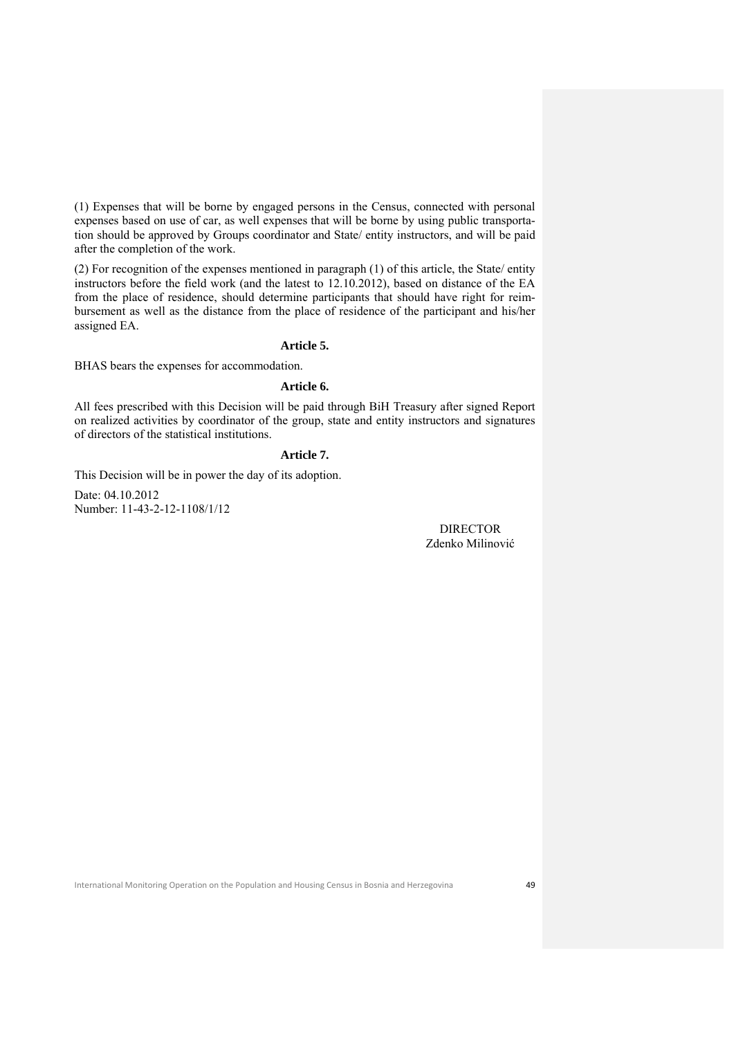(1) Expenses that will be borne by engaged persons in the Census, connected with personal expenses based on use of car, as well expenses that will be borne by using public transportation should be approved by Groups coordinator and State/ entity instructors, and will be paid after the completion of the work.

(2) For recognition of the expenses mentioned in paragraph (1) of this article, the State/ entity instructors before the field work (and the latest to 12.10.2012), based on distance of the EA from the place of residence, should determine participants that should have right for reimbursement as well as the distance from the place of residence of the participant and his/her assigned EA.

**Article 5.**

BHAS bears the expenses for accommodation.

**Article 6.**

All fees prescribed with this Decision will be paid through BiH Treasury after signed Report on realized activities by coordinator of the group, state and entity instructors and signatures of directors of the statistical institutions.

**Article 7.**

This Decision will be in power the day of its adoption.

Date: 04.10.2012
Number: 11-43-2-12-1108/1/12

DIRECTOR
Zdenko Milinović